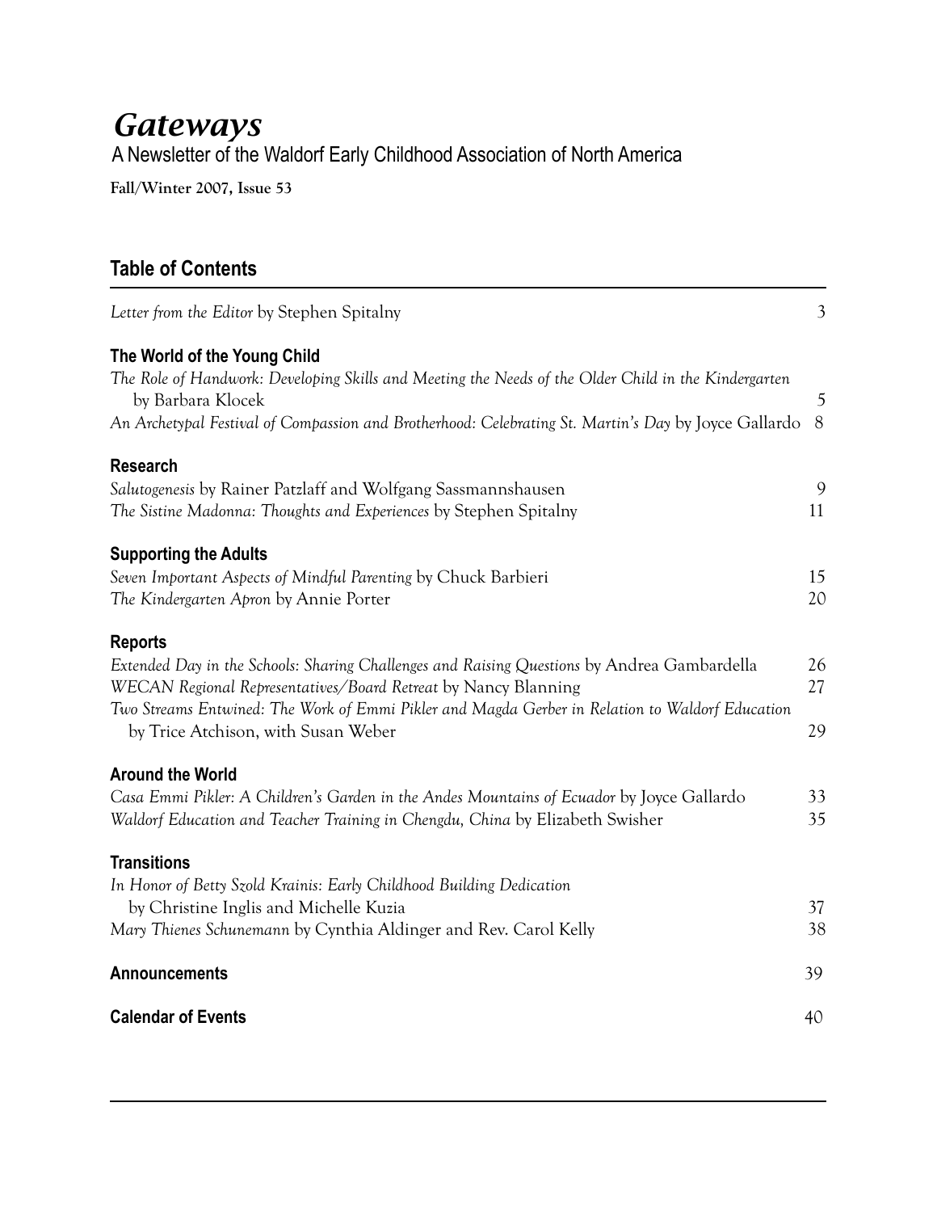# *Gateways*

A Newsletter of the Waldorf Early Childhood Association of North America

**Fall/Winter 2007, Issue 53**

## Table of Contents

*Letter from the Editor* by Stephen Spitalny — 3

### The World of the Young Child

*The Role of Handwork: Developing Skills and Meeting the Needs of the Older Child in the Kindergarten* by Barbara Klocek — 5

*An Archetypal Festival of Compassion and Brotherhood: Celebrating St. Martin's Day* by Joyce Gallardo — 8

### Research

*Salutogenesis* by Rainer Patzlaff and Wolfgang Sassmannshausen — 9

*The Sistine Madonna: Thoughts and Experiences* by Stephen Spitalny — 11

### Supporting the Adults

*Seven Important Aspects of Mindful Parenting* by Chuck Barbieri — 15

*The Kindergarten Apron* by Annie Porter — 20

### Reports

*Extended Day in the Schools: Sharing Challenges and Raising Questions* by Andrea Gambardella — 26

*WECAN Regional Representatives/Board Retreat* by Nancy Blanning — 27

*Two Streams Entwined: The Work of Emmi Pikler and Magda Gerber in Relation to Waldorf Education* by Trice Atchison, with Susan Weber — 29

### Around the World

*Casa Emmi Pikler: A Children's Garden in the Andes Mountains of Ecuador* by Joyce Gallardo — 33

*Waldorf Education and Teacher Training in Chengdu, China* by Elizabeth Swisher — 35

### Transitions

*In Honor of Betty Szold Krainis: Early Childhood Building Dedication* by Christine Inglis and Michelle Kuzia — 37

*Mary Thienes Schunemann* by Cynthia Aldinger and Rev. Carol Kelly — 38

### Announcements — 39

### Calendar of Events — 40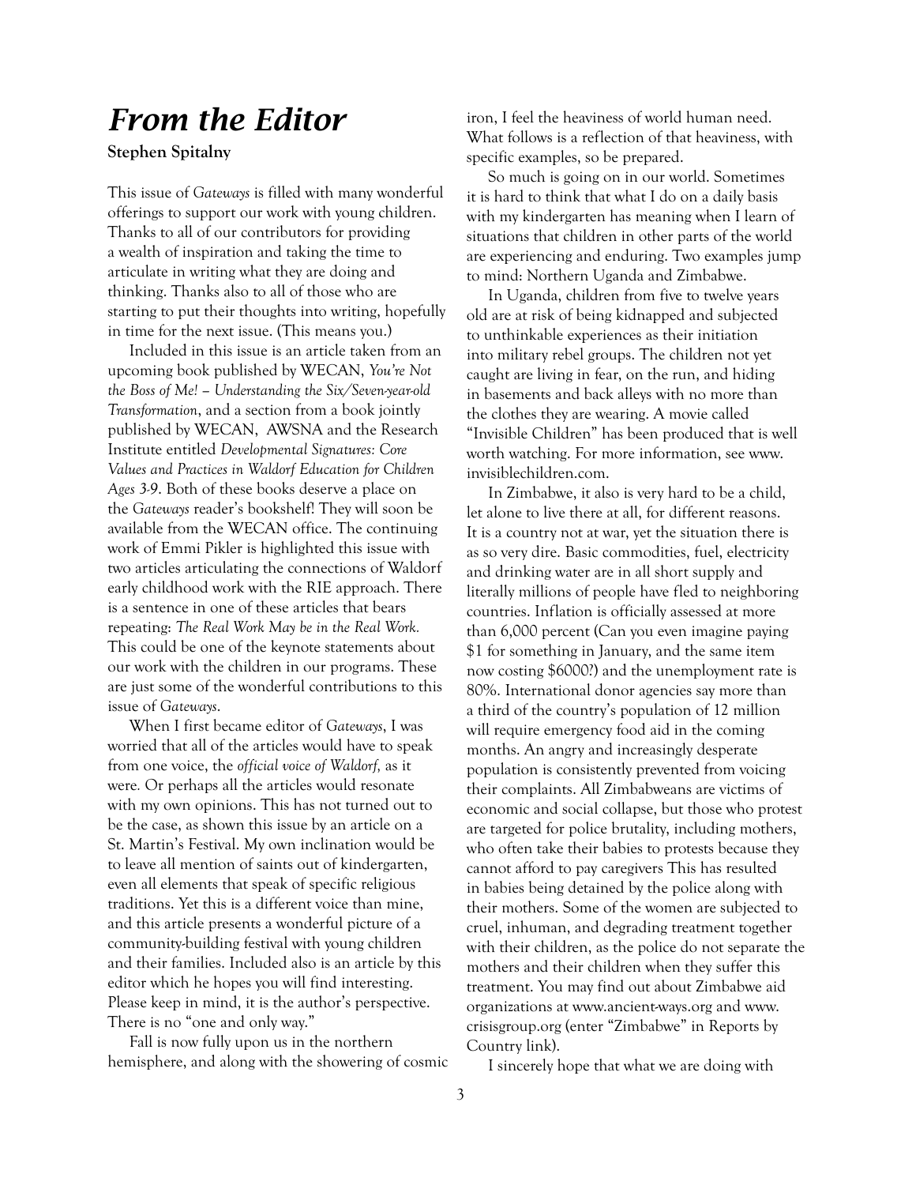# *From the Editor*

**Stephen Spitalny**

This issue of *Gateways* is filled with many wonderful offerings to support our work with young children. Thanks to all of our contributors for providing a wealth of inspiration and taking the time to articulate in writing what they are doing and thinking. Thanks also to all of those who are starting to put their thoughts into writing, hopefully in time for the next issue. (This means you.)

Included in this issue is an article taken from an upcoming book published by WECAN, *You're Not the Boss of Me! – Understanding the Six/Seven-year-old Transformation*, and a section from a book jointly published by WECAN, AWSNA and the Research Institute entitled *Developmental Signatures: Core Values and Practices in Waldorf Education for Children Ages 3-9*. Both of these books deserve a place on the *Gateways* reader's bookshelf! They will soon be available from the WECAN office. The continuing work of Emmi Pikler is highlighted this issue with two articles articulating the connections of Waldorf early childhood work with the RIE approach. There is a sentence in one of these articles that bears repeating: *The Real Work May be in the Real Work.* This could be one of the keynote statements about our work with the children in our programs. These are just some of the wonderful contributions to this issue of *Gateways*.

When I first became editor of *Gateways*, I was worried that all of the articles would have to speak from one voice, the *official voice of Waldorf,* as it were. Or perhaps all the articles would resonate with my own opinions. This has not turned out to be the case, as shown this issue by an article on a St. Martin's Festival. My own inclination would be to leave all mention of saints out of kindergarten, even all elements that speak of specific religious traditions. Yet this is a different voice than mine, and this article presents a wonderful picture of a community-building festival with young children and their families. Included also is an article by this editor which he hopes you will find interesting. Please keep in mind, it is the author's perspective. There is no "one and only way."

Fall is now fully upon us in the northern hemisphere, and along with the showering of cosmic iron, I feel the heaviness of world human need. What follows is a reflection of that heaviness, with specific examples, so be prepared.

So much is going on in our world. Sometimes it is hard to think that what I do on a daily basis with my kindergarten has meaning when I learn of situations that children in other parts of the world are experiencing and enduring. Two examples jump to mind: Northern Uganda and Zimbabwe.

In Uganda, children from five to twelve years old are at risk of being kidnapped and subjected to unthinkable experiences as their initiation into military rebel groups. The children not yet caught are living in fear, on the run, and hiding in basements and back alleys with no more than the clothes they are wearing. A movie called "Invisible Children" has been produced that is well worth watching. For more information, see www.invisiblechildren.com.

In Zimbabwe, it also is very hard to be a child, let alone to live there at all, for different reasons. It is a country not at war, yet the situation there is as so very dire. Basic commodities, fuel, electricity and drinking water are in all short supply and literally millions of people have fled to neighboring countries. Inflation is officially assessed at more than 6,000 percent (Can you even imagine paying $1 for something in January, and the same item now costing $6000?) and the unemployment rate is 80%. International donor agencies say more than a third of the country's population of 12 million will require emergency food aid in the coming months. An angry and increasingly desperate population is consistently prevented from voicing their complaints. All Zimbabweans are victims of economic and social collapse, but those who protest are targeted for police brutality, including mothers, who often take their babies to protests because they cannot afford to pay caregivers This has resulted in babies being detained by the police along with their mothers. Some of the women are subjected to cruel, inhuman, and degrading treatment together with their children, as the police do not separate the mothers and their children when they suffer this treatment. You may find out about Zimbabwe aid organizations at www.ancient-ways.org and www.crisisgroup.org (enter "Zimbabwe" in Reports by Country link).

I sincerely hope that what we are doing with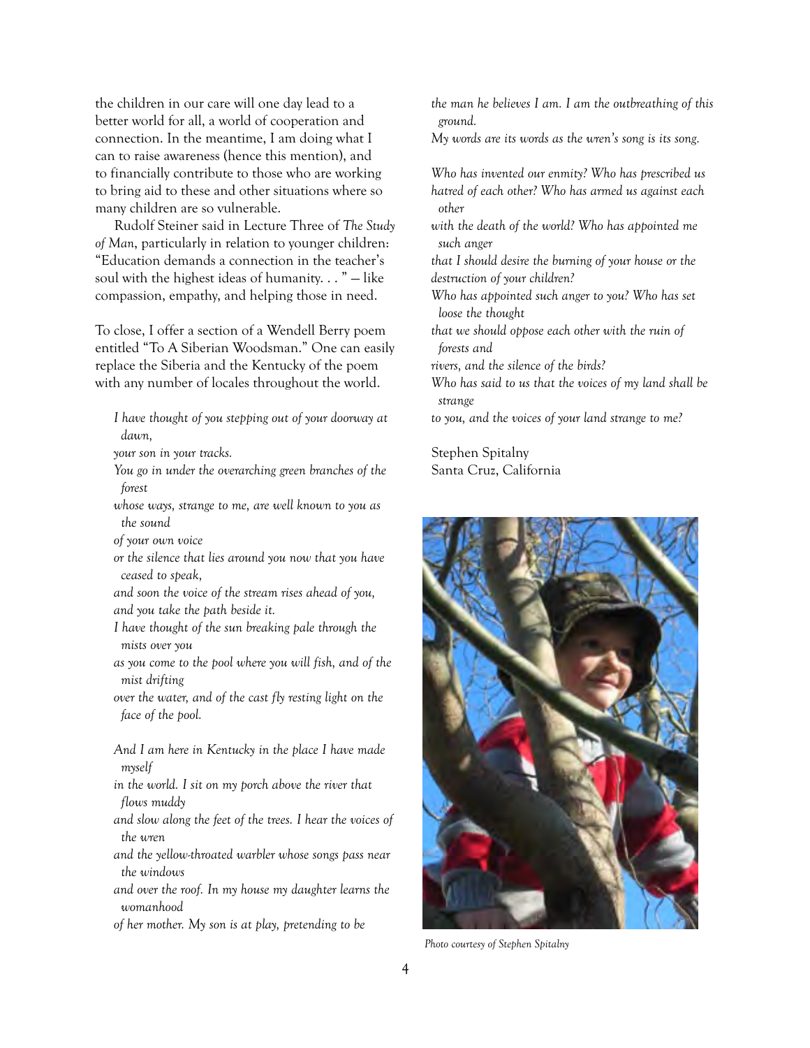the children in our care will one day lead to a better world for all, a world of cooperation and connection. In the meantime, I am doing what I can to raise awareness (hence this mention), and to financially contribute to those who are working to bring aid to these and other situations where so many children are so vulnerable.

Rudolf Steiner said in Lecture Three of *The Study of Man*, particularly in relation to younger children: "Education demands a connection in the teacher's soul with the highest ideas of humanity. . . " — like compassion, empathy, and helping those in need.

To close, I offer a section of a Wendell Berry poem entitled "To A Siberian Woodsman." One can easily replace the Siberia and the Kentucky of the poem with any number of locales throughout the world.

*I have thought of you stepping out of your doorway at dawn,*
*your son in your tracks.*
*You go in under the overarching green branches of the forest*
*whose ways, strange to me, are well known to you as the sound*
*of your own voice*
*or the silence that lies around you now that you have ceased to speak,*
*and soon the voice of the stream rises ahead of you,*
*and you take the path beside it.*
*I have thought of the sun breaking pale through the mists over you*
*as you come to the pool where you will fish, and of the mist drifting*
*over the water, and of the cast fly resting light on the face of the pool.*

*And I am here in Kentucky in the place I have made myself*
*in the world. I sit on my porch above the river that flows muddy*
*and slow along the feet of the trees. I hear the voices of the wren*
*and the yellow-throated warbler whose songs pass near the windows*
*and over the roof. In my house my daughter learns the womanhood*
*of her mother. My son is at play, pretending to be*
*the man he believes I am. I am the outbreathing of this ground.*
*My words are its words as the wren's song is its song.*

*Who has invented our enmity? Who has prescribed us*
*hatred of each other? Who has armed us against each other*
*with the death of the world? Who has appointed me such anger*
*that I should desire the burning of your house or the*
*destruction of your children?*
*Who has appointed such anger to you? Who has set loose the thought*
*that we should oppose each other with the ruin of forests and*
*rivers, and the silence of the birds?*
*Who has said to us that the voices of my land shall be strange*
*to you, and the voices of your land strange to me?*

Stephen Spitalny
Santa Cruz, California

Photo courtesy of Stephen Spitalny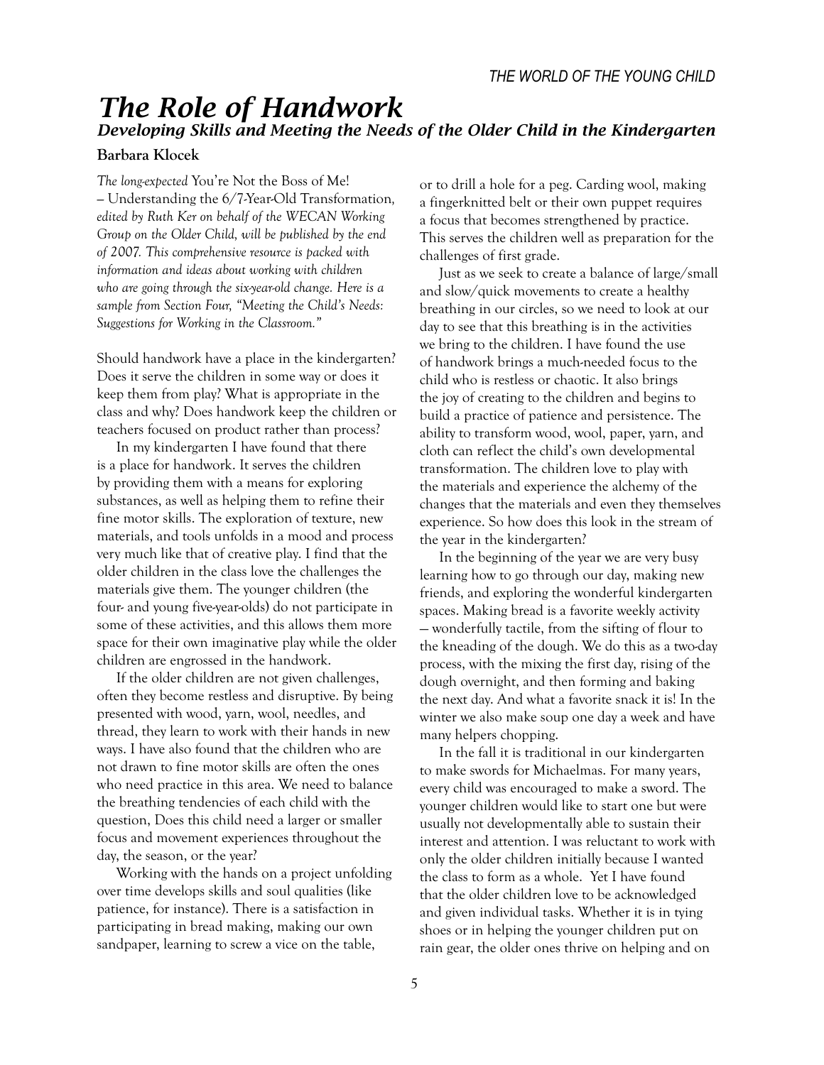# *The Role of Handwork*

## *Developing Skills and Meeting the Needs of the Older Child in the Kindergarten*

**Barbara Klocek**

*The long-expected* You're Not the Boss of Me! – Understanding the 6/7-Year-Old Transformation, *edited by Ruth Ker on behalf of the WECAN Working Group on the Older Child, will be published by the end of 2007. This comprehensive resource is packed with information and ideas about working with children who are going through the six-year-old change. Here is a sample from Section Four, "Meeting the Child's Needs: Suggestions for Working in the Classroom."*

Should handwork have a place in the kindergarten? Does it serve the children in some way or does it keep them from play? What is appropriate in the class and why? Does handwork keep the children or teachers focused on product rather than process?

In my kindergarten I have found that there is a place for handwork. It serves the children by providing them with a means for exploring substances, as well as helping them to refine their fine motor skills. The exploration of texture, new materials, and tools unfolds in a mood and process very much like that of creative play. I find that the older children in the class love the challenges the materials give them. The younger children (the four- and young five-year-olds) do not participate in some of these activities, and this allows them more space for their own imaginative play while the older children are engrossed in the handwork.

If the older children are not given challenges, often they become restless and disruptive. By being presented with wood, yarn, wool, needles, and thread, they learn to work with their hands in new ways. I have also found that the children who are not drawn to fine motor skills are often the ones who need practice in this area. We need to balance the breathing tendencies of each child with the question, Does this child need a larger or smaller focus and movement experiences throughout the day, the season, or the year?

Working with the hands on a project unfolding over time develops skills and soul qualities (like patience, for instance). There is a satisfaction in participating in bread making, making our own sandpaper, learning to screw a vice on the table, or to drill a hole for a peg. Carding wool, making a fingerknitted belt or their own puppet requires a focus that becomes strengthened by practice. This serves the children well as preparation for the challenges of first grade.

Just as we seek to create a balance of large/small and slow/quick movements to create a healthy breathing in our circles, so we need to look at our day to see that this breathing is in the activities we bring to the children. I have found the use of handwork brings a much-needed focus to the child who is restless or chaotic. It also brings the joy of creating to the children and begins to build a practice of patience and persistence. The ability to transform wood, wool, paper, yarn, and cloth can reflect the child's own developmental transformation. The children love to play with the materials and experience the alchemy of the changes that the materials and even they themselves experience. So how does this look in the stream of the year in the kindergarten?

In the beginning of the year we are very busy learning how to go through our day, making new friends, and exploring the wonderful kindergarten spaces. Making bread is a favorite weekly activity – wonderfully tactile, from the sifting of flour to the kneading of the dough. We do this as a two-day process, with the mixing the first day, rising of the dough overnight, and then forming and baking the next day. And what a favorite snack it is! In the winter we also make soup one day a week and have many helpers chopping.

In the fall it is traditional in our kindergarten to make swords for Michaelmas. For many years, every child was encouraged to make a sword. The younger children would like to start one but were usually not developmentally able to sustain their interest and attention. I was reluctant to work with only the older children initially because I wanted the class to form as a whole. Yet I have found that the older children love to be acknowledged and given individual tasks. Whether it is in tying shoes or in helping the younger children put on rain gear, the older ones thrive on helping and on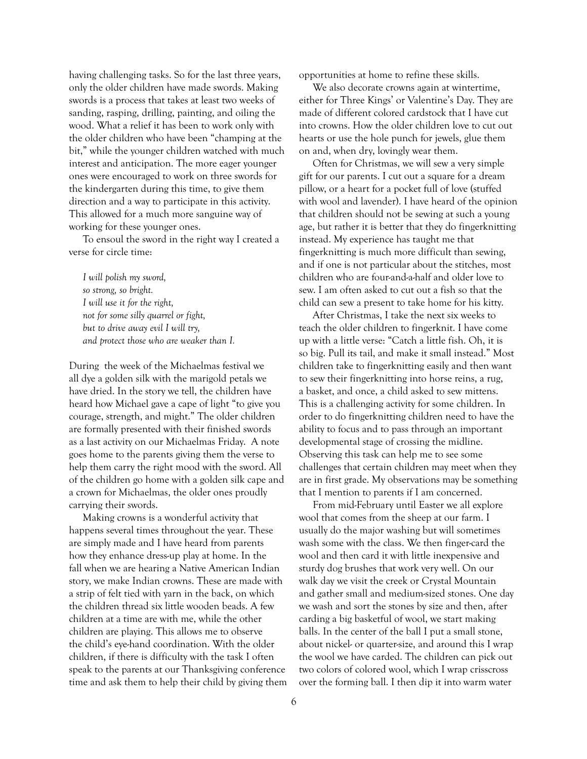having challenging tasks. So for the last three years, only the older children have made swords. Making swords is a process that takes at least two weeks of sanding, rasping, drilling, painting, and oiling the wood. What a relief it has been to work only with the older children who have been "champing at the bit," while the younger children watched with much interest and anticipation. The more eager younger ones were encouraged to work on three swords for the kindergarten during this time, to give them direction and a way to participate in this activity. This allowed for a much more sanguine way of working for these younger ones.

To ensoul the sword in the right way I created a verse for circle time:

*I will polish my sword,*
*so strong, so bright.*
*I will use it for the right,*
*not for some silly quarrel or fight,*
*but to drive away evil I will try,*
*and protect those who are weaker than I.*

During the week of the Michaelmas festival we all dye a golden silk with the marigold petals we have dried. In the story we tell, the children have heard how Michael gave a cape of light "to give you courage, strength, and might." The older children are formally presented with their finished swords as a last activity on our Michaelmas Friday. A note goes home to the parents giving them the verse to help them carry the right mood with the sword. All of the children go home with a golden silk cape and a crown for Michaelmas, the older ones proudly carrying their swords.

Making crowns is a wonderful activity that happens several times throughout the year. These are simply made and I have heard from parents how they enhance dress-up play at home. In the fall when we are hearing a Native American Indian story, we make Indian crowns. These are made with a strip of felt tied with yarn in the back, on which the children thread six little wooden beads. A few children at a time are with me, while the other children are playing. This allows me to observe the child's eye-hand coordination. With the older children, if there is difficulty with the task I often speak to the parents at our Thanksgiving conference time and ask them to help their child by giving them opportunities at home to refine these skills.

We also decorate crowns again at wintertime, either for Three Kings' or Valentine's Day. They are made of different colored cardstock that I have cut into crowns. How the older children love to cut out hearts or use the hole punch for jewels, glue them on and, when dry, lovingly wear them.

Often for Christmas, we will sew a very simple gift for our parents. I cut out a square for a dream pillow, or a heart for a pocket full of love (stuffed with wool and lavender). I have heard of the opinion that children should not be sewing at such a young age, but rather it is better that they do fingerknitting instead. My experience has taught me that fingerknitting is much more difficult than sewing, and if one is not particular about the stitches, most children who are four-and-a-half and older love to sew. I am often asked to cut out a fish so that the child can sew a present to take home for his kitty.

After Christmas, I take the next six weeks to teach the older children to fingerknit. I have come up with a little verse: "Catch a little fish. Oh, it is so big. Pull its tail, and make it small instead." Most children take to fingerknitting easily and then want to sew their fingerknitting into horse reins, a rug, a basket, and once, a child asked to sew mittens. This is a challenging activity for some children. In order to do fingerknitting children need to have the ability to focus and to pass through an important developmental stage of crossing the midline. Observing this task can help me to see some challenges that certain children may meet when they are in first grade. My observations may be something that I mention to parents if I am concerned.

From mid-February until Easter we all explore wool that comes from the sheep at our farm. I usually do the major washing but will sometimes wash some with the class. We then finger-card the wool and then card it with little inexpensive and sturdy dog brushes that work very well. On our walk day we visit the creek or Crystal Mountain and gather small and medium-sized stones. One day we wash and sort the stones by size and then, after carding a big basketful of wool, we start making balls. In the center of the ball I put a small stone, about nickel- or quarter-size, and around this I wrap the wool we have carded. The children can pick out two colors of colored wool, which I wrap crisscross over the forming ball. I then dip it into warm water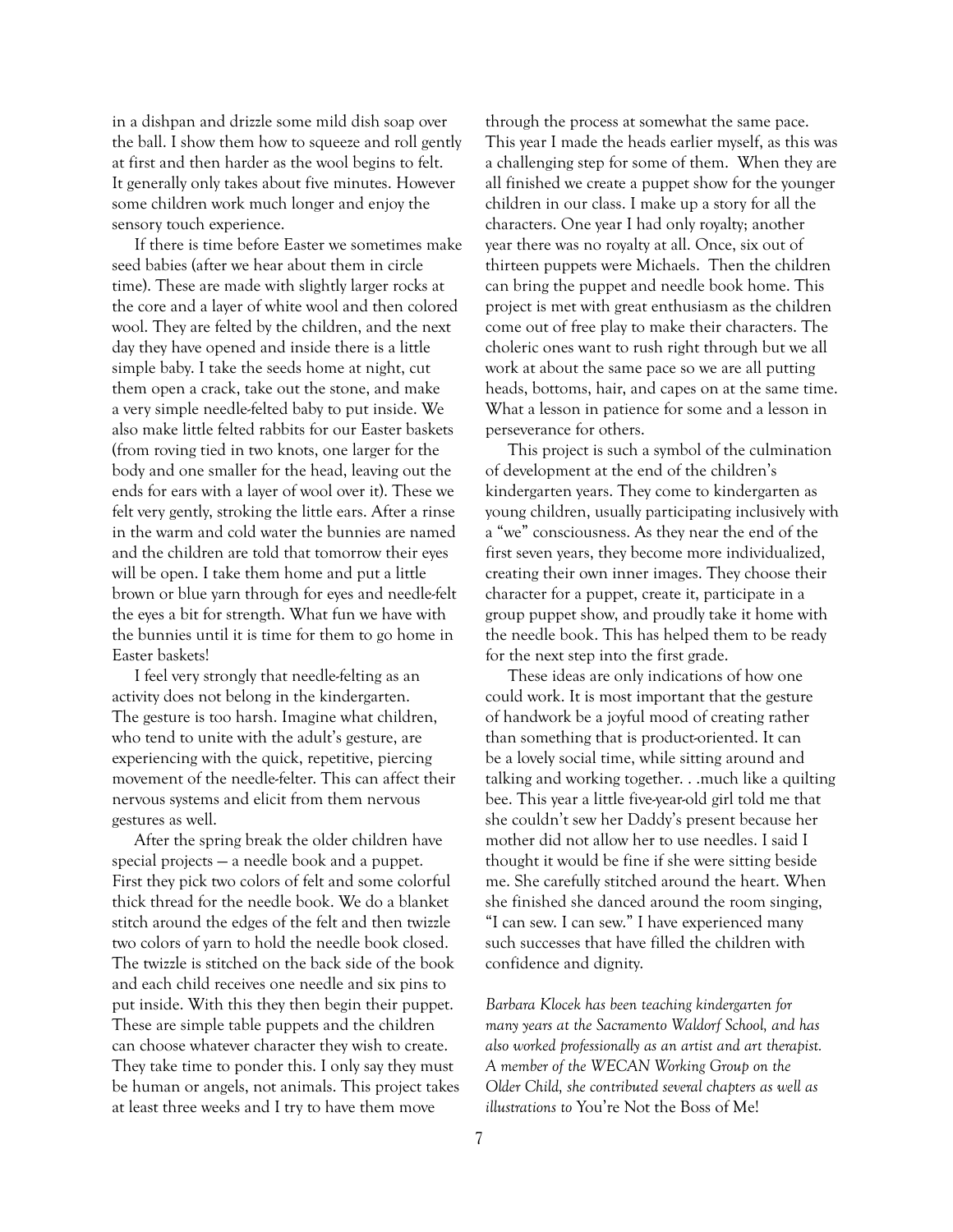in a dishpan and drizzle some mild dish soap over the ball. I show them how to squeeze and roll gently at first and then harder as the wool begins to felt. It generally only takes about five minutes. However some children work much longer and enjoy the sensory touch experience.

If there is time before Easter we sometimes make seed babies (after we hear about them in circle time). These are made with slightly larger rocks at the core and a layer of white wool and then colored wool. They are felted by the children, and the next day they have opened and inside there is a little simple baby. I take the seeds home at night, cut them open a crack, take out the stone, and make a very simple needle-felted baby to put inside. We also make little felted rabbits for our Easter baskets (from roving tied in two knots, one larger for the body and one smaller for the head, leaving out the ends for ears with a layer of wool over it). These we felt very gently, stroking the little ears. After a rinse in the warm and cold water the bunnies are named and the children are told that tomorrow their eyes will be open. I take them home and put a little brown or blue yarn through for eyes and needle-felt the eyes a bit for strength. What fun we have with the bunnies until it is time for them to go home in Easter baskets!

I feel very strongly that needle-felting as an activity does not belong in the kindergarten. The gesture is too harsh. Imagine what children, who tend to unite with the adult's gesture, are experiencing with the quick, repetitive, piercing movement of the needle-felter. This can affect their nervous systems and elicit from them nervous gestures as well.

After the spring break the older children have special projects — a needle book and a puppet. First they pick two colors of felt and some colorful thick thread for the needle book. We do a blanket stitch around the edges of the felt and then twizzle two colors of yarn to hold the needle book closed. The twizzle is stitched on the back side of the book and each child receives one needle and six pins to put inside. With this they then begin their puppet. These are simple table puppets and the children can choose whatever character they wish to create. They take time to ponder this. I only say they must be human or angels, not animals. This project takes at least three weeks and I try to have them move through the process at somewhat the same pace. This year I made the heads earlier myself, as this was a challenging step for some of them. When they are all finished we create a puppet show for the younger children in our class. I make up a story for all the characters. One year I had only royalty; another year there was no royalty at all. Once, six out of thirteen puppets were Michaels. Then the children can bring the puppet and needle book home. This project is met with great enthusiasm as the children come out of free play to make their characters. The choleric ones want to rush right through but we all work at about the same pace so we are all putting heads, bottoms, hair, and capes on at the same time. What a lesson in patience for some and a lesson in perseverance for others.

This project is such a symbol of the culmination of development at the end of the children's kindergarten years. They come to kindergarten as young children, usually participating inclusively with a "we" consciousness. As they near the end of the first seven years, they become more individualized, creating their own inner images. They choose their character for a puppet, create it, participate in a group puppet show, and proudly take it home with the needle book. This has helped them to be ready for the next step into the first grade.

These ideas are only indications of how one could work. It is most important that the gesture of handwork be a joyful mood of creating rather than something that is product-oriented. It can be a lovely social time, while sitting around and talking and working together. . .much like a quilting bee. This year a little five-year-old girl told me that she couldn't sew her Daddy's present because her mother did not allow her to use needles. I said I thought it would be fine if she were sitting beside me. She carefully stitched around the heart. When she finished she danced around the room singing, "I can sew. I can sew." I have experienced many such successes that have filled the children with confidence and dignity.

*Barbara Klocek has been teaching kindergarten for many years at the Sacramento Waldorf School, and has also worked professionally as an artist and art therapist. A member of the WECAN Working Group on the Older Child, she contributed several chapters as well as illustrations to* You're Not the Boss of Me!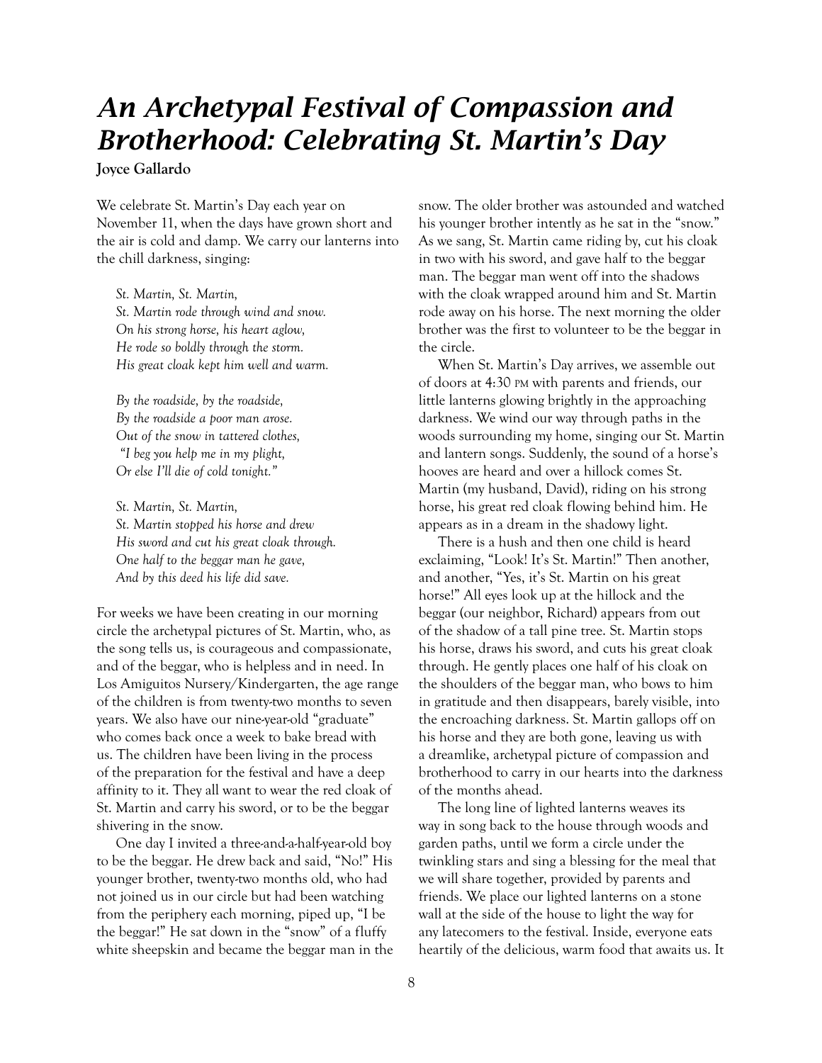# *An Archetypal Festival of Compassion and Brotherhood: Celebrating St. Martin's Day*

**Joyce Gallardo**

We celebrate St. Martin's Day each year on November 11, when the days have grown short and the air is cold and damp. We carry our lanterns into the chill darkness, singing:

*St. Martin, St. Martin,*
*St. Martin rode through wind and snow.*
*On his strong horse, his heart aglow,*
*He rode so boldly through the storm.*
*His great cloak kept him well and warm.*

*By the roadside, by the roadside,*
*By the roadside a poor man arose.*
*Out of the snow in tattered clothes,*
*"I beg you help me in my plight,*
*Or else I'll die of cold tonight."*

*St. Martin, St. Martin,*
*St. Martin stopped his horse and drew*
*His sword and cut his great cloak through.*
*One half to the beggar man he gave,*
*And by this deed his life did save.*

For weeks we have been creating in our morning circle the archetypal pictures of St. Martin, who, as the song tells us, is courageous and compassionate, and of the beggar, who is helpless and in need. In Los Amiguitos Nursery/Kindergarten, the age range of the children is from twenty-two months to seven years. We also have our nine-year-old "graduate" who comes back once a week to bake bread with us. The children have been living in the process of the preparation for the festival and have a deep affinity to it. They all want to wear the red cloak of St. Martin and carry his sword, or to be the beggar shivering in the snow.

One day I invited a three-and-a-half-year-old boy to be the beggar. He drew back and said, "No!" His younger brother, twenty-two months old, who had not joined us in our circle but had been watching from the periphery each morning, piped up, "I be the beggar!" He sat down in the "snow" of a fluffy white sheepskin and became the beggar man in the snow. The older brother was astounded and watched his younger brother intently as he sat in the "snow." As we sang, St. Martin came riding by, cut his cloak in two with his sword, and gave half to the beggar man. The beggar man went off into the shadows with the cloak wrapped around him and St. Martin rode away on his horse. The next morning the older brother was the first to volunteer to be the beggar in the circle.

When St. Martin's Day arrives, we assemble out of doors at 4:30 PM with parents and friends, our little lanterns glowing brightly in the approaching darkness. We wind our way through paths in the woods surrounding my home, singing our St. Martin and lantern songs. Suddenly, the sound of a horse's hooves are heard and over a hillock comes St. Martin (my husband, David), riding on his strong horse, his great red cloak flowing behind him. He appears as in a dream in the shadowy light.

There is a hush and then one child is heard exclaiming, "Look! It's St. Martin!" Then another, and another, "Yes, it's St. Martin on his great horse!" All eyes look up at the hillock and the beggar (our neighbor, Richard) appears from out of the shadow of a tall pine tree. St. Martin stops his horse, draws his sword, and cuts his great cloak through. He gently places one half of his cloak on the shoulders of the beggar man, who bows to him in gratitude and then disappears, barely visible, into the encroaching darkness. St. Martin gallops off on his horse and they are both gone, leaving us with a dreamlike, archetypal picture of compassion and brotherhood to carry in our hearts into the darkness of the months ahead.

The long line of lighted lanterns weaves its way in song back to the house through woods and garden paths, until we form a circle under the twinkling stars and sing a blessing for the meal that we will share together, provided by parents and friends. We place our lighted lanterns on a stone wall at the side of the house to light the way for any latecomers to the festival. Inside, everyone eats heartily of the delicious, warm food that awaits us. It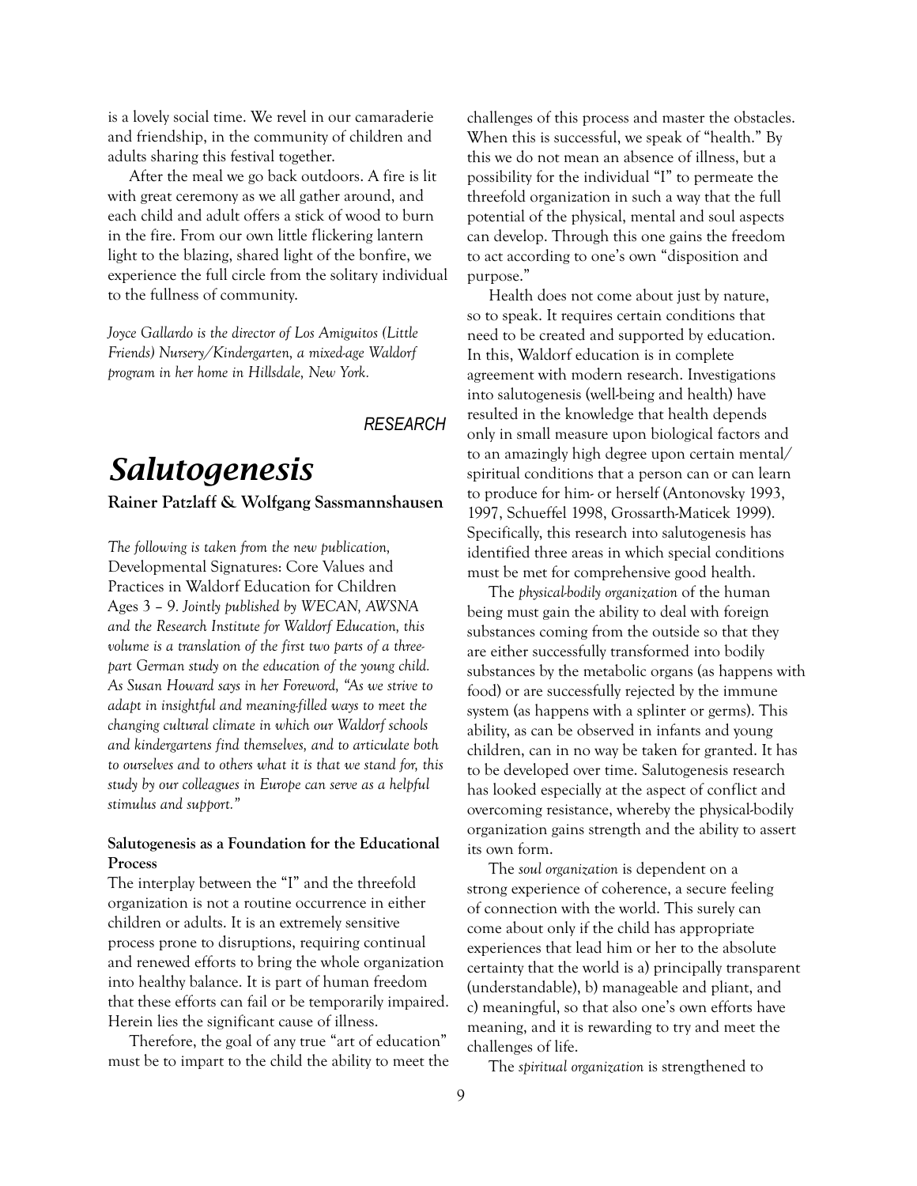is a lovely social time. We revel in our camaraderie and friendship, in the community of children and adults sharing this festival together.

After the meal we go back outdoors. A fire is lit with great ceremony as we all gather around, and each child and adult offers a stick of wood to burn in the fire. From our own little flickering lantern light to the blazing, shared light of the bonfire, we experience the full circle from the solitary individual to the fullness of community.

*Joyce Gallardo is the director of Los Amiguitos (Little Friends) Nursery/Kindergarten, a mixed-age Waldorf program in her home in Hillsdale, New York.*

*RESEARCH*

# *Salutogenesis*

**Rainer Patzlaff & Wolfgang Sassmannshausen**

*The following is taken from the new publication,* Developmental Signatures: Core Values and Practices in Waldorf Education for Children Ages 3 – 9*. Jointly published by WECAN, AWSNA and the Research Institute for Waldorf Education, this volume is a translation of the first two parts of a three-part German study on the education of the young child. As Susan Howard says in her Foreword, "As we strive to adapt in insightful and meaning-filled ways to meet the changing cultural climate in which our Waldorf schools and kindergartens find themselves, and to articulate both to ourselves and to others what it is that we stand for, this study by our colleagues in Europe can serve as a helpful stimulus and support."*

**Salutogenesis as a Foundation for the Educational Process**

The interplay between the "I" and the threefold organization is not a routine occurrence in either children or adults. It is an extremely sensitive process prone to disruptions, requiring continual and renewed efforts to bring the whole organization into healthy balance. It is part of human freedom that these efforts can fail or be temporarily impaired. Herein lies the significant cause of illness.

Therefore, the goal of any true "art of education" must be to impart to the child the ability to meet the challenges of this process and master the obstacles. When this is successful, we speak of "health." By this we do not mean an absence of illness, but a possibility for the individual "I" to permeate the threefold organization in such a way that the full potential of the physical, mental and soul aspects can develop. Through this one gains the freedom to act according to one's own "disposition and purpose."

Health does not come about just by nature, so to speak. It requires certain conditions that need to be created and supported by education. In this, Waldorf education is in complete agreement with modern research. Investigations into salutogenesis (well-being and health) have resulted in the knowledge that health depends only in small measure upon biological factors and to an amazingly high degree upon certain mental/spiritual conditions that a person can or can learn to produce for him- or herself (Antonovsky 1993, 1997, Schueffel 1998, Grossarth-Maticek 1999). Specifically, this research into salutogenesis has identified three areas in which special conditions must be met for comprehensive good health.

The *physical-bodily organization* of the human being must gain the ability to deal with foreign substances coming from the outside so that they are either successfully transformed into bodily substances by the metabolic organs (as happens with food) or are successfully rejected by the immune system (as happens with a splinter or germs). This ability, as can be observed in infants and young children, can in no way be taken for granted. It has to be developed over time. Salutogenesis research has looked especially at the aspect of conflict and overcoming resistance, whereby the physical-bodily organization gains strength and the ability to assert its own form.

The *soul organization* is dependent on a strong experience of coherence, a secure feeling of connection with the world. This surely can come about only if the child has appropriate experiences that lead him or her to the absolute certainty that the world is a) principally transparent (understandable), b) manageable and pliant, and c) meaningful, so that also one's own efforts have meaning, and it is rewarding to try and meet the challenges of life.

The *spiritual organization* is strengthened to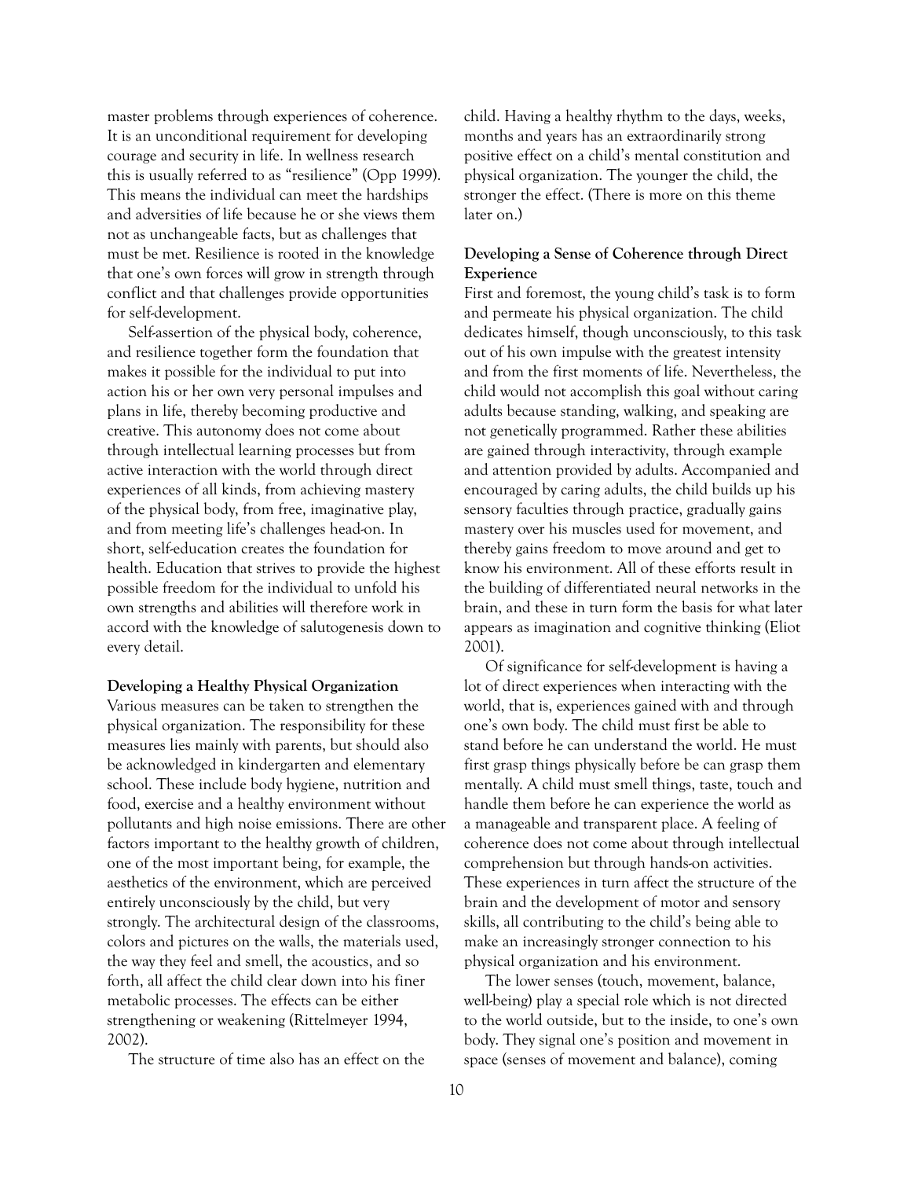master problems through experiences of coherence. It is an unconditional requirement for developing courage and security in life. In wellness research this is usually referred to as "resilience" (Opp 1999). This means the individual can meet the hardships and adversities of life because he or she views them not as unchangeable facts, but as challenges that must be met. Resilience is rooted in the knowledge that one's own forces will grow in strength through conflict and that challenges provide opportunities for self-development.

Self-assertion of the physical body, coherence, and resilience together form the foundation that makes it possible for the individual to put into action his or her own very personal impulses and plans in life, thereby becoming productive and creative. This autonomy does not come about through intellectual learning processes but from active interaction with the world through direct experiences of all kinds, from achieving mastery of the physical body, from free, imaginative play, and from meeting life's challenges head-on. In short, self-education creates the foundation for health. Education that strives to provide the highest possible freedom for the individual to unfold his own strengths and abilities will therefore work in accord with the knowledge of salutogenesis down to every detail.

**Developing a Healthy Physical Organization**

Various measures can be taken to strengthen the physical organization. The responsibility for these measures lies mainly with parents, but should also be acknowledged in kindergarten and elementary school. These include body hygiene, nutrition and food, exercise and a healthy environment without pollutants and high noise emissions. There are other factors important to the healthy growth of children, one of the most important being, for example, the aesthetics of the environment, which are perceived entirely unconsciously by the child, but very strongly. The architectural design of the classrooms, colors and pictures on the walls, the materials used, the way they feel and smell, the acoustics, and so forth, all affect the child clear down into his finer metabolic processes. The effects can be either strengthening or weakening (Rittelmeyer 1994, 2002).

The structure of time also has an effect on the child. Having a healthy rhythm to the days, weeks, months and years has an extraordinarily strong positive effect on a child's mental constitution and physical organization. The younger the child, the stronger the effect. (There is more on this theme later on.)

**Developing a Sense of Coherence through Direct Experience**

First and foremost, the young child's task is to form and permeate his physical organization. The child dedicates himself, though unconsciously, to this task out of his own impulse with the greatest intensity and from the first moments of life. Nevertheless, the child would not accomplish this goal without caring adults because standing, walking, and speaking are not genetically programmed. Rather these abilities are gained through interactivity, through example and attention provided by adults. Accompanied and encouraged by caring adults, the child builds up his sensory faculties through practice, gradually gains mastery over his muscles used for movement, and thereby gains freedom to move around and get to know his environment. All of these efforts result in the building of differentiated neural networks in the brain, and these in turn form the basis for what later appears as imagination and cognitive thinking (Eliot 2001).

Of significance for self-development is having a lot of direct experiences when interacting with the world, that is, experiences gained with and through one's own body. The child must first be able to stand before he can understand the world. He must first grasp things physically before be can grasp them mentally. A child must smell things, taste, touch and handle them before he can experience the world as a manageable and transparent place. A feeling of coherence does not come about through intellectual comprehension but through hands-on activities. These experiences in turn affect the structure of the brain and the development of motor and sensory skills, all contributing to the child's being able to make an increasingly stronger connection to his physical organization and his environment.

The lower senses (touch, movement, balance, well-being) play a special role which is not directed to the world outside, but to the inside, to one's own body. They signal one's position and movement in space (senses of movement and balance), coming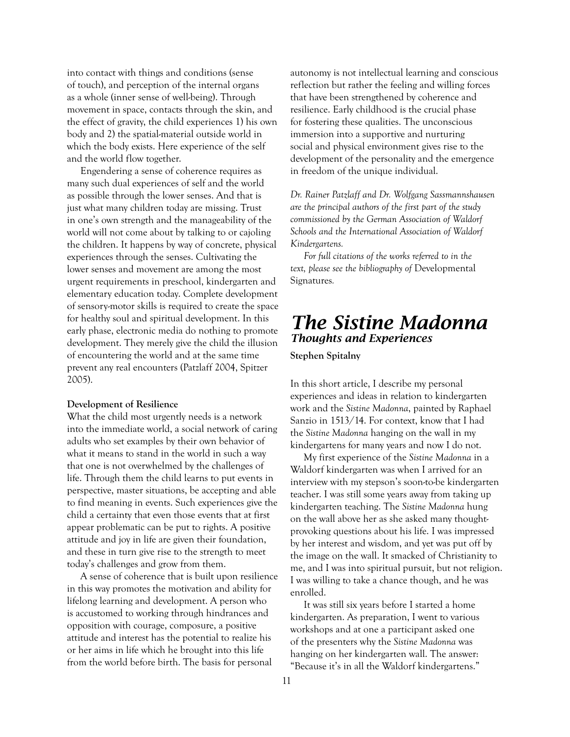into contact with things and conditions (sense of touch), and perception of the internal organs as a whole (inner sense of well-being). Through movement in space, contacts through the skin, and the effect of gravity, the child experiences 1) his own body and 2) the spatial-material outside world in which the body exists. Here experience of the self and the world flow together.

Engendering a sense of coherence requires as many such dual experiences of self and the world as possible through the lower senses. And that is just what many children today are missing. Trust in one's own strength and the manageability of the world will not come about by talking to or cajoling the children. It happens by way of concrete, physical experiences through the senses. Cultivating the lower senses and movement are among the most urgent requirements in preschool, kindergarten and elementary education today. Complete development of sensory-motor skills is required to create the space for healthy soul and spiritual development. In this early phase, electronic media do nothing to promote development. They merely give the child the illusion of encountering the world and at the same time prevent any real encounters (Patzlaff 2004, Spitzer 2005).

**Development of Resilience**

What the child most urgently needs is a network into the immediate world, a social network of caring adults who set examples by their own behavior of what it means to stand in the world in such a way that one is not overwhelmed by the challenges of life. Through them the child learns to put events in perspective, master situations, be accepting and able to find meaning in events. Such experiences give the child a certainty that even those events that at first appear problematic can be put to rights. A positive attitude and joy in life are given their foundation, and these in turn give rise to the strength to meet today's challenges and grow from them.

A sense of coherence that is built upon resilience in this way promotes the motivation and ability for lifelong learning and development. A person who is accustomed to working through hindrances and opposition with courage, composure, a positive attitude and interest has the potential to realize his or her aims in life which he brought into this life from the world before birth. The basis for personal autonomy is not intellectual learning and conscious reflection but rather the feeling and willing forces that have been strengthened by coherence and resilience. Early childhood is the crucial phase for fostering these qualities. The unconscious immersion into a supportive and nurturing social and physical environment gives rise to the development of the personality and the emergence in freedom of the unique individual.

*Dr. Rainer Patzlaff and Dr. Wolfgang Sassmannshausen are the principal authors of the first part of the study commissioned by the German Association of Waldorf Schools and the International Association of Waldorf Kindergartens.*

*For full citations of the works referred to in the text, please see the bibliography of* Developmental Signatures.

# *The Sistine Madonna*

## *Thoughts and Experiences*

**Stephen Spitalny**

In this short article, I describe my personal experiences and ideas in relation to kindergarten work and the *Sistine Madonna*, painted by Raphael Sanzio in 1513/14. For context, know that I had the *Sistine Madonna* hanging on the wall in my kindergartens for many years and now I do not.

My first experience of the *Sistine Madonna* in a Waldorf kindergarten was when I arrived for an interview with my stepson's soon-to-be kindergarten teacher. I was still some years away from taking up kindergarten teaching. The *Sistine Madonna* hung on the wall above her as she asked many thought-provoking questions about his life. I was impressed by her interest and wisdom, and yet was put off by the image on the wall. It smacked of Christianity to me, and I was into spiritual pursuit, but not religion. I was willing to take a chance though, and he was enrolled.

It was still six years before I started a home kindergarten. As preparation, I went to various workshops and at one a participant asked one of the presenters why the *Sistine Madonna* was hanging on her kindergarten wall. The answer: "Because it's in all the Waldorf kindergartens."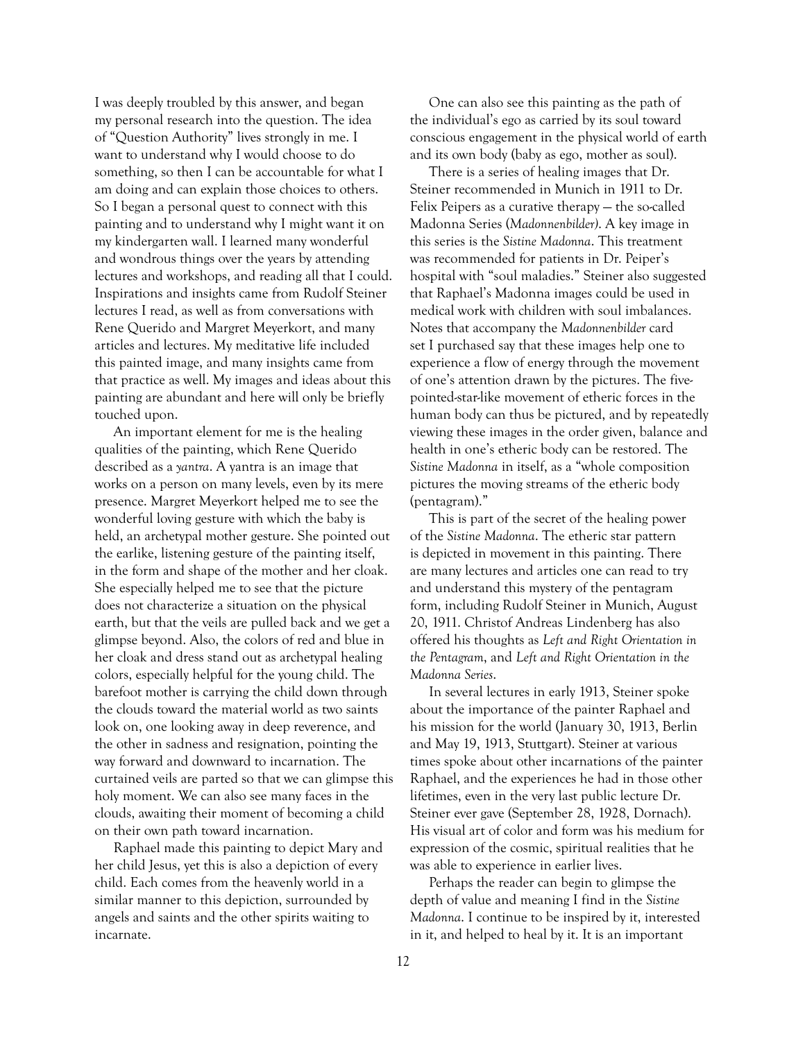I was deeply troubled by this answer, and began my personal research into the question. The idea of "Question Authority" lives strongly in me. I want to understand why I would choose to do something, so then I can be accountable for what I am doing and can explain those choices to others. So I began a personal quest to connect with this painting and to understand why I might want it on my kindergarten wall. I learned many wonderful and wondrous things over the years by attending lectures and workshops, and reading all that I could. Inspirations and insights came from Rudolf Steiner lectures I read, as well as from conversations with Rene Querido and Margret Meyerkort, and many articles and lectures. My meditative life included this painted image, and many insights came from that practice as well. My images and ideas about this painting are abundant and here will only be briefly touched upon.

An important element for me is the healing qualities of the painting, which Rene Querido described as a *yantra*. A yantra is an image that works on a person on many levels, even by its mere presence. Margret Meyerkort helped me to see the wonderful loving gesture with which the baby is held, an archetypal mother gesture. She pointed out the earlike, listening gesture of the painting itself, in the form and shape of the mother and her cloak. She especially helped me to see that the picture does not characterize a situation on the physical earth, but that the veils are pulled back and we get a glimpse beyond. Also, the colors of red and blue in her cloak and dress stand out as archetypal healing colors, especially helpful for the young child. The barefoot mother is carrying the child down through the clouds toward the material world as two saints look on, one looking away in deep reverence, and the other in sadness and resignation, pointing the way forward and downward to incarnation. The curtained veils are parted so that we can glimpse this holy moment. We can also see many faces in the clouds, awaiting their moment of becoming a child on their own path toward incarnation.

Raphael made this painting to depict Mary and her child Jesus, yet this is also a depiction of every child. Each comes from the heavenly world in a similar manner to this depiction, surrounded by angels and saints and the other spirits waiting to incarnate.

One can also see this painting as the path of the individual's ego as carried by its soul toward conscious engagement in the physical world of earth and its own body (baby as ego, mother as soul).

There is a series of healing images that Dr. Steiner recommended in Munich in 1911 to Dr. Felix Peipers as a curative therapy — the so-called Madonna Series (*Madonnenbilder*). A key image in this series is the *Sistine Madonna*. This treatment was recommended for patients in Dr. Peiper's hospital with "soul maladies." Steiner also suggested that Raphael's Madonna images could be used in medical work with children with soul imbalances. Notes that accompany the *Madonnenbilder* card set I purchased say that these images help one to experience a flow of energy through the movement of one's attention drawn by the pictures. The five-pointed-star-like movement of etheric forces in the human body can thus be pictured, and by repeatedly viewing these images in the order given, balance and health in one's etheric body can be restored. The *Sistine Madonna* in itself, as a "whole composition pictures the moving streams of the etheric body (pentagram)."

This is part of the secret of the healing power of the *Sistine Madonna*. The etheric star pattern is depicted in movement in this painting. There are many lectures and articles one can read to try and understand this mystery of the pentagram form, including Rudolf Steiner in Munich, August 20, 1911. Christof Andreas Lindenberg has also offered his thoughts as *Left and Right Orientation in the Pentagram*, and *Left and Right Orientation in the Madonna Series*.

In several lectures in early 1913, Steiner spoke about the importance of the painter Raphael and his mission for the world (January 30, 1913, Berlin and May 19, 1913, Stuttgart). Steiner at various times spoke about other incarnations of the painter Raphael, and the experiences he had in those other lifetimes, even in the very last public lecture Dr. Steiner ever gave (September 28, 1928, Dornach). His visual art of color and form was his medium for expression of the cosmic, spiritual realities that he was able to experience in earlier lives.

Perhaps the reader can begin to glimpse the depth of value and meaning I find in the *Sistine Madonna*. I continue to be inspired by it, interested in it, and helped to heal by it. It is an important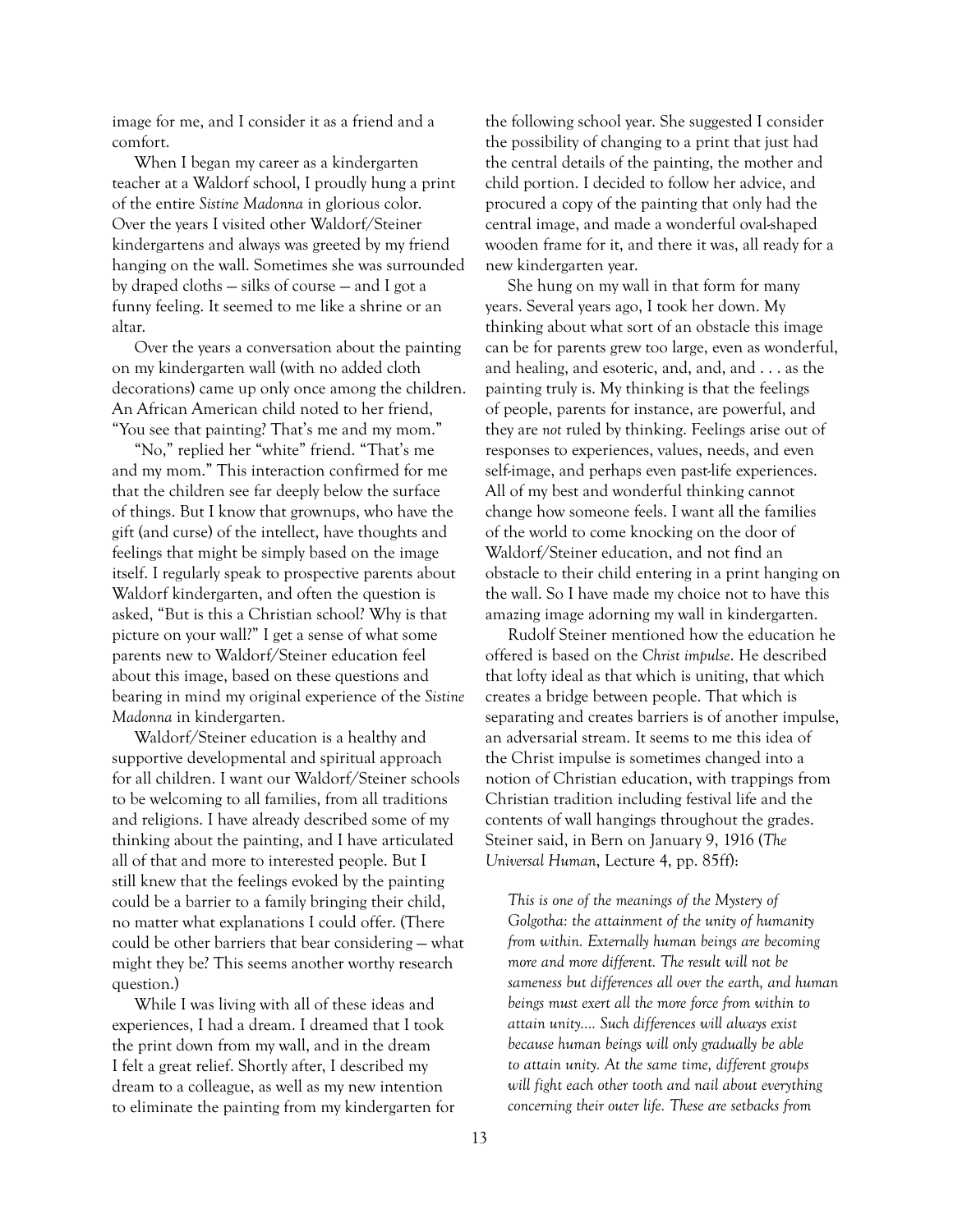image for me, and I consider it as a friend and a comfort.

When I began my career as a kindergarten teacher at a Waldorf school, I proudly hung a print of the entire *Sistine Madonna* in glorious color. Over the years I visited other Waldorf/Steiner kindergartens and always was greeted by my friend hanging on the wall. Sometimes she was surrounded by draped cloths — silks of course — and I got a funny feeling. It seemed to me like a shrine or an altar.

Over the years a conversation about the painting on my kindergarten wall (with no added cloth decorations) came up only once among the children. An African American child noted to her friend, "You see that painting? That's me and my mom."

"No," replied her "white" friend. "That's me and my mom." This interaction confirmed for me that the children see far deeply below the surface of things. But I know that grownups, who have the gift (and curse) of the intellect, have thoughts and feelings that might be simply based on the image itself. I regularly speak to prospective parents about Waldorf kindergarten, and often the question is asked, "But is this a Christian school? Why is that picture on your wall?" I get a sense of what some parents new to Waldorf/Steiner education feel about this image, based on these questions and bearing in mind my original experience of the *Sistine Madonna* in kindergarten.

Waldorf/Steiner education is a healthy and supportive developmental and spiritual approach for all children. I want our Waldorf/Steiner schools to be welcoming to all families, from all traditions and religions. I have already described some of my thinking about the painting, and I have articulated all of that and more to interested people. But I still knew that the feelings evoked by the painting could be a barrier to a family bringing their child, no matter what explanations I could offer. (There could be other barriers that bear considering — what might they be? This seems another worthy research question.)

While I was living with all of these ideas and experiences, I had a dream. I dreamed that I took the print down from my wall, and in the dream I felt a great relief. Shortly after, I described my dream to a colleague, as well as my new intention to eliminate the painting from my kindergarten for the following school year. She suggested I consider the possibility of changing to a print that just had the central details of the painting, the mother and child portion. I decided to follow her advice, and procured a copy of the painting that only had the central image, and made a wonderful oval-shaped wooden frame for it, and there it was, all ready for a new kindergarten year.

She hung on my wall in that form for many years. Several years ago, I took her down. My thinking about what sort of an obstacle this image can be for parents grew too large, even as wonderful, and healing, and esoteric, and, and, and . . . as the painting truly is. My thinking is that the feelings of people, parents for instance, are powerful, and they are *not* ruled by thinking. Feelings arise out of responses to experiences, values, needs, and even self-image, and perhaps even past-life experiences. All of my best and wonderful thinking cannot change how someone feels. I want all the families of the world to come knocking on the door of Waldorf/Steiner education, and not find an obstacle to their child entering in a print hanging on the wall. So I have made my choice not to have this amazing image adorning my wall in kindergarten.

Rudolf Steiner mentioned how the education he offered is based on the *Christ impulse*. He described that lofty ideal as that which is uniting, that which creates a bridge between people. That which is separating and creates barriers is of another impulse, an adversarial stream. It seems to me this idea of the Christ impulse is sometimes changed into a notion of Christian education, with trappings from Christian tradition including festival life and the contents of wall hangings throughout the grades. Steiner said, in Bern on January 9, 1916 (*The Universal Human*, Lecture 4, pp. 85ff):

> *This is one of the meanings of the Mystery of Golgotha: the attainment of the unity of humanity from within. Externally human beings are becoming more and more different. The result will not be sameness but differences all over the earth, and human beings must exert all the more force from within to attain unity.... Such differences will always exist because human beings will only gradually be able to attain unity. At the same time, different groups will fight each other tooth and nail about everything concerning their outer life. These are setbacks from*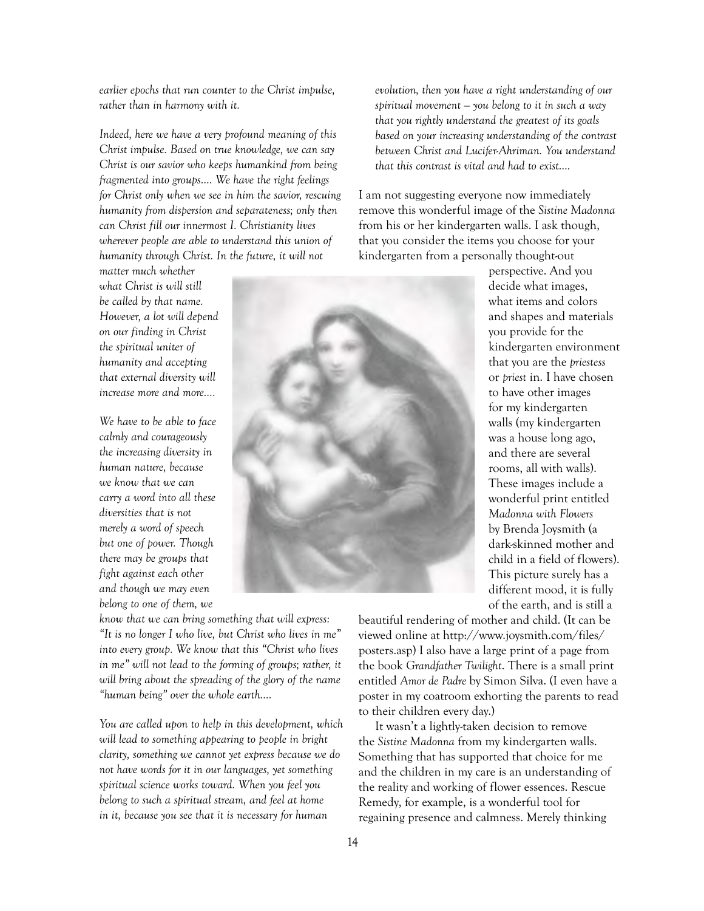*earlier epochs that run counter to the Christ impulse, rather than in harmony with it.*

*Indeed, here we have a very profound meaning of this Christ impulse. Based on true knowledge, we can say Christ is our savior who keeps humankind from being fragmented into groups.... We have the right feelings for Christ only when we see in him the savior, rescuing humanity from dispersion and separateness; only then can Christ fill our innermost I. Christianity lives wherever people are able to understand this union of humanity through Christ. In the future, it will not matter much whether what Christ is will still be called by that name. However, a lot will depend on our finding in Christ the spiritual uniter of humanity and accepting that external diversity will increase more and more....*

*We have to be able to face calmly and courageously the increasing diversity in human nature, because we know that we can carry a word into all these diversities that is not merely a word of speech but one of power. Though there may be groups that fight against each other and though we may even belong to one of them, we know that we can bring something that will express: "It is no longer I who live, but Christ who lives in me" into every group. We know that this "Christ who lives in me" will not lead to the forming of groups; rather, it will bring about the spreading of the glory of the name "human being" over the whole earth....*

*You are called upon to help in this development, which will lead to something appearing to people in bright clarity, something we cannot yet express because we do not have words for it in our languages, yet something spiritual science works toward. When you feel you belong to such a spiritual stream, and feel at home in it, because you see that it is necessary for human evolution, then you have a right understanding of our spiritual movement – you belong to it in such a way that you rightly understand the greatest of its goals based on your increasing understanding of the contrast between Christ and Lucifer-Ahriman. You understand that this contrast is vital and had to exist....*

I am not suggesting everyone now immediately remove this wonderful image of the *Sistine Madonna* from his or her kindergarten walls. I ask though, that you consider the items you choose for your kindergarten from a personally thought-out perspective. And you decide what images, what items and colors and shapes and materials you provide for the kindergarten environment that you are the *priestess* or *priest* in. I have chosen to have other images for my kindergarten walls (my kindergarten was a house long ago, and there are several rooms, all with walls). These images include a wonderful print entitled *Madonna with Flowers* by Brenda Joysmith (a dark-skinned mother and child in a field of flowers). This picture surely has a different mood, it is fully of the earth, and is still a beautiful rendering of mother and child. (It can be viewed online at http://www.joysmith.com/files/posters.asp) I also have a large print of a page from the book *Grandfather Twilight*. There is a small print entitled *Amor de Padre* by Simon Silva. (I even have a poster in my coatroom exhorting the parents to read to their children every day.)

It wasn't a lightly-taken decision to remove the *Sistine Madonna* from my kindergarten walls. Something that has supported that choice for me and the children in my care is an understanding of the reality and working of flower essences. Rescue Remedy, for example, is a wonderful tool for regaining presence and calmness. Merely thinking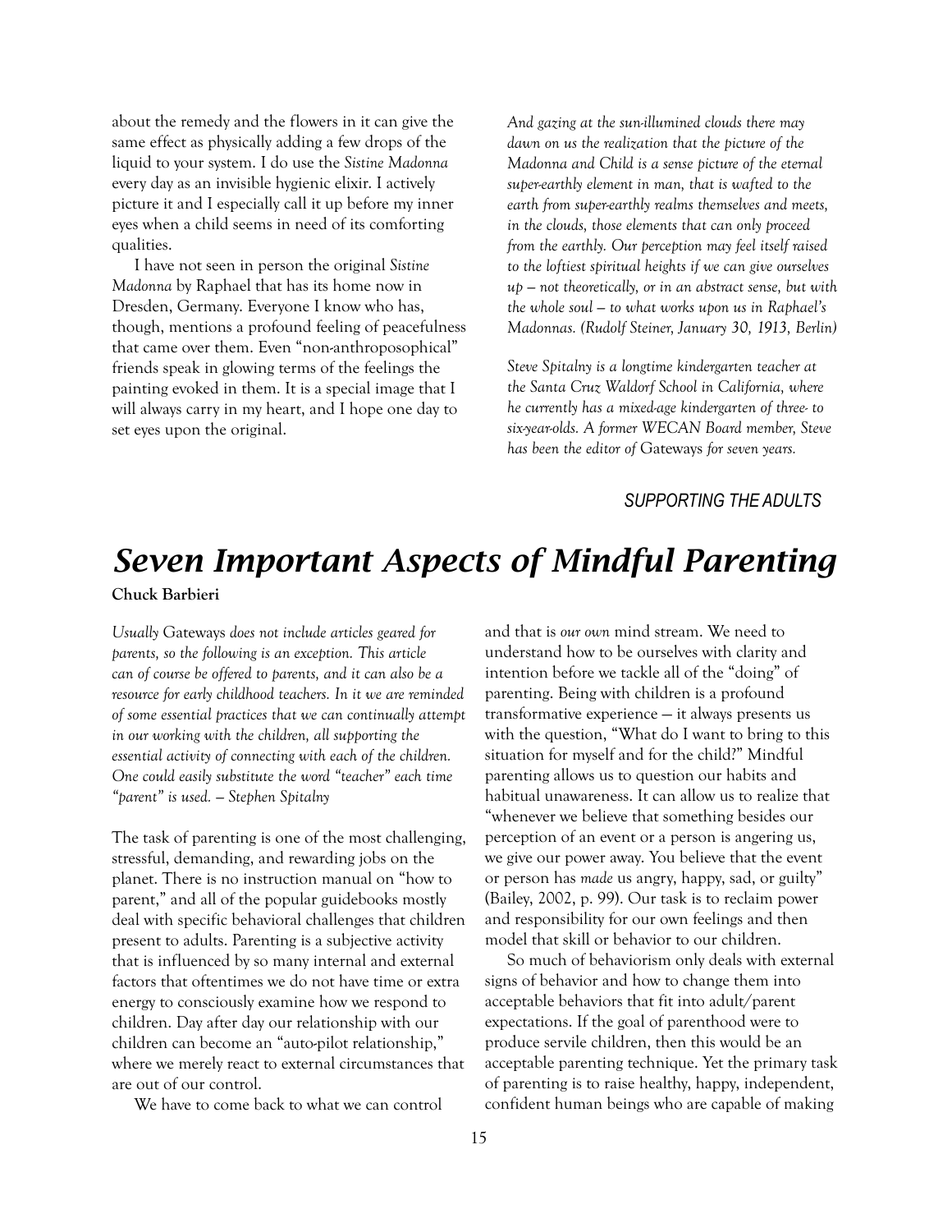about the remedy and the flowers in it can give the same effect as physically adding a few drops of the liquid to your system. I do use the *Sistine Madonna* every day as an invisible hygienic elixir. I actively picture it and I especially call it up before my inner eyes when a child seems in need of its comforting qualities.

I have not seen in person the original *Sistine Madonna* by Raphael that has its home now in Dresden, Germany. Everyone I know who has, though, mentions a profound feeling of peacefulness that came over them. Even "non-anthroposophical" friends speak in glowing terms of the feelings the painting evoked in them. It is a special image that I will always carry in my heart, and I hope one day to set eyes upon the original.

*And gazing at the sun-illumined clouds there may dawn on us the realization that the picture of the Madonna and Child is a sense picture of the eternal super-earthly element in man, that is wafted to the earth from super-earthly realms themselves and meets, in the clouds, those elements that can only proceed from the earthly. Our perception may feel itself raised to the loftiest spiritual heights if we can give ourselves up — not theoretically, or in an abstract sense, but with the whole soul — to what works upon us in Raphael's Madonnas. (Rudolf Steiner, January 30, 1913, Berlin)*

*Steve Spitalny is a longtime kindergarten teacher at the Santa Cruz Waldorf School in California, where he currently has a mixed-age kindergarten of three- to six-year-olds. A former WECAN Board member, Steve has been the editor of* Gateways *for seven years.*

*SUPPORTING THE ADULTS*

# *Seven Important Aspects of Mindful Parenting*

**Chuck Barbieri**

*Usually* Gateways *does not include articles geared for parents, so the following is an exception. This article can of course be offered to parents, and it can also be a resource for early childhood teachers. In it we are reminded of some essential practices that we can continually attempt in our working with the children, all supporting the essential activity of connecting with each of the children. One could easily substitute the word "teacher" each time "parent" is used. — Stephen Spitalny*

The task of parenting is one of the most challenging, stressful, demanding, and rewarding jobs on the planet. There is no instruction manual on "how to parent," and all of the popular guidebooks mostly deal with specific behavioral challenges that children present to adults. Parenting is a subjective activity that is influenced by so many internal and external factors that oftentimes we do not have time or extra energy to consciously examine how we respond to children. Day after day our relationship with our children can become an "auto-pilot relationship," where we merely react to external circumstances that are out of our control.

We have to come back to what we can control and that is *our own* mind stream. We need to understand how to be ourselves with clarity and intention before we tackle all of the "doing" of parenting. Being with children is a profound transformative experience — it always presents us with the question, "What do I want to bring to this situation for myself and for the child?" Mindful parenting allows us to question our habits and habitual unawareness. It can allow us to realize that "whenever we believe that something besides our perception of an event or a person is angering us, we give our power away. You believe that the event or person has *made* us angry, happy, sad, or guilty" (Bailey, 2002, p. 99). Our task is to reclaim power and responsibility for our own feelings and then model that skill or behavior to our children.

So much of behaviorism only deals with external signs of behavior and how to change them into acceptable behaviors that fit into adult/parent expectations. If the goal of parenthood were to produce servile children, then this would be an acceptable parenting technique. Yet the primary task of parenting is to raise healthy, happy, independent, confident human beings who are capable of making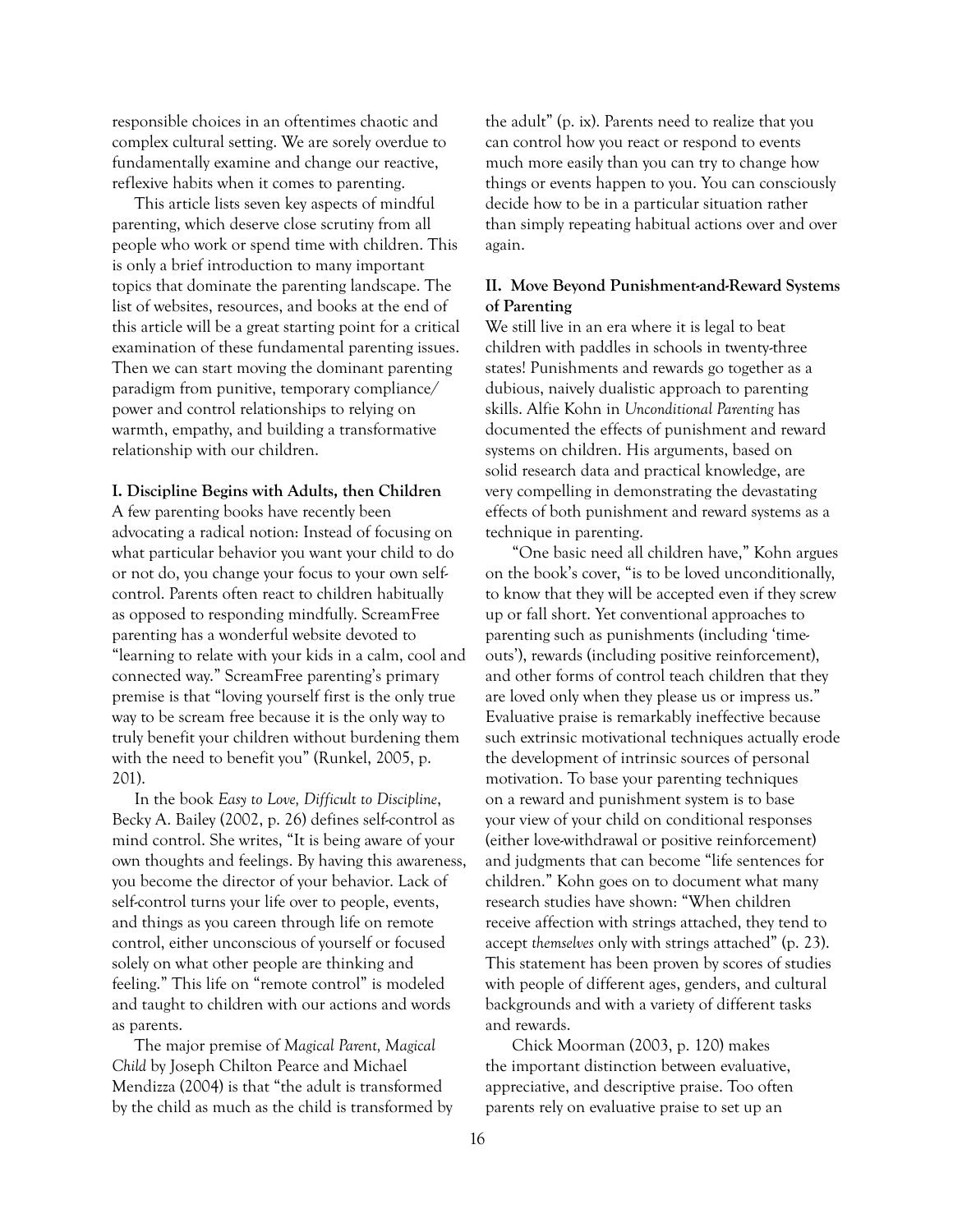responsible choices in an oftentimes chaotic and complex cultural setting. We are sorely overdue to fundamentally examine and change our reactive, reflexive habits when it comes to parenting.

This article lists seven key aspects of mindful parenting, which deserve close scrutiny from all people who work or spend time with children. This is only a brief introduction to many important topics that dominate the parenting landscape. The list of websites, resources, and books at the end of this article will be a great starting point for a critical examination of these fundamental parenting issues. Then we can start moving the dominant parenting paradigm from punitive, temporary compliance/power and control relationships to relying on warmth, empathy, and building a transformative relationship with our children.

**I. Discipline Begins with Adults, then Children**

A few parenting books have recently been advocating a radical notion: Instead of focusing on what particular behavior you want your child to do or not do, you change your focus to your own self-control. Parents often react to children habitually as opposed to responding mindfully. ScreamFree parenting has a wonderful website devoted to "learning to relate with your kids in a calm, cool and connected way." ScreamFree parenting's primary premise is that "loving yourself first is the only true way to be scream free because it is the only way to truly benefit your children without burdening them with the need to benefit you" (Runkel, 2005, p. 201).

In the book *Easy to Love, Difficult to Discipline*, Becky A. Bailey (2002, p. 26) defines self-control as mind control. She writes, "It is being aware of your own thoughts and feelings. By having this awareness, you become the director of your behavior. Lack of self-control turns your life over to people, events, and things as you careen through life on remote control, either unconscious of yourself or focused solely on what other people are thinking and feeling." This life on "remote control" is modeled and taught to children with our actions and words as parents.

The major premise of *Magical Parent, Magical Child* by Joseph Chilton Pearce and Michael Mendizza (2004) is that "the adult is transformed by the child as much as the child is transformed by the adult" (p. ix). Parents need to realize that you can control how you react or respond to events much more easily than you can try to change how things or events happen to you. You can consciously decide how to be in a particular situation rather than simply repeating habitual actions over and over again.

**II. Move Beyond Punishment-and-Reward Systems of Parenting**

We still live in an era where it is legal to beat children with paddles in schools in twenty-three states! Punishments and rewards go together as a dubious, naively dualistic approach to parenting skills. Alfie Kohn in *Unconditional Parenting* has documented the effects of punishment and reward systems on children. His arguments, based on solid research data and practical knowledge, are very compelling in demonstrating the devastating effects of both punishment and reward systems as a technique in parenting.

"One basic need all children have," Kohn argues on the book's cover, "is to be loved unconditionally, to know that they will be accepted even if they screw up or fall short. Yet conventional approaches to parenting such as punishments (including 'time-outs'), rewards (including positive reinforcement), and other forms of control teach children that they are loved only when they please us or impress us." Evaluative praise is remarkably ineffective because such extrinsic motivational techniques actually erode the development of intrinsic sources of personal motivation. To base your parenting techniques on a reward and punishment system is to base your view of your child on conditional responses (either love-withdrawal or positive reinforcement) and judgments that can become "life sentences for children." Kohn goes on to document what many research studies have shown: "When children receive affection with strings attached, they tend to accept *themselves* only with strings attached" (p. 23). This statement has been proven by scores of studies with people of different ages, genders, and cultural backgrounds and with a variety of different tasks and rewards.

Chick Moorman (2003, p. 120) makes the important distinction between evaluative, appreciative, and descriptive praise. Too often parents rely on evaluative praise to set up an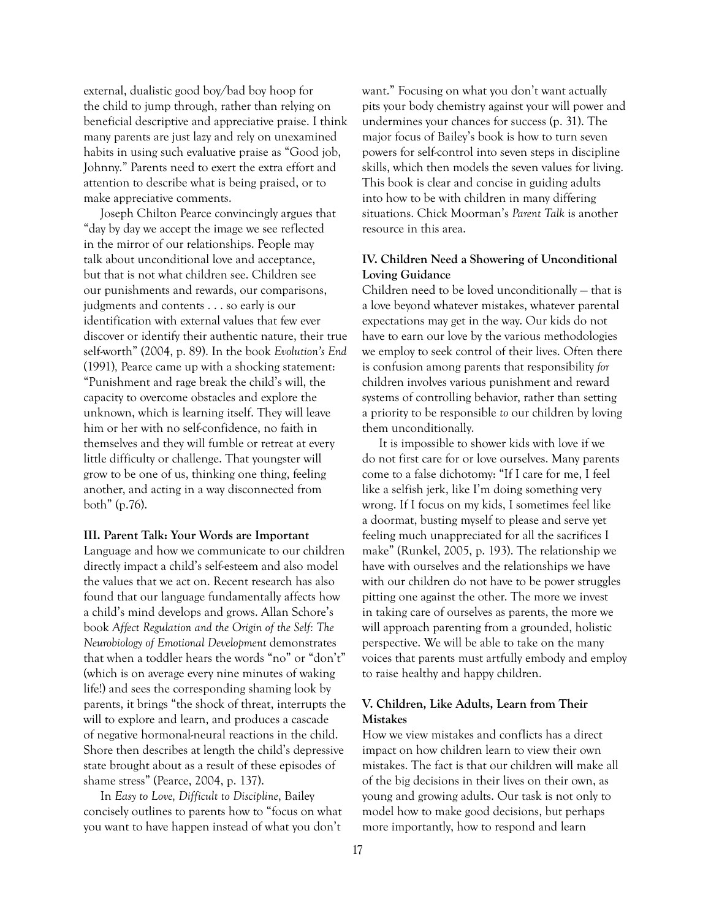external, dualistic good boy/bad boy hoop for the child to jump through, rather than relying on beneficial descriptive and appreciative praise. I think many parents are just lazy and rely on unexamined habits in using such evaluative praise as "Good job, Johnny." Parents need to exert the extra effort and attention to describe what is being praised, or to make appreciative comments.

Joseph Chilton Pearce convincingly argues that "day by day we accept the image we see reflected in the mirror of our relationships. People may talk about unconditional love and acceptance, but that is not what children see. Children see our punishments and rewards, our comparisons, judgments and contents . . . so early is our identification with external values that few ever discover or identify their authentic nature, their true self-worth" (2004, p. 89). In the book *Evolution's End* (1991), Pearce came up with a shocking statement: "Punishment and rage break the child's will, the capacity to overcome obstacles and explore the unknown, which is learning itself. They will leave him or her with no self-confidence, no faith in themselves and they will fumble or retreat at every little difficulty or challenge. That youngster will grow to be one of us, thinking one thing, feeling another, and acting in a way disconnected from both" (p.76).

**III. Parent Talk: Your Words are Important**

Language and how we communicate to our children directly impact a child's self-esteem and also model the values that we act on. Recent research has also found that our language fundamentally affects how a child's mind develops and grows. Allan Schore's book *Affect Regulation and the Origin of the Self: The Neurobiology of Emotional Development* demonstrates that when a toddler hears the words "no" or "don't" (which is on average every nine minutes of waking life!) and sees the corresponding shaming look by parents, it brings "the shock of threat, interrupts the will to explore and learn, and produces a cascade of negative hormonal-neural reactions in the child. Shore then describes at length the child's depressive state brought about as a result of these episodes of shame stress" (Pearce, 2004, p. 137).

In *Easy to Love, Difficult to Discipline*, Bailey concisely outlines to parents how to "focus on what you want to have happen instead of what you don't want." Focusing on what you don't want actually pits your body chemistry against your will power and undermines your chances for success (p. 31). The major focus of Bailey's book is how to turn seven powers for self-control into seven steps in discipline skills, which then models the seven values for living. This book is clear and concise in guiding adults into how to be with children in many differing situations. Chick Moorman's *Parent Talk* is another resource in this area.

**IV. Children Need a Showering of Unconditional Loving Guidance**

Children need to be loved unconditionally — that is a love beyond whatever mistakes, whatever parental expectations may get in the way. Our kids do not have to earn our love by the various methodologies we employ to seek control of their lives. Often there is confusion among parents that responsibility *for* children involves various punishment and reward systems of controlling behavior, rather than setting a priority to be responsible *to* our children by loving them unconditionally.

It is impossible to shower kids with love if we do not first care for or love ourselves. Many parents come to a false dichotomy: "If I care for me, I feel like a selfish jerk, like I'm doing something very wrong. If I focus on my kids, I sometimes feel like a doormat, busting myself to please and serve yet feeling much unappreciated for all the sacrifices I make" (Runkel, 2005, p. 193). The relationship we have with ourselves and the relationships we have with our children do not have to be power struggles pitting one against the other. The more we invest in taking care of ourselves as parents, the more we will approach parenting from a grounded, holistic perspective. We will be able to take on the many voices that parents must artfully embody and employ to raise healthy and happy children.

**V. Children, Like Adults, Learn from Their Mistakes**

How we view mistakes and conflicts has a direct impact on how children learn to view their own mistakes. The fact is that our children will make all of the big decisions in their lives on their own, as young and growing adults. Our task is not only to model how to make good decisions, but perhaps more importantly, how to respond and learn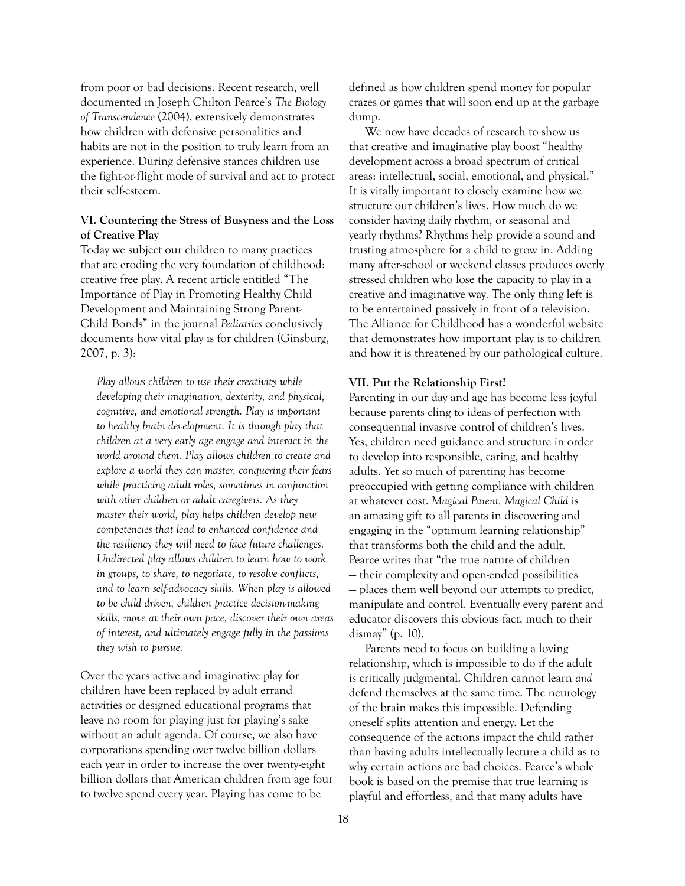from poor or bad decisions. Recent research, well documented in Joseph Chilton Pearce's *The Biology of Transcendence* (2004), extensively demonstrates how children with defensive personalities and habits are not in the position to truly learn from an experience. During defensive stances children use the fight-or-flight mode of survival and act to protect their self-esteem.

### VI. Countering the Stress of Busyness and the Loss of Creative Play

Today we subject our children to many practices that are eroding the very foundation of childhood: creative free play. A recent article entitled "The Importance of Play in Promoting Healthy Child Development and Maintaining Strong Parent-Child Bonds" in the journal *Pediatrics* conclusively documents how vital play is for children (Ginsburg, 2007, p. 3):

> *Play allows children to use their creativity while developing their imagination, dexterity, and physical, cognitive, and emotional strength. Play is important to healthy brain development. It is through play that children at a very early age engage and interact in the world around them. Play allows children to create and explore a world they can master, conquering their fears while practicing adult roles, sometimes in conjunction with other children or adult caregivers. As they master their world, play helps children develop new competencies that lead to enhanced confidence and the resiliency they will need to face future challenges. Undirected play allows children to learn how to work in groups, to share, to negotiate, to resolve conflicts, and to learn self-advocacy skills. When play is allowed to be child driven, children practice decision-making skills, move at their own pace, discover their own areas of interest, and ultimately engage fully in the passions they wish to pursue.*

Over the years active and imaginative play for children have been replaced by adult errand activities or designed educational programs that leave no room for playing just for playing's sake without an adult agenda. Of course, we also have corporations spending over twelve billion dollars each year in order to increase the over twenty-eight billion dollars that American children from age four to twelve spend every year. Playing has come to be defined as how children spend money for popular crazes or games that will soon end up at the garbage dump.

We now have decades of research to show us that creative and imaginative play boost "healthy development across a broad spectrum of critical areas: intellectual, social, emotional, and physical." It is vitally important to closely examine how we structure our children's lives. How much do we consider having daily rhythm, or seasonal and yearly rhythms? Rhythms help provide a sound and trusting atmosphere for a child to grow in. Adding many after-school or weekend classes produces overly stressed children who lose the capacity to play in a creative and imaginative way. The only thing left is to be entertained passively in front of a television. The Alliance for Childhood has a wonderful website that demonstrates how important play is to children and how it is threatened by our pathological culture.

### VII. Put the Relationship First!

Parenting in our day and age has become less joyful because parents cling to ideas of perfection with consequential invasive control of children's lives. Yes, children need guidance and structure in order to develop into responsible, caring, and healthy adults. Yet so much of parenting has become preoccupied with getting compliance with children at whatever cost. *Magical Parent, Magical Child* is an amazing gift to all parents in discovering and engaging in the "optimum learning relationship" that transforms both the child and the adult. Pearce writes that "the true nature of children — their complexity and open-ended possibilities — places them well beyond our attempts to predict, manipulate and control. Eventually every parent and educator discovers this obvious fact, much to their dismay" (p. 10).

Parents need to focus on building a loving relationship, which is impossible to do if the adult is critically judgmental. Children cannot learn *and* defend themselves at the same time. The neurology of the brain makes this impossible. Defending oneself splits attention and energy. Let the consequence of the actions impact the child rather than having adults intellectually lecture a child as to why certain actions are bad choices. Pearce's whole book is based on the premise that true learning is playful and effortless, and that many adults have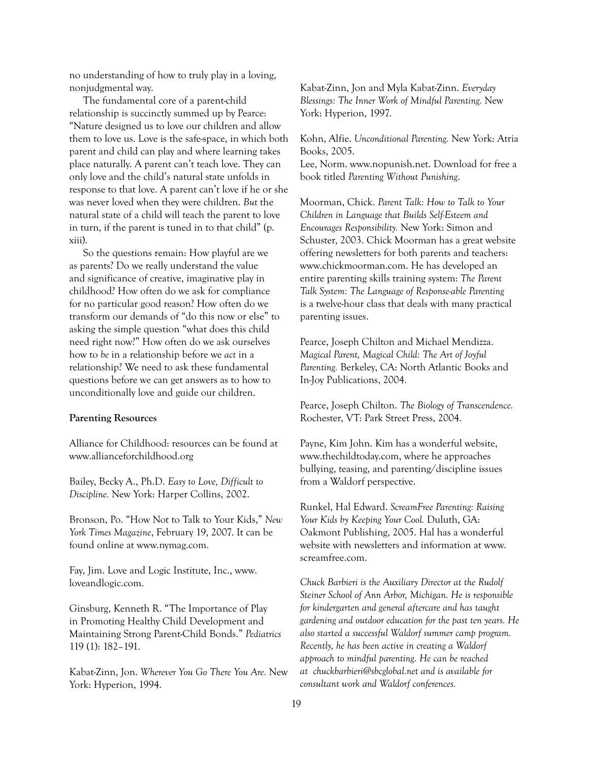no understanding of how to truly play in a loving, nonjudgmental way.

The fundamental core of a parent-child relationship is succinctly summed up by Pearce: "Nature designed us to love our children and allow them to love us. Love is the safe-space, in which both parent and child can play and where learning takes place naturally. A parent can't teach love. They can only love and the child's natural state unfolds in response to that love. A parent can't love if he or she was never loved when they were children. *But* the natural state of a child will teach the parent to love in turn, if the parent is tuned in to that child" (p. xiii).

So the questions remain: How playful are we as parents? Do we really understand the value and significance of creative, imaginative play in childhood? How often do we ask for compliance for no particular good reason? How often do we transform our demands of "do this now or else" to asking the simple question "what does this child need right now?" How often do we ask ourselves how to *be* in a relationship before we *act* in a relationship? We need to ask these fundamental questions before we can get answers as to how to unconditionally love and guide our children.

**Parenting Resources**

Alliance for Childhood: resources can be found at www.allianceforchildhood.org

Bailey, Becky A., Ph.D. *Easy to Love, Difficult to Discipline.* New York: Harper Collins, 2002.

Bronson, Po. "How Not to Talk to Your Kids," *New York Times Magazine*, February 19, 2007. It can be found online at www.nymag.com.

Fay, Jim. Love and Logic Institute, Inc., www.loveandlogic.com.

Ginsburg, Kenneth R. "The Importance of Play in Promoting Healthy Child Development and Maintaining Strong Parent-Child Bonds." *Pediatrics* 119 (1): 182–191.

Kabat-Zinn, Jon. *Wherever You Go There You Are.* New York: Hyperion, 1994.

Kabat-Zinn, Jon and Myla Kabat-Zinn. *Everyday Blessings: The Inner Work of Mindful Parenting.* New York: Hyperion, 1997.

Kohn, Alfie. *Unconditional Parenting.* New York: Atria Books, 2005.
Lee, Norm. www.nopunish.net. Download for free a book titled *Parenting Without Punishing*.

Moorman, Chick. *Parent Talk: How to Talk to Your Children in Language that Builds Self-Esteem and Encourages Responsibility.* New York: Simon and Schuster, 2003. Chick Moorman has a great website offering newsletters for both parents and teachers: www.chickmoorman.com. He has developed an entire parenting skills training system: *The Parent Talk System: The Language of Response-able Parenting* is a twelve-hour class that deals with many practical parenting issues.

Pearce, Joseph Chilton and Michael Mendizza. *Magical Parent, Magical Child: The Art of Joyful Parenting.* Berkeley, CA: North Atlantic Books and In-Joy Publications, 2004.

Pearce, Joseph Chilton. *The Biology of Transcendence.* Rochester, VT: Park Street Press, 2004.

Payne, Kim John. Kim has a wonderful website, www.thechildtoday.com, where he approaches bullying, teasing, and parenting/discipline issues from a Waldorf perspective.

Runkel, Hal Edward. *ScreamFree Parenting: Raising Your Kids by Keeping Your Cool.* Duluth, GA: Oakmont Publishing, 2005. Hal has a wonderful website with newsletters and information at www.screamfree.com.

*Chuck Barbieri is the Auxiliary Director at the Rudolf Steiner School of Ann Arbor, Michigan. He is responsible for kindergarten and general aftercare and has taught gardening and outdoor education for the past ten years. He also started a successful Waldorf summer camp program. Recently, he has been active in creating a Waldorf approach to mindful parenting. He can be reached at chuckbarbieri@sbcglobal.net and is available for consultant work and Waldorf conferences.*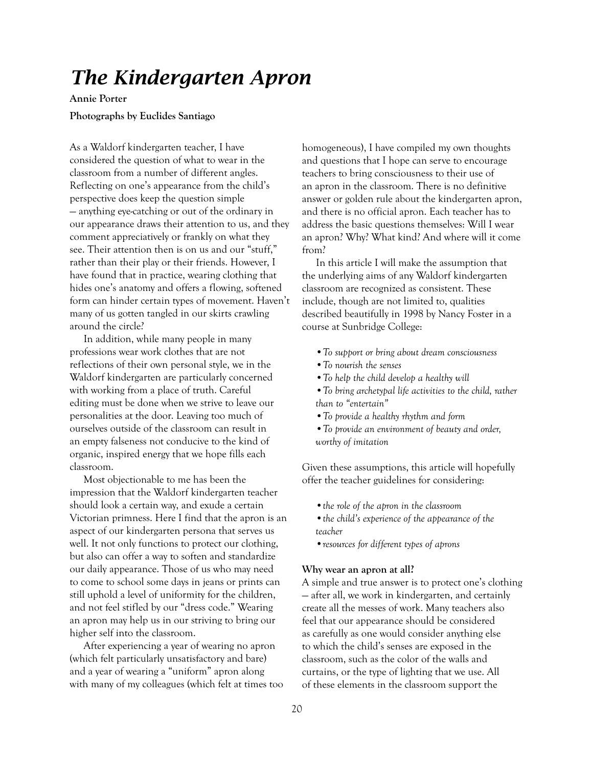# *The Kindergarten Apron*

**Annie Porter**

**Photographs by Euclides Santiago**

As a Waldorf kindergarten teacher, I have considered the question of what to wear in the classroom from a number of different angles. Reflecting on one's appearance from the child's perspective does keep the question simple — anything eye-catching or out of the ordinary in our appearance draws their attention to us, and they comment appreciatively or frankly on what they see. Their attention then is on us and our "stuff," rather than their play or their friends. However, I have found that in practice, wearing clothing that hides one's anatomy and offers a flowing, softened form can hinder certain types of movement. Haven't many of us gotten tangled in our skirts crawling around the circle?

In addition, while many people in many professions wear work clothes that are not reflections of their own personal style, we in the Waldorf kindergarten are particularly concerned with working from a place of truth. Careful editing must be done when we strive to leave our personalities at the door. Leaving too much of ourselves outside of the classroom can result in an empty falseness not conducive to the kind of organic, inspired energy that we hope fills each classroom.

Most objectionable to me has been the impression that the Waldorf kindergarten teacher should look a certain way, and exude a certain Victorian primness. Here I find that the apron is an aspect of our kindergarten persona that serves us well. It not only functions to protect our clothing, but also can offer a way to soften and standardize our daily appearance. Those of us who may need to come to school some days in jeans or prints can still uphold a level of uniformity for the children, and not feel stifled by our "dress code." Wearing an apron may help us in our striving to bring our higher self into the classroom.

After experiencing a year of wearing no apron (which felt particularly unsatisfactory and bare) and a year of wearing a "uniform" apron along with many of my colleagues (which felt at times too homogeneous), I have compiled my own thoughts and questions that I hope can serve to encourage teachers to bring consciousness to their use of an apron in the classroom. There is no definitive answer or golden rule about the kindergarten apron, and there is no official apron. Each teacher has to address the basic questions themselves: Will I wear an apron? Why? What kind? And where will it come from?

In this article I will make the assumption that the underlying aims of any Waldorf kindergarten classroom are recognized as consistent. These include, though are not limited to, qualities described beautifully in 1998 by Nancy Foster in a course at Sunbridge College:

- *To support or bring about dream consciousness*
- *To nourish the senses*
- *To help the child develop a healthy will*
- *To bring archetypal life activities to the child, rather than to "entertain"*
- *To provide a healthy rhythm and form*
- *To provide an environment of beauty and order, worthy of imitation*

Given these assumptions, this article will hopefully offer the teacher guidelines for considering:

- *the role of the apron in the classroom*
- *the child's experience of the appearance of the teacher*
- *resources for different types of aprons*

**Why wear an apron at all?**

A simple and true answer is to protect one's clothing — after all, we work in kindergarten, and certainly create all the messes of work. Many teachers also feel that our appearance should be considered as carefully as one would consider anything else to which the child's senses are exposed in the classroom, such as the color of the walls and curtains, or the type of lighting that we use. All of these elements in the classroom support the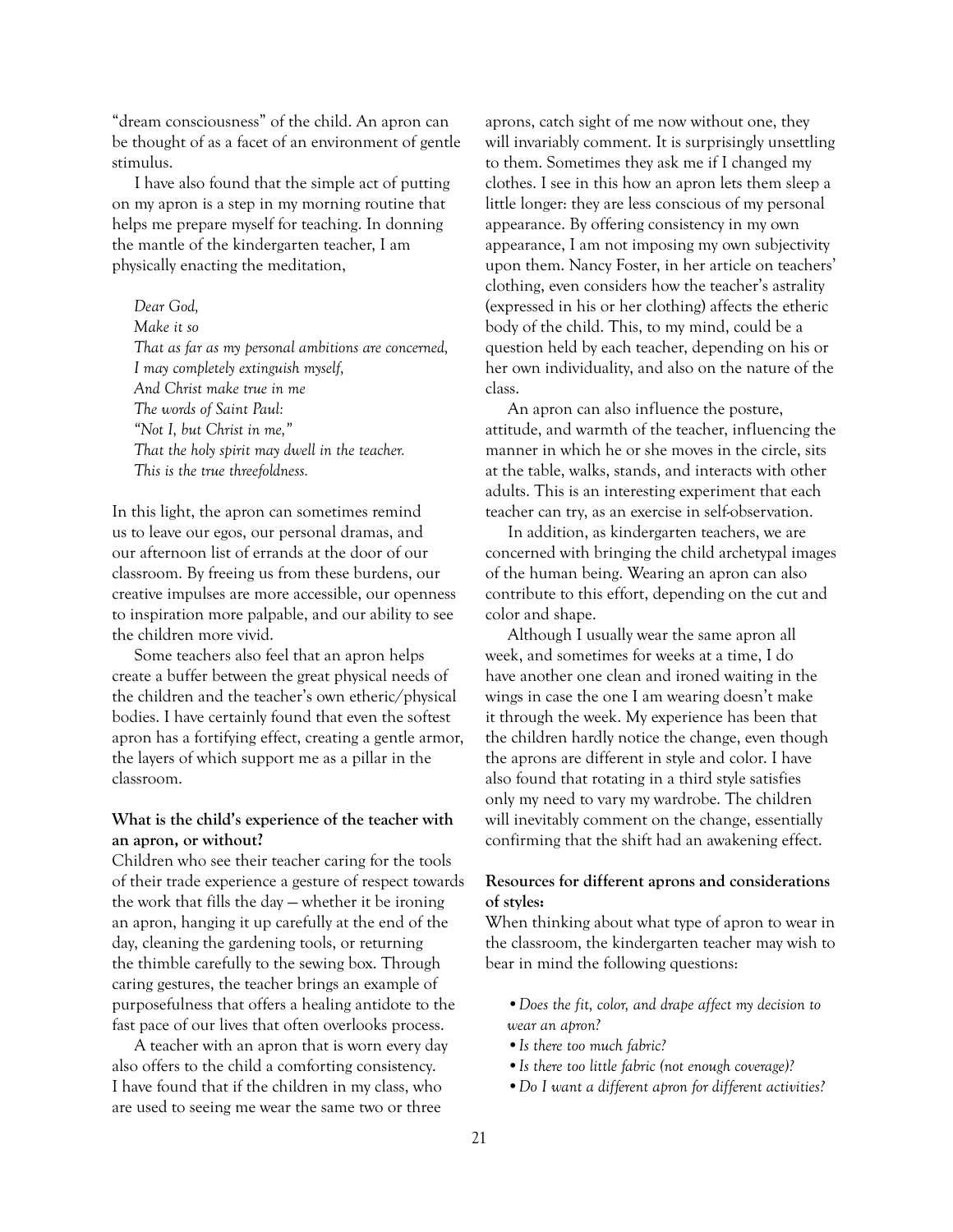"dream consciousness" of the child. An apron can be thought of as a facet of an environment of gentle stimulus.

I have also found that the simple act of putting on my apron is a step in my morning routine that helps me prepare myself for teaching. In donning the mantle of the kindergarten teacher, I am physically enacting the meditation,

*Dear God,*
*Make it so*
*That as far as my personal ambitions are concerned,*
*I may completely extinguish myself,*
*And Christ make true in me*
*The words of Saint Paul:*
*"Not I, but Christ in me,"*
*That the holy spirit may dwell in the teacher.*
*This is the true threefoldness.*

In this light, the apron can sometimes remind us to leave our egos, our personal dramas, and our afternoon list of errands at the door of our classroom. By freeing us from these burdens, our creative impulses are more accessible, our openness to inspiration more palpable, and our ability to see the children more vivid.

Some teachers also feel that an apron helps create a buffer between the great physical needs of the children and the teacher's own etheric/physical bodies. I have certainly found that even the softest apron has a fortifying effect, creating a gentle armor, the layers of which support me as a pillar in the classroom.

**What is the child's experience of the teacher with an apron, or without?**

Children who see their teacher caring for the tools of their trade experience a gesture of respect towards the work that fills the day — whether it be ironing an apron, hanging it up carefully at the end of the day, cleaning the gardening tools, or returning the thimble carefully to the sewing box. Through caring gestures, the teacher brings an example of purposefulness that offers a healing antidote to the fast pace of our lives that often overlooks process.

A teacher with an apron that is worn every day also offers to the child a comforting consistency. I have found that if the children in my class, who are used to seeing me wear the same two or three aprons, catch sight of me now without one, they will invariably comment. It is surprisingly unsettling to them. Sometimes they ask me if I changed my clothes. I see in this how an apron lets them sleep a little longer: they are less conscious of my personal appearance. By offering consistency in my own appearance, I am not imposing my own subjectivity upon them. Nancy Foster, in her article on teachers' clothing, even considers how the teacher's astrality (expressed in his or her clothing) affects the etheric body of the child. This, to my mind, could be a question held by each teacher, depending on his or her own individuality, and also on the nature of the class.

An apron can also influence the posture, attitude, and warmth of the teacher, influencing the manner in which he or she moves in the circle, sits at the table, walks, stands, and interacts with other adults. This is an interesting experiment that each teacher can try, as an exercise in self-observation.

In addition, as kindergarten teachers, we are concerned with bringing the child archetypal images of the human being. Wearing an apron can also contribute to this effort, depending on the cut and color and shape.

Although I usually wear the same apron all week, and sometimes for weeks at a time, I do have another one clean and ironed waiting in the wings in case the one I am wearing doesn't make it through the week. My experience has been that the children hardly notice the change, even though the aprons are different in style and color. I have also found that rotating in a third style satisfies only my need to vary my wardrobe. The children will inevitably comment on the change, essentially confirming that the shift had an awakening effect.

**Resources for different aprons and considerations of styles:**

When thinking about what type of apron to wear in the classroom, the kindergarten teacher may wish to bear in mind the following questions:

- *Does the fit, color, and drape affect my decision to wear an apron?*
- *Is there too much fabric?*
- *Is there too little fabric (not enough coverage)?*
- *Do I want a different apron for different activities?*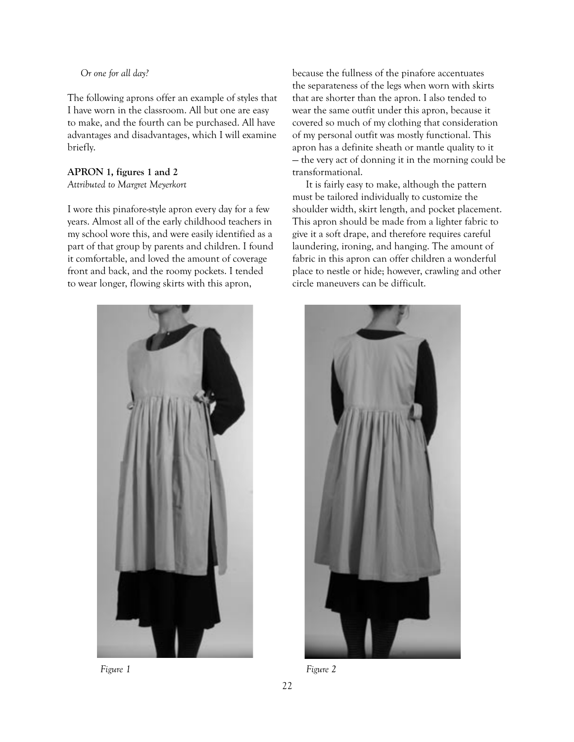*Or one for all day?*

The following aprons offer an example of styles that I have worn in the classroom. All but one are easy to make, and the fourth can be purchased. All have advantages and disadvantages, which I will examine briefly.

**APRON 1, figures 1 and 2**
*Attributed to Margret Meyerkort*

I wore this pinafore-style apron every day for a few years. Almost all of the early childhood teachers in my school wore this, and were easily identified as a part of that group by parents and children. I found it comfortable, and loved the amount of coverage front and back, and the roomy pockets. I tended to wear longer, flowing skirts with this apron, because the fullness of the pinafore accentuates the separateness of the legs when worn with skirts that are shorter than the apron. I also tended to wear the same outfit under this apron, because it covered so much of my clothing that consideration of my personal outfit was mostly functional. This apron has a definite sheath or mantle quality to it — the very act of donning it in the morning could be transformational.

It is fairly easy to make, although the pattern must be tailored individually to customize the shoulder width, skirt length, and pocket placement. This apron should be made from a lighter fabric to give it a soft drape, and therefore requires careful laundering, ironing, and hanging. The amount of fabric in this apron can offer children a wonderful place to nestle or hide; however, crawling and other circle maneuvers can be difficult.

*Figure 1*

*Figure 2*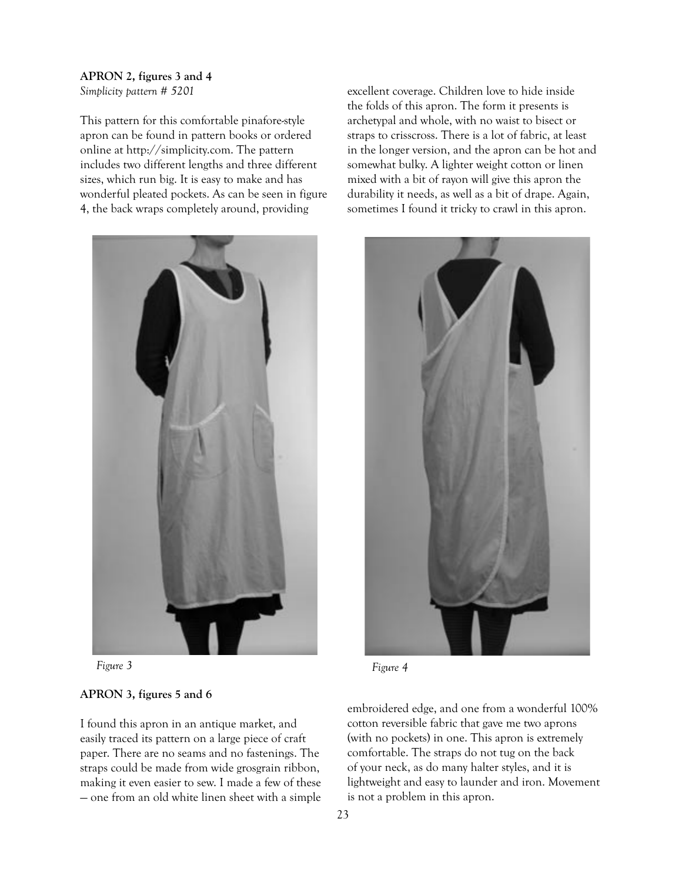**APRON 2, figures 3 and 4**
*Simplicity pattern # 5201*

This pattern for this comfortable pinafore-style apron can be found in pattern books or ordered online at http://simplicity.com. The pattern includes two different lengths and three different sizes, which run big. It is easy to make and has wonderful pleated pockets. As can be seen in figure 4, the back wraps completely around, providing excellent coverage. Children love to hide inside the folds of this apron. The form it presents is archetypal and whole, with no waist to bisect or straps to crisscross. There is a lot of fabric, at least in the longer version, and the apron can be hot and somewhat bulky. A lighter weight cotton or linen mixed with a bit of rayon will give this apron the durability it needs, as well as a bit of drape. Again, sometimes I found it tricky to crawl in this apron.

*Figure 3*

*Figure 4*

**APRON 3, figures 5 and 6**

I found this apron in an antique market, and easily traced its pattern on a large piece of craft paper. There are no seams and no fastenings. The straps could be made from wide grosgrain ribbon, making it even easier to sew. I made a few of these — one from an old white linen sheet with a simple embroidered edge, and one from a wonderful 100% cotton reversible fabric that gave me two aprons (with no pockets) in one. This apron is extremely comfortable. The straps do not tug on the back of your neck, as do many halter styles, and it is lightweight and easy to launder and iron. Movement is not a problem in this apron.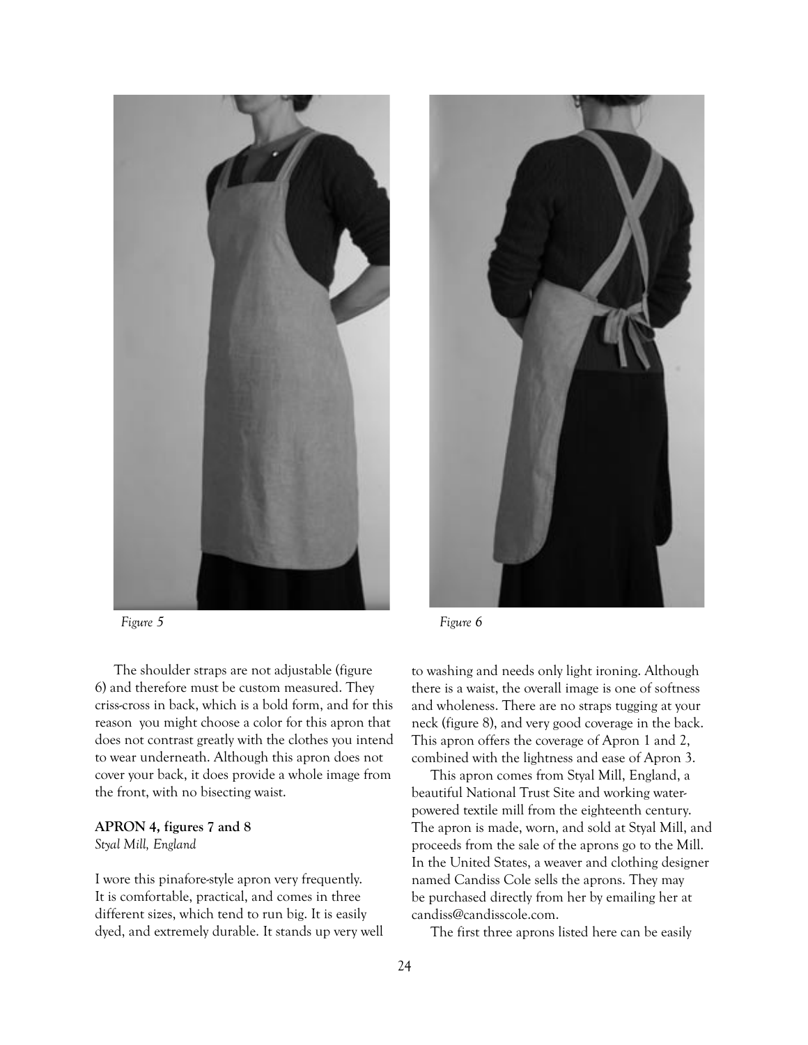*Figure 5*

*Figure 6*

The shoulder straps are not adjustable (figure 6) and therefore must be custom measured. They criss-cross in back, which is a bold form, and for this reason you might choose a color for this apron that does not contrast greatly with the clothes you intend to wear underneath. Although this apron does not cover your back, it does provide a whole image from the front, with no bisecting waist.

**APRON 4, figures 7 and 8**
*Styal Mill, England*

I wore this pinafore-style apron very frequently. It is comfortable, practical, and comes in three different sizes, which tend to run big. It is easily dyed, and extremely durable. It stands up very well to washing and needs only light ironing. Although there is a waist, the overall image is one of softness and wholeness. There are no straps tugging at your neck (figure 8), and very good coverage in the back. This apron offers the coverage of Apron 1 and 2, combined with the lightness and ease of Apron 3.

This apron comes from Styal Mill, England, a beautiful National Trust Site and working water-powered textile mill from the eighteenth century. The apron is made, worn, and sold at Styal Mill, and proceeds from the sale of the aprons go to the Mill. In the United States, a weaver and clothing designer named Candiss Cole sells the aprons. They may be purchased directly from her by emailing her at candiss@candisscole.com.

The first three aprons listed here can be easily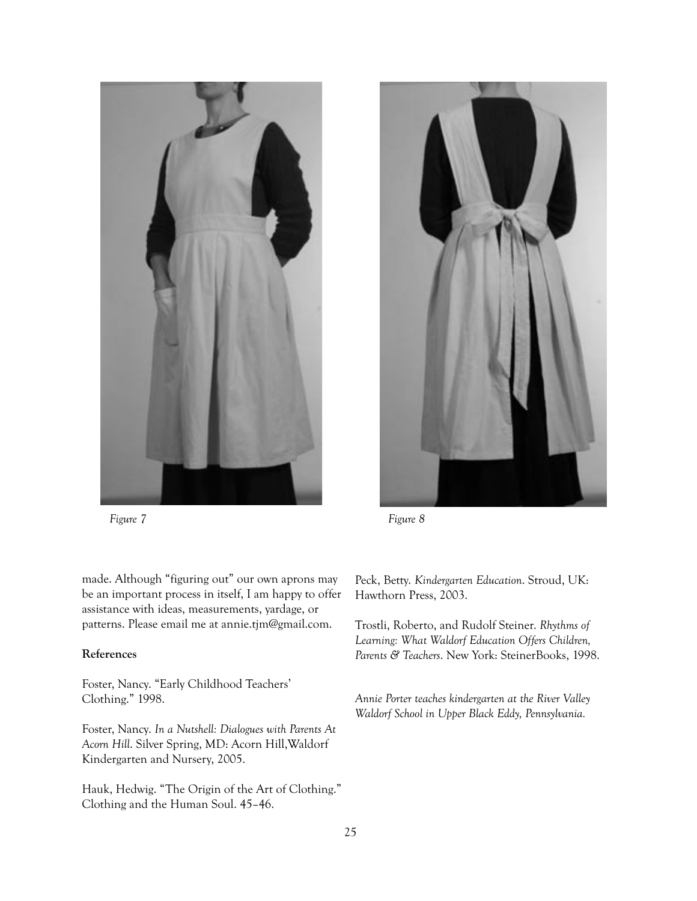*Figure 7*

*Figure 8*

made. Although "figuring out" our own aprons may be an important process in itself, I am happy to offer assistance with ideas, measurements, yardage, or patterns. Please email me at annie.tjm@gmail.com.

**References**

Foster, Nancy. "Early Childhood Teachers' Clothing." 1998.

Foster, Nancy. *In a Nutshell: Dialogues with Parents At Acorn Hill*. Silver Spring, MD: Acorn Hill,Waldorf Kindergarten and Nursery, 2005.

Hauk, Hedwig. "The Origin of the Art of Clothing." Clothing and the Human Soul. 45–46.

Peck, Betty. *Kindergarten Education*. Stroud, UK: Hawthorn Press, 2003.

Trostli, Roberto, and Rudolf Steiner. *Rhythms of Learning: What Waldorf Education Offers Children, Parents & Teachers*. New York: SteinerBooks, 1998.

*Annie Porter teaches kindergarten at the River Valley Waldorf School in Upper Black Eddy, Pennsylvania.*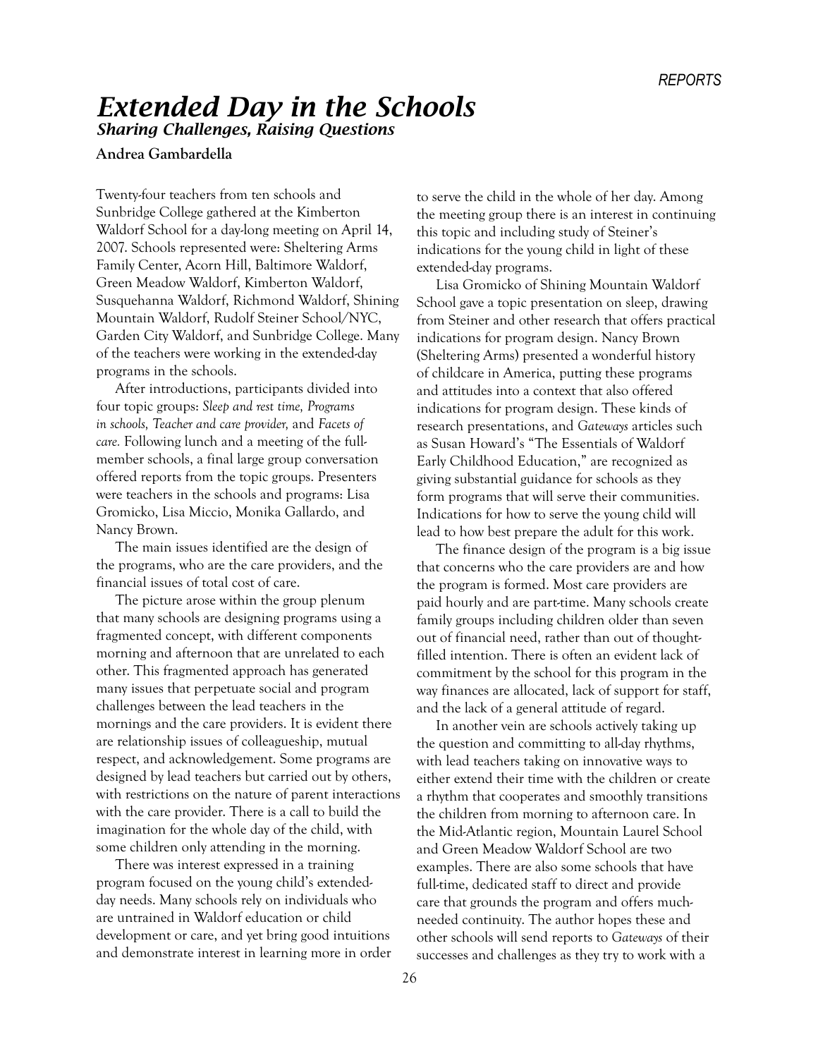# *Extended Day in the Schools*

## *Sharing Challenges, Raising Questions*

**Andrea Gambardella**

Twenty-four teachers from ten schools and Sunbridge College gathered at the Kimberton Waldorf School for a day-long meeting on April 14, 2007. Schools represented were: Sheltering Arms Family Center, Acorn Hill, Baltimore Waldorf, Green Meadow Waldorf, Kimberton Waldorf, Susquehanna Waldorf, Richmond Waldorf, Shining Mountain Waldorf, Rudolf Steiner School/NYC, Garden City Waldorf, and Sunbridge College. Many of the teachers were working in the extended-day programs in the schools.

After introductions, participants divided into four topic groups: *Sleep and rest time, Programs in schools, Teacher and care provider,* and *Facets of care.* Following lunch and a meeting of the full-member schools, a final large group conversation offered reports from the topic groups. Presenters were teachers in the schools and programs: Lisa Gromicko, Lisa Miccio, Monika Gallardo, and Nancy Brown.

The main issues identified are the design of the programs, who are the care providers, and the financial issues of total cost of care.

The picture arose within the group plenum that many schools are designing programs using a fragmented concept, with different components morning and afternoon that are unrelated to each other. This fragmented approach has generated many issues that perpetuate social and program challenges between the lead teachers in the mornings and the care providers. It is evident there are relationship issues of colleagueship, mutual respect, and acknowledgement. Some programs are designed by lead teachers but carried out by others, with restrictions on the nature of parent interactions with the care provider. There is a call to build the imagination for the whole day of the child, with some children only attending in the morning.

There was interest expressed in a training program focused on the young child's extended-day needs. Many schools rely on individuals who are untrained in Waldorf education or child development or care, and yet bring good intuitions and demonstrate interest in learning more in order to serve the child in the whole of her day. Among the meeting group there is an interest in continuing this topic and including study of Steiner's indications for the young child in light of these extended-day programs.

Lisa Gromicko of Shining Mountain Waldorf School gave a topic presentation on sleep, drawing from Steiner and other research that offers practical indications for program design. Nancy Brown (Sheltering Arms) presented a wonderful history of childcare in America, putting these programs and attitudes into a context that also offered indications for program design. These kinds of research presentations, and *Gateways* articles such as Susan Howard's "The Essentials of Waldorf Early Childhood Education," are recognized as giving substantial guidance for schools as they form programs that will serve their communities. Indications for how to serve the young child will lead to how best prepare the adult for this work.

The finance design of the program is a big issue that concerns who the care providers are and how the program is formed. Most care providers are paid hourly and are part-time. Many schools create family groups including children older than seven out of financial need, rather than out of thought-filled intention. There is often an evident lack of commitment by the school for this program in the way finances are allocated, lack of support for staff, and the lack of a general attitude of regard.

In another vein are schools actively taking up the question and committing to all-day rhythms, with lead teachers taking on innovative ways to either extend their time with the children or create a rhythm that cooperates and smoothly transitions the children from morning to afternoon care. In the Mid-Atlantic region, Mountain Laurel School and Green Meadow Waldorf School are two examples. There are also some schools that have full-time, dedicated staff to direct and provide care that grounds the program and offers much-needed continuity. The author hopes these and other schools will send reports to *Gateways* of their successes and challenges as they try to work with a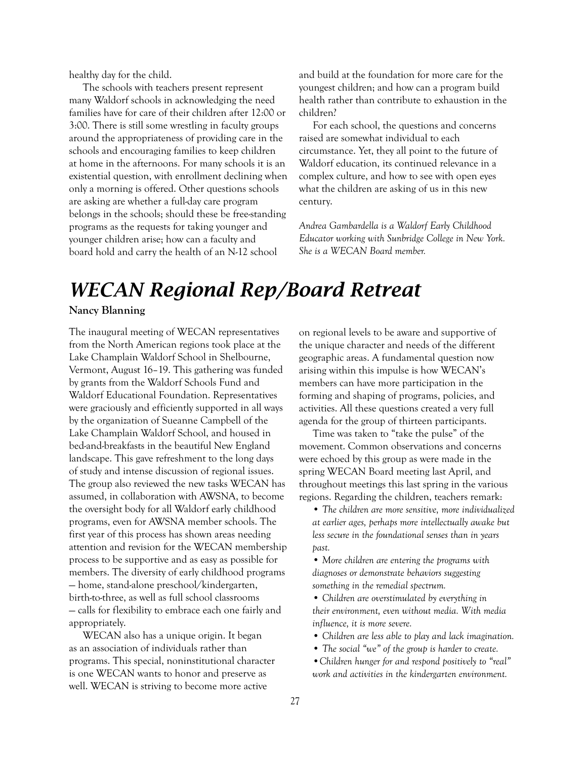healthy day for the child.

The schools with teachers present represent many Waldorf schools in acknowledging the need families have for care of their children after 12:00 or 3:00. There is still some wrestling in faculty groups around the appropriateness of providing care in the schools and encouraging families to keep children at home in the afternoons. For many schools it is an existential question, with enrollment declining when only a morning is offered. Other questions schools are asking are whether a full-day care program belongs in the schools; should these be free-standing programs as the requests for taking younger and younger children arise; how can a faculty and board hold and carry the health of an N-12 school and build at the foundation for more care for the youngest children; and how can a program build health rather than contribute to exhaustion in the children?

For each school, the questions and concerns raised are somewhat individual to each circumstance. Yet, they all point to the future of Waldorf education, its continued relevance in a complex culture, and how to see with open eyes what the children are asking of us in this new century.

*Andrea Gambardella is a Waldorf Early Childhood Educator working with Sunbridge College in New York. She is a WECAN Board member.*

# WECAN Regional Rep/Board Retreat

**Nancy Blanning**

The inaugural meeting of WECAN representatives from the North American regions took place at the Lake Champlain Waldorf School in Shelbourne, Vermont, August 16–19. This gathering was funded by grants from the Waldorf Schools Fund and Waldorf Educational Foundation. Representatives were graciously and efficiently supported in all ways by the organization of Sueanne Campbell of the Lake Champlain Waldorf School, and housed in bed-and-breakfasts in the beautiful New England landscape. This gave refreshment to the long days of study and intense discussion of regional issues. The group also reviewed the new tasks WECAN has assumed, in collaboration with AWSNA, to become the oversight body for all Waldorf early childhood programs, even for AWSNA member schools. The first year of this process has shown areas needing attention and revision for the WECAN membership process to be supportive and as easy as possible for members. The diversity of early childhood programs — home, stand-alone preschool/kindergarten, birth-to-three, as well as full school classrooms — calls for flexibility to embrace each one fairly and appropriately.

WECAN also has a unique origin. It began as an association of individuals rather than programs. This special, noninstitutional character is one WECAN wants to honor and preserve as well. WECAN is striving to become more active on regional levels to be aware and supportive of the unique character and needs of the different geographic areas. A fundamental question now arising within this impulse is how WECAN's members can have more participation in the forming and shaping of programs, policies, and activities. All these questions created a very full agenda for the group of thirteen participants.

Time was taken to "take the pulse" of the movement. Common observations and concerns were echoed by this group as were made in the spring WECAN Board meeting last April, and throughout meetings this last spring in the various regions. Regarding the children, teachers remark:

- *The children are more sensitive, more individualized at earlier ages, perhaps more intellectually awake but less secure in the foundational senses than in years past.*
- *More children are entering the programs with diagnoses or demonstrate behaviors suggesting something in the remedial spectrum.*
- *Children are overstimulated by everything in their environment, even without media. With media influence, it is more severe.*
- *Children are less able to play and lack imagination.*
- *The social "we" of the group is harder to create.*
- *Children hunger for and respond positively to "real" work and activities in the kindergarten environment.*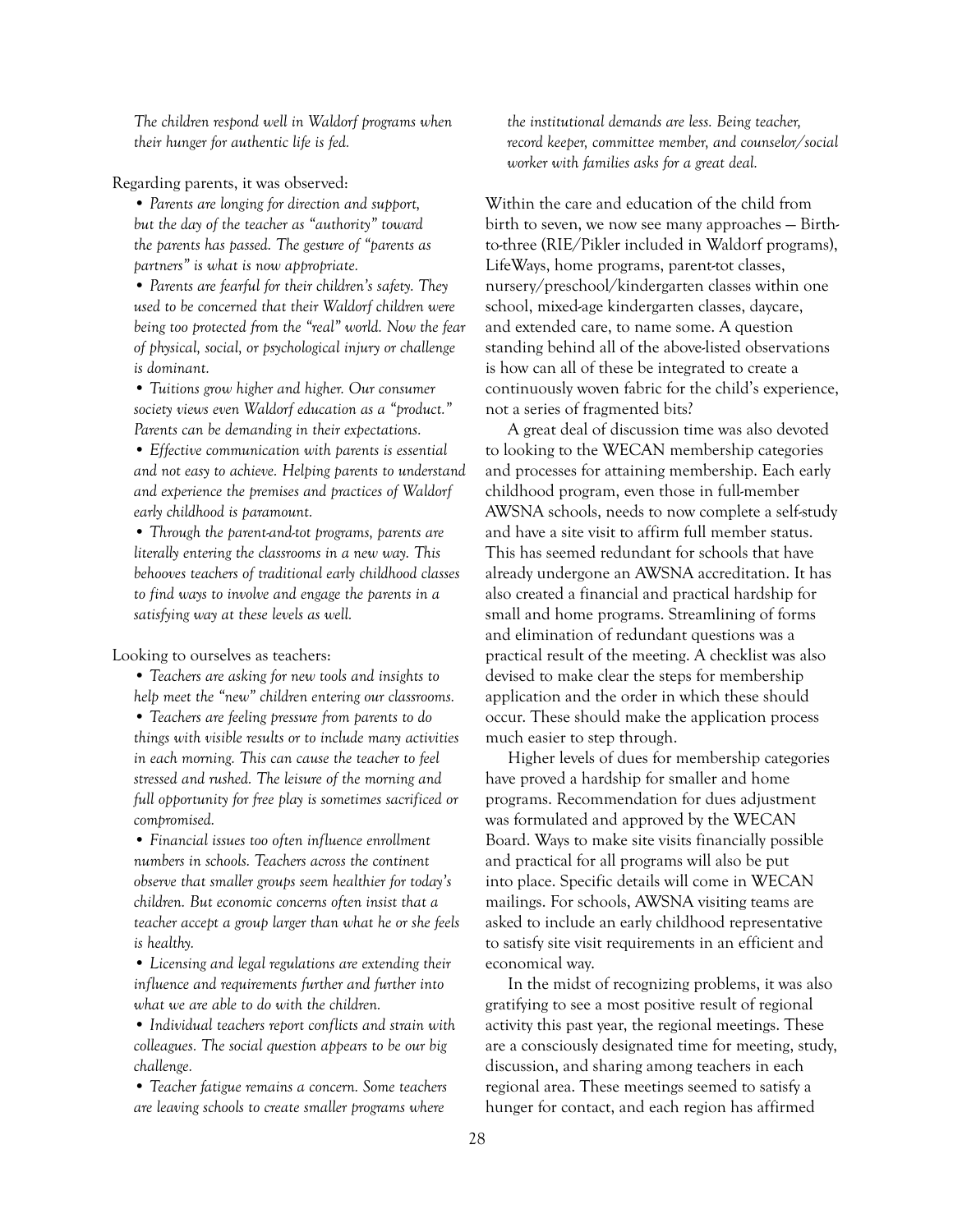*The children respond well in Waldorf programs when their hunger for authentic life is fed.*

Regarding parents, it was observed:

- *Parents are longing for direction and support, but the day of the teacher as "authority" toward the parents has passed. The gesture of "parents as partners" is what is now appropriate.*
- *Parents are fearful for their children's safety. They used to be concerned that their Waldorf children were being too protected from the "real" world. Now the fear of physical, social, or psychological injury or challenge is dominant.*
- *Tuitions grow higher and higher. Our consumer society views even Waldorf education as a "product." Parents can be demanding in their expectations.*
- *Effective communication with parents is essential and not easy to achieve. Helping parents to understand and experience the premises and practices of Waldorf early childhood is paramount.*
- *Through the parent-and-tot programs, parents are literally entering the classrooms in a new way. This behooves teachers of traditional early childhood classes to find ways to involve and engage the parents in a satisfying way at these levels as well.*

Looking to ourselves as teachers:

- *Teachers are asking for new tools and insights to help meet the "new" children entering our classrooms.*
- *Teachers are feeling pressure from parents to do things with visible results or to include many activities in each morning. This can cause the teacher to feel stressed and rushed. The leisure of the morning and full opportunity for free play is sometimes sacrificed or compromised.*
- *Financial issues too often influence enrollment numbers in schools. Teachers across the continent observe that smaller groups seem healthier for today's children. But economic concerns often insist that a teacher accept a group larger than what he or she feels is healthy.*
- *Licensing and legal regulations are extending their influence and requirements further and further into what we are able to do with the children.*
- *Individual teachers report conflicts and strain with colleagues. The social question appears to be our big challenge.*
- *Teacher fatigue remains a concern. Some teachers are leaving schools to create smaller programs where the institutional demands are less. Being teacher, record keeper, committee member, and counselor/social worker with families asks for a great deal.*

Within the care and education of the child from birth to seven, we now see many approaches — Birth-to-three (RIE/Pikler included in Waldorf programs), LifeWays, home programs, parent-tot classes, nursery/preschool/kindergarten classes within one school, mixed-age kindergarten classes, daycare, and extended care, to name some. A question standing behind all of the above-listed observations is how can all of these be integrated to create a continuously woven fabric for the child's experience, not a series of fragmented bits?

A great deal of discussion time was also devoted to looking to the WECAN membership categories and processes for attaining membership. Each early childhood program, even those in full-member AWSNA schools, needs to now complete a self-study and have a site visit to affirm full member status. This has seemed redundant for schools that have already undergone an AWSNA accreditation. It has also created a financial and practical hardship for small and home programs. Streamlining of forms and elimination of redundant questions was a practical result of the meeting. A checklist was also devised to make clear the steps for membership application and the order in which these should occur. These should make the application process much easier to step through.

Higher levels of dues for membership categories have proved a hardship for smaller and home programs. Recommendation for dues adjustment was formulated and approved by the WECAN Board. Ways to make site visits financially possible and practical for all programs will also be put into place. Specific details will come in WECAN mailings. For schools, AWSNA visiting teams are asked to include an early childhood representative to satisfy site visit requirements in an efficient and economical way.

In the midst of recognizing problems, it was also gratifying to see a most positive result of regional activity this past year, the regional meetings. These are a consciously designated time for meeting, study, discussion, and sharing among teachers in each regional area. These meetings seemed to satisfy a hunger for contact, and each region has affirmed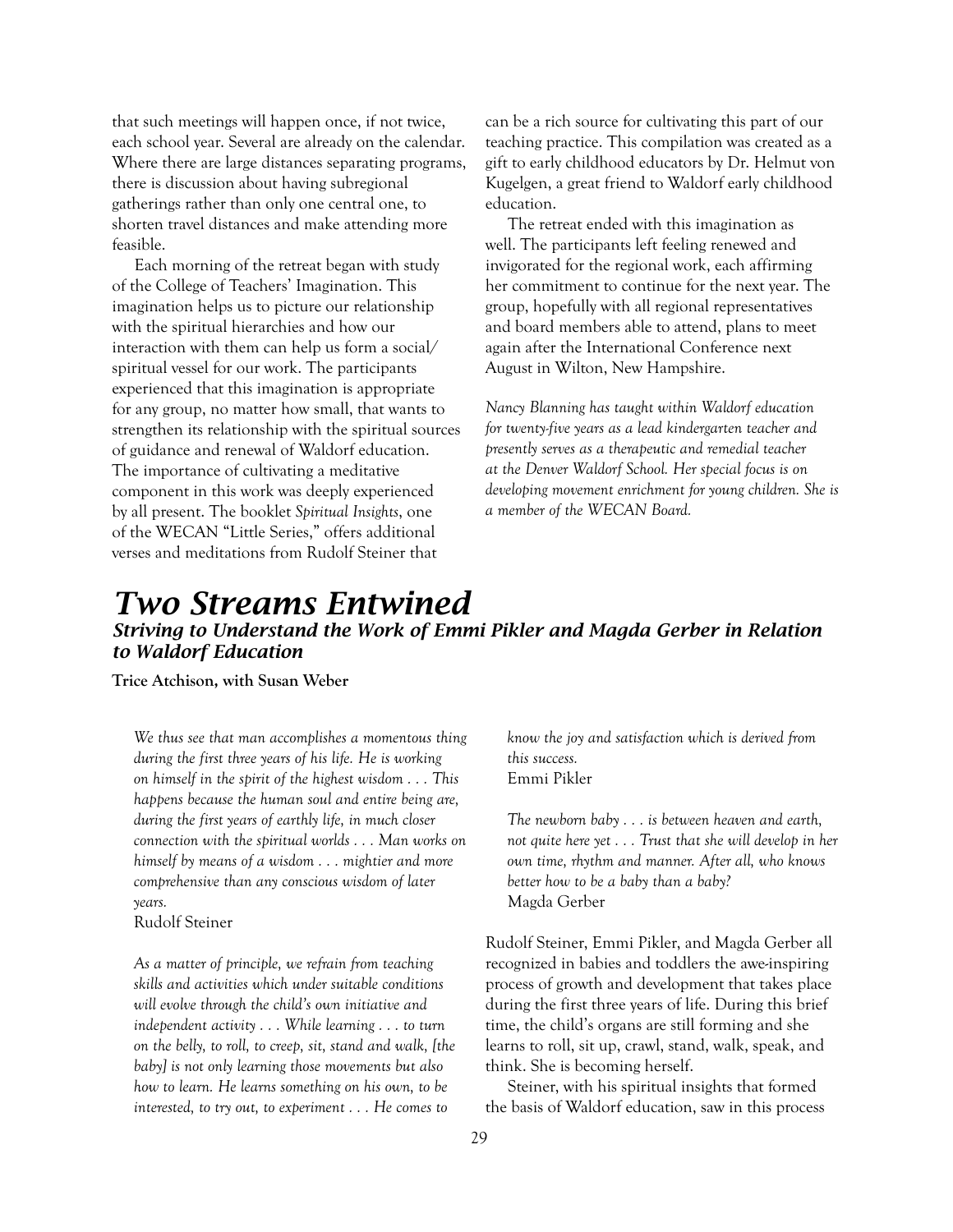that such meetings will happen once, if not twice, each school year. Several are already on the calendar. Where there are large distances separating programs, there is discussion about having subregional gatherings rather than only one central one, to shorten travel distances and make attending more feasible.

Each morning of the retreat began with study of the College of Teachers' Imagination. This imagination helps us to picture our relationship with the spiritual hierarchies and how our interaction with them can help us form a social/spiritual vessel for our work. The participants experienced that this imagination is appropriate for any group, no matter how small, that wants to strengthen its relationship with the spiritual sources of guidance and renewal of Waldorf education. The importance of cultivating a meditative component in this work was deeply experienced by all present. The booklet *Spiritual Insights*, one of the WECAN "Little Series," offers additional verses and meditations from Rudolf Steiner that can be a rich source for cultivating this part of our teaching practice. This compilation was created as a gift to early childhood educators by Dr. Helmut von Kugelgen, a great friend to Waldorf early childhood education.

The retreat ended with this imagination as well. The participants left feeling renewed and invigorated for the regional work, each affirming her commitment to continue for the next year. The group, hopefully with all regional representatives and board members able to attend, plans to meet again after the International Conference next August in Wilton, New Hampshire.

*Nancy Blanning has taught within Waldorf education for twenty-five years as a lead kindergarten teacher and presently serves as a therapeutic and remedial teacher at the Denver Waldorf School. Her special focus is on developing movement enrichment for young children. She is a member of the WECAN Board.*

# Two Streams Entwined

## Striving to Understand the Work of Emmi Pikler and Magda Gerber in Relation to Waldorf Education

**Trice Atchison, with Susan Weber**

*We thus see that man accomplishes a momentous thing during the first three years of his life. He is working on himself in the spirit of the highest wisdom . . . This happens because the human soul and entire being are, during the first years of earthly life, in much closer connection with the spiritual worlds . . . Man works on himself by means of a wisdom . . . mightier and more comprehensive than any conscious wisdom of later years.*
Rudolf Steiner

*As a matter of principle, we refrain from teaching skills and activities which under suitable conditions will evolve through the child's own initiative and independent activity . . . While learning . . . to turn on the belly, to roll, to creep, sit, stand and walk, [the baby] is not only learning those movements but also how to learn. He learns something on his own, to be interested, to try out, to experiment . . . He comes to know the joy and satisfaction which is derived from this success.*
Emmi Pikler

*The newborn baby . . . is between heaven and earth, not quite here yet . . . Trust that she will develop in her own time, rhythm and manner. After all, who knows better how to be a baby than a baby?*
Magda Gerber

Rudolf Steiner, Emmi Pikler, and Magda Gerber all recognized in babies and toddlers the awe-inspiring process of growth and development that takes place during the first three years of life. During this brief time, the child's organs are still forming and she learns to roll, sit up, crawl, stand, walk, speak, and think. She is becoming herself.

Steiner, with his spiritual insights that formed the basis of Waldorf education, saw in this process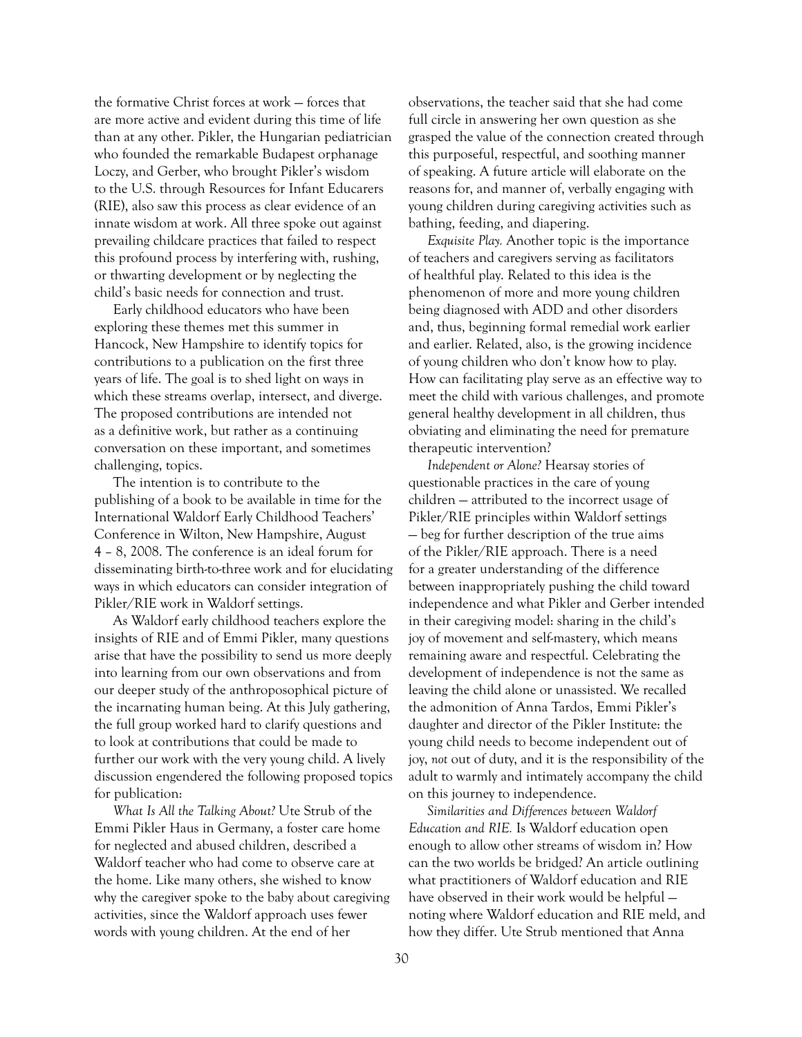the formative Christ forces at work — forces that are more active and evident during this time of life than at any other. Pikler, the Hungarian pediatrician who founded the remarkable Budapest orphanage Loczy, and Gerber, who brought Pikler's wisdom to the U.S. through Resources for Infant Educarers (RIE), also saw this process as clear evidence of an innate wisdom at work. All three spoke out against prevailing childcare practices that failed to respect this profound process by interfering with, rushing, or thwarting development or by neglecting the child's basic needs for connection and trust.

Early childhood educators who have been exploring these themes met this summer in Hancock, New Hampshire to identify topics for contributions to a publication on the first three years of life. The goal is to shed light on ways in which these streams overlap, intersect, and diverge. The proposed contributions are intended not as a definitive work, but rather as a continuing conversation on these important, and sometimes challenging, topics.

The intention is to contribute to the publishing of a book to be available in time for the International Waldorf Early Childhood Teachers' Conference in Wilton, New Hampshire, August 4 – 8, 2008. The conference is an ideal forum for disseminating birth-to-three work and for elucidating ways in which educators can consider integration of Pikler/RIE work in Waldorf settings.

As Waldorf early childhood teachers explore the insights of RIE and of Emmi Pikler, many questions arise that have the possibility to send us more deeply into learning from our own observations and from our deeper study of the anthroposophical picture of the incarnating human being. At this July gathering, the full group worked hard to clarify questions and to look at contributions that could be made to further our work with the very young child. A lively discussion engendered the following proposed topics for publication:

*What Is All the Talking About?* Ute Strub of the Emmi Pikler Haus in Germany, a foster care home for neglected and abused children, described a Waldorf teacher who had come to observe care at the home. Like many others, she wished to know why the caregiver spoke to the baby about caregiving activities, since the Waldorf approach uses fewer words with young children. At the end of her observations, the teacher said that she had come full circle in answering her own question as she grasped the value of the connection created through this purposeful, respectful, and soothing manner of speaking. A future article will elaborate on the reasons for, and manner of, verbally engaging with young children during caregiving activities such as bathing, feeding, and diapering.

*Exquisite Play.* Another topic is the importance of teachers and caregivers serving as facilitators of healthful play. Related to this idea is the phenomenon of more and more young children being diagnosed with ADD and other disorders and, thus, beginning formal remedial work earlier and earlier. Related, also, is the growing incidence of young children who don't know how to play. How can facilitating play serve as an effective way to meet the child with various challenges, and promote general healthy development in all children, thus obviating and eliminating the need for premature therapeutic intervention?

*Independent or Alone?* Hearsay stories of questionable practices in the care of young children — attributed to the incorrect usage of Pikler/RIE principles within Waldorf settings — beg for further description of the true aims of the Pikler/RIE approach. There is a need for a greater understanding of the difference between inappropriately pushing the child toward independence and what Pikler and Gerber intended in their caregiving model: sharing in the child's joy of movement and self-mastery, which means remaining aware and respectful. Celebrating the development of independence is not the same as leaving the child alone or unassisted. We recalled the admonition of Anna Tardos, Emmi Pikler's daughter and director of the Pikler Institute: the young child needs to become independent out of joy, *not* out of duty, and it is the responsibility of the adult to warmly and intimately accompany the child on this journey to independence.

*Similarities and Differences between Waldorf Education and RIE.* Is Waldorf education open enough to allow other streams of wisdom in? How can the two worlds be bridged? An article outlining what practitioners of Waldorf education and RIE have observed in their work would be helpful — noting where Waldorf education and RIE meld, and how they differ. Ute Strub mentioned that Anna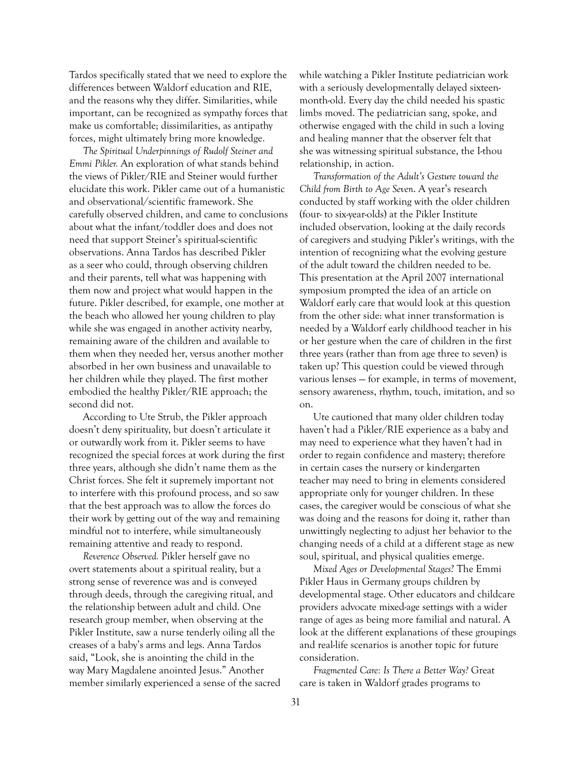Tardos specifically stated that we need to explore the differences between Waldorf education and RIE, and the reasons why they differ. Similarities, while important, can be recognized as sympathy forces that make us comfortable; dissimilarities, as antipathy forces, might ultimately bring more knowledge.

*The Spiritual Underpinnings of Rudolf Steiner and Emmi Pikler.* An exploration of what stands behind the views of Pikler/RIE and Steiner would further elucidate this work. Pikler came out of a humanistic and observational/scientific framework. She carefully observed children, and came to conclusions about what the infant/toddler does and does not need that support Steiner's spiritual-scientific observations. Anna Tardos has described Pikler as a seer who could, through observing children and their parents, tell what was happening with them now and project what would happen in the future. Pikler described, for example, one mother at the beach who allowed her young children to play while she was engaged in another activity nearby, remaining aware of the children and available to them when they needed her, versus another mother absorbed in her own business and unavailable to her children while they played. The first mother embodied the healthy Pikler/RIE approach; the second did not.

According to Ute Strub, the Pikler approach doesn't deny spirituality, but doesn't articulate it or outwardly work from it. Pikler seems to have recognized the special forces at work during the first three years, although she didn't name them as the Christ forces. She felt it supremely important not to interfere with this profound process, and so saw that the best approach was to allow the forces do their work by getting out of the way and remaining mindful not to interfere, while simultaneously remaining attentive and ready to respond.

*Reverence Observed.* Pikler herself gave no overt statements about a spiritual reality, but a strong sense of reverence was and is conveyed through deeds, through the caregiving ritual, and the relationship between adult and child. One research group member, when observing at the Pikler Institute, saw a nurse tenderly oiling all the creases of a baby's arms and legs. Anna Tardos said, "Look, she is anointing the child in the way Mary Magdalene anointed Jesus." Another member similarly experienced a sense of the sacred while watching a Pikler Institute pediatrician work with a seriously developmentally delayed sixteen-month-old. Every day the child needed his spastic limbs moved. The pediatrician sang, spoke, and otherwise engaged with the child in such a loving and healing manner that the observer felt that she was witnessing spiritual substance, the I-thou relationship, in action.

*Transformation of the Adult's Gesture toward the Child from Birth to Age Seven.* A year's research conducted by staff working with the older children (four- to six-year-olds) at the Pikler Institute included observation, looking at the daily records of caregivers and studying Pikler's writings, with the intention of recognizing what the evolving gesture of the adult toward the children needed to be. This presentation at the April 2007 international symposium prompted the idea of an article on Waldorf early care that would look at this question from the other side: what inner transformation is needed by a Waldorf early childhood teacher in his or her gesture when the care of children in the first three years (rather than from age three to seven) is taken up? This question could be viewed through various lenses — for example, in terms of movement, sensory awareness, rhythm, touch, imitation, and so on.

Ute cautioned that many older children today haven't had a Pikler/RIE experience as a baby and may need to experience what they haven't had in order to regain confidence and mastery; therefore in certain cases the nursery or kindergarten teacher may need to bring in elements considered appropriate only for younger children. In these cases, the caregiver would be conscious of what she was doing and the reasons for doing it, rather than unwittingly neglecting to adjust her behavior to the changing needs of a child at a different stage as new soul, spiritual, and physical qualities emerge.

*Mixed Ages or Developmental Stages?* The Emmi Pikler Haus in Germany groups children by developmental stage. Other educators and childcare providers advocate mixed-age settings with a wider range of ages as being more familial and natural. A look at the different explanations of these groupings and real-life scenarios is another topic for future consideration.

*Fragmented Care: Is There a Better Way?* Great care is taken in Waldorf grades programs to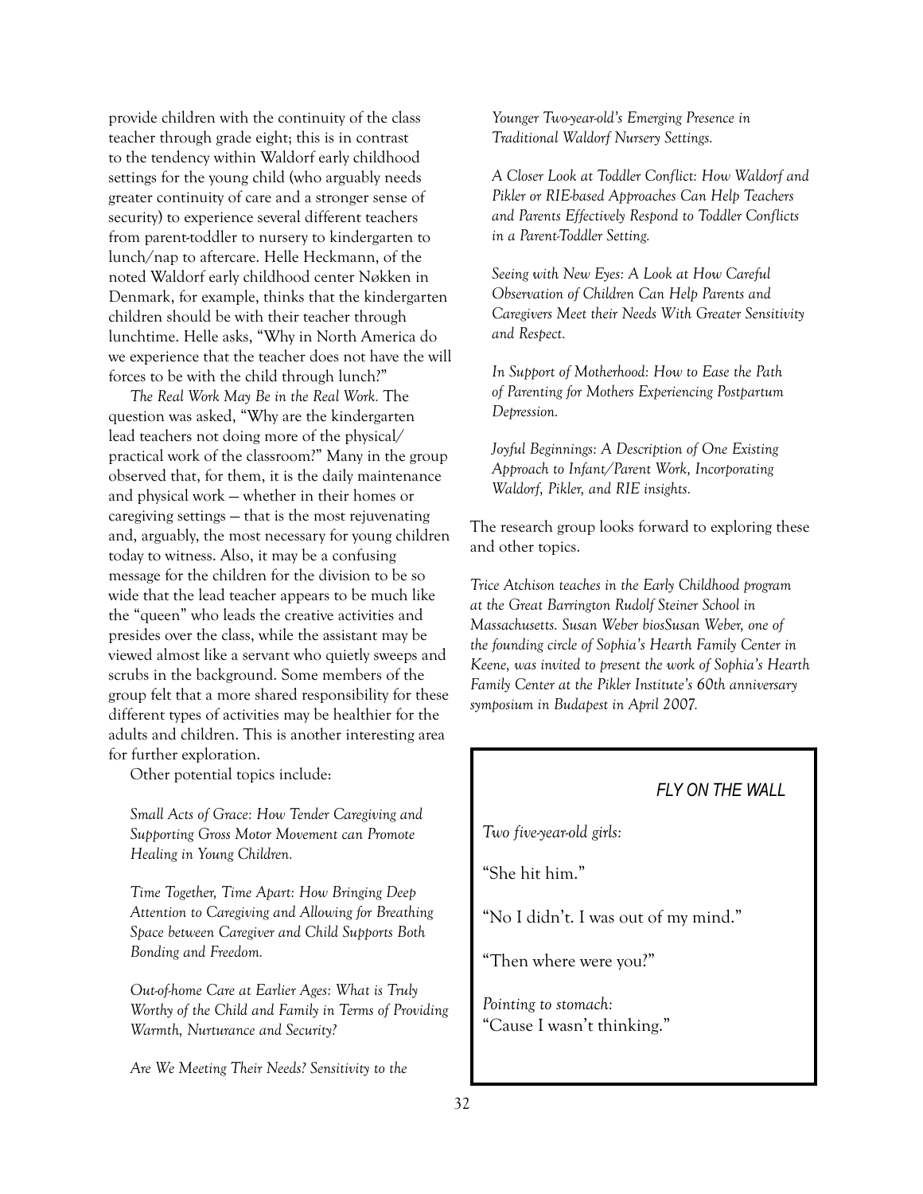provide children with the continuity of the class teacher through grade eight; this is in contrast to the tendency within Waldorf early childhood settings for the young child (who arguably needs greater continuity of care and a stronger sense of security) to experience several different teachers from parent-toddler to nursery to kindergarten to lunch/nap to aftercare. Helle Heckmann, of the noted Waldorf early childhood center Nøkken in Denmark, for example, thinks that the kindergarten children should be with their teacher through lunchtime. Helle asks, "Why in North America do we experience that the teacher does not have the will forces to be with the child through lunch?"

*The Real Work May Be in the Real Work.* The question was asked, "Why are the kindergarten lead teachers not doing more of the physical/practical work of the classroom?" Many in the group observed that, for them, it is the daily maintenance and physical work — whether in their homes or caregiving settings — that is the most rejuvenating and, arguably, the most necessary for young children today to witness. Also, it may be a confusing message for the children for the division to be so wide that the lead teacher appears to be much like the "queen" who leads the creative activities and presides over the class, while the assistant may be viewed almost like a servant who quietly sweeps and scrubs in the background. Some members of the group felt that a more shared responsibility for these different types of activities may be healthier for the adults and children. This is another interesting area for further exploration.

Other potential topics include:

*Small Acts of Grace: How Tender Caregiving and Supporting Gross Motor Movement can Promote Healing in Young Children.*

*Time Together, Time Apart: How Bringing Deep Attention to Caregiving and Allowing for Breathing Space between Caregiver and Child Supports Both Bonding and Freedom.*

*Out-of-home Care at Earlier Ages: What is Truly Worthy of the Child and Family in Terms of Providing Warmth, Nurturance and Security?*

*Are We Meeting Their Needs? Sensitivity to the Younger Two-year-old's Emerging Presence in Traditional Waldorf Nursery Settings.*

*A Closer Look at Toddler Conflict: How Waldorf and Pikler or RIE-based Approaches Can Help Teachers and Parents Effectively Respond to Toddler Conflicts in a Parent-Toddler Setting.*

*Seeing with New Eyes: A Look at How Careful Observation of Children Can Help Parents and Caregivers Meet their Needs With Greater Sensitivity and Respect.*

*In Support of Motherhood: How to Ease the Path of Parenting for Mothers Experiencing Postpartum Depression.*

*Joyful Beginnings: A Description of One Existing Approach to Infant/Parent Work, Incorporating Waldorf, Pikler, and RIE insights.*

The research group looks forward to exploring these and other topics.

*Trice Atchison teaches in the Early Childhood program at the Great Barrington Rudolf Steiner School in Massachusetts. Susan Weber biosSusan Weber, one of the founding circle of Sophia's Hearth Family Center in Keene, was invited to present the work of Sophia's Hearth Family Center at the Pikler Institute's 60th anniversary symposium in Budapest in April 2007.*

### *FLY ON THE WALL*

*Two five-year-old girls:*

"She hit him."

"No I didn't. I was out of my mind."

"Then where were you?"

*Pointing to stomach:*
"Cause I wasn't thinking."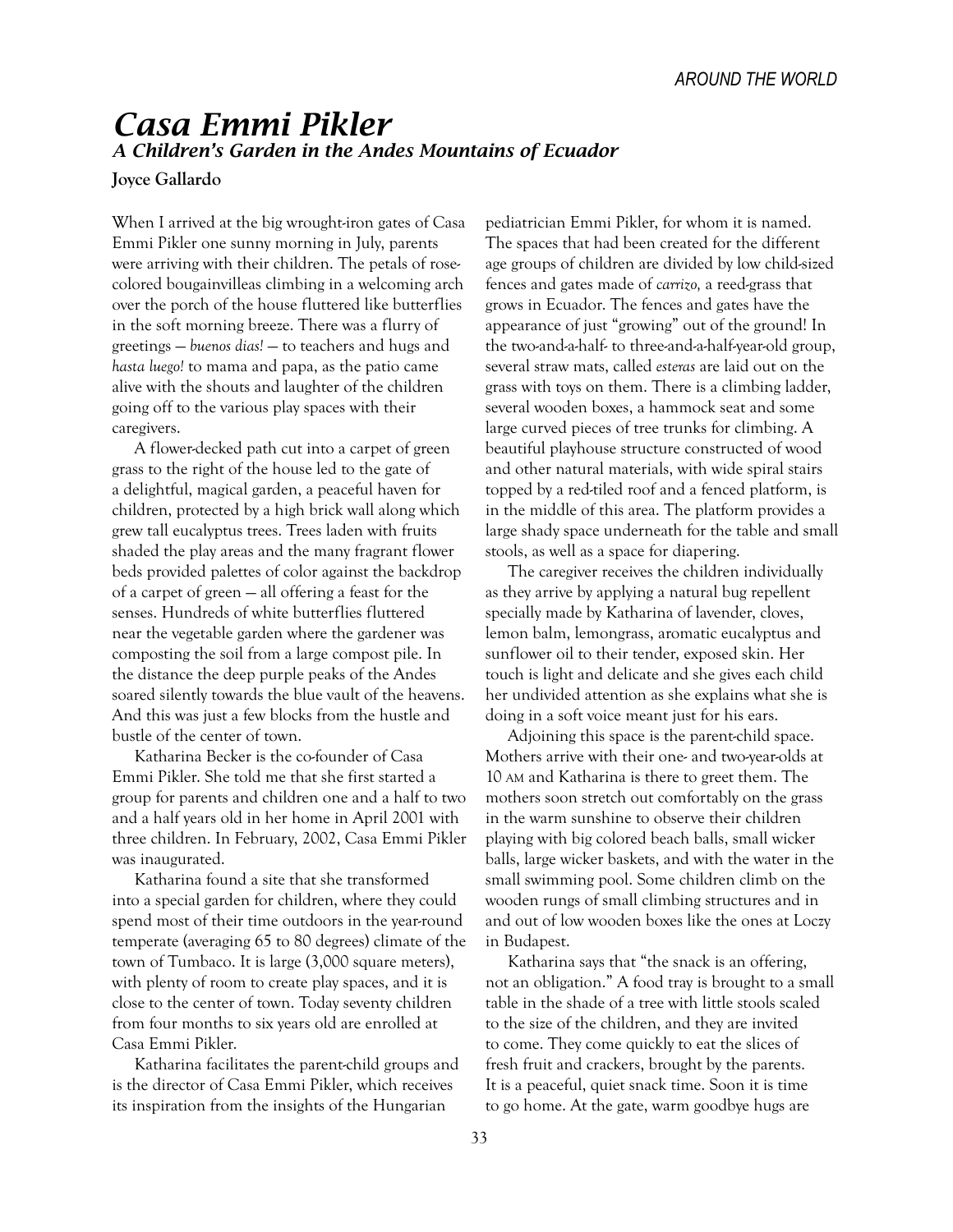# *Casa Emmi Pikler*

## *A Children's Garden in the Andes Mountains of Ecuador*

**Joyce Gallardo**

When I arrived at the big wrought-iron gates of Casa Emmi Pikler one sunny morning in July, parents were arriving with their children. The petals of rose-colored bougainvilleas climbing in a welcoming arch over the porch of the house fluttered like butterflies in the soft morning breeze. There was a flurry of greetings — *buenos dias!* — to teachers and hugs and *hasta luego!* to mama and papa, as the patio came alive with the shouts and laughter of the children going off to the various play spaces with their caregivers.

A flower-decked path cut into a carpet of green grass to the right of the house led to the gate of a delightful, magical garden, a peaceful haven for children, protected by a high brick wall along which grew tall eucalyptus trees. Trees laden with fruits shaded the play areas and the many fragrant flower beds provided palettes of color against the backdrop of a carpet of green — all offering a feast for the senses. Hundreds of white butterflies fluttered near the vegetable garden where the gardener was composting the soil from a large compost pile. In the distance the deep purple peaks of the Andes soared silently towards the blue vault of the heavens. And this was just a few blocks from the hustle and bustle of the center of town.

Katharina Becker is the co-founder of Casa Emmi Pikler. She told me that she first started a group for parents and children one and a half to two and a half years old in her home in April 2001 with three children. In February, 2002, Casa Emmi Pikler was inaugurated.

Katharina found a site that she transformed into a special garden for children, where they could spend most of their time outdoors in the year-round temperate (averaging 65 to 80 degrees) climate of the town of Tumbaco. It is large (3,000 square meters), with plenty of room to create play spaces, and it is close to the center of town. Today seventy children from four months to six years old are enrolled at Casa Emmi Pikler.

Katharina facilitates the parent-child groups and is the director of Casa Emmi Pikler, which receives its inspiration from the insights of the Hungarian pediatrician Emmi Pikler, for whom it is named. The spaces that had been created for the different age groups of children are divided by low child-sized fences and gates made of *carrizo,* a reed-grass that grows in Ecuador. The fences and gates have the appearance of just "growing" out of the ground! In the two-and-a-half- to three-and-a-half-year-old group, several straw mats, called *esteras* are laid out on the grass with toys on them. There is a climbing ladder, several wooden boxes, a hammock seat and some large curved pieces of tree trunks for climbing. A beautiful playhouse structure constructed of wood and other natural materials, with wide spiral stairs topped by a red-tiled roof and a fenced platform, is in the middle of this area. The platform provides a large shady space underneath for the table and small stools, as well as a space for diapering.

The caregiver receives the children individually as they arrive by applying a natural bug repellent specially made by Katharina of lavender, cloves, lemon balm, lemongrass, aromatic eucalyptus and sunflower oil to their tender, exposed skin. Her touch is light and delicate and she gives each child her undivided attention as she explains what she is doing in a soft voice meant just for his ears.

Adjoining this space is the parent-child space. Mothers arrive with their one- and two-year-olds at 10 AM and Katharina is there to greet them. The mothers soon stretch out comfortably on the grass in the warm sunshine to observe their children playing with big colored beach balls, small wicker balls, large wicker baskets, and with the water in the small swimming pool. Some children climb on the wooden rungs of small climbing structures and in and out of low wooden boxes like the ones at Loczy in Budapest.

Katharina says that "the snack is an offering, not an obligation." A food tray is brought to a small table in the shade of a tree with little stools scaled to the size of the children, and they are invited to come. They come quickly to eat the slices of fresh fruit and crackers, brought by the parents. It is a peaceful, quiet snack time. Soon it is time to go home. At the gate, warm goodbye hugs are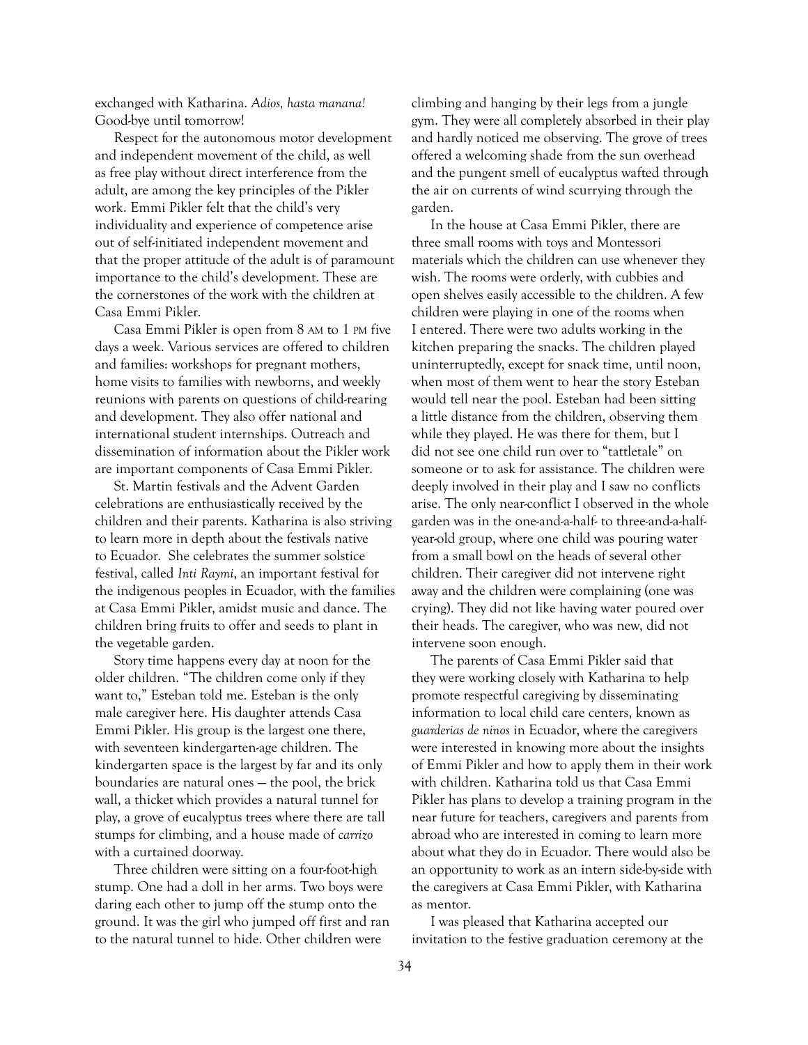exchanged with Katharina. *Adios, hasta manana!* Good-bye until tomorrow!

Respect for the autonomous motor development and independent movement of the child, as well as free play without direct interference from the adult, are among the key principles of the Pikler work. Emmi Pikler felt that the child's very individuality and experience of competence arise out of self-initiated independent movement and that the proper attitude of the adult is of paramount importance to the child's development. These are the cornerstones of the work with the children at Casa Emmi Pikler.

Casa Emmi Pikler is open from 8 AM to 1 PM five days a week. Various services are offered to children and families: workshops for pregnant mothers, home visits to families with newborns, and weekly reunions with parents on questions of child-rearing and development. They also offer national and international student internships. Outreach and dissemination of information about the Pikler work are important components of Casa Emmi Pikler.

St. Martin festivals and the Advent Garden celebrations are enthusiastically received by the children and their parents. Katharina is also striving to learn more in depth about the festivals native to Ecuador. She celebrates the summer solstice festival, called *Inti Raymi*, an important festival for the indigenous peoples in Ecuador, with the families at Casa Emmi Pikler, amidst music and dance. The children bring fruits to offer and seeds to plant in the vegetable garden.

Story time happens every day at noon for the older children. "The children come only if they want to," Esteban told me. Esteban is the only male caregiver here. His daughter attends Casa Emmi Pikler. His group is the largest one there, with seventeen kindergarten-age children. The kindergarten space is the largest by far and its only boundaries are natural ones — the pool, the brick wall, a thicket which provides a natural tunnel for play, a grove of eucalyptus trees where there are tall stumps for climbing, and a house made of *carrizo* with a curtained doorway.

Three children were sitting on a four-foot-high stump. One had a doll in her arms. Two boys were daring each other to jump off the stump onto the ground. It was the girl who jumped off first and ran to the natural tunnel to hide. Other children were climbing and hanging by their legs from a jungle gym. They were all completely absorbed in their play and hardly noticed me observing. The grove of trees offered a welcoming shade from the sun overhead and the pungent smell of eucalyptus wafted through the air on currents of wind scurrying through the garden.

In the house at Casa Emmi Pikler, there are three small rooms with toys and Montessori materials which the children can use whenever they wish. The rooms were orderly, with cubbies and open shelves easily accessible to the children. A few children were playing in one of the rooms when I entered. There were two adults working in the kitchen preparing the snacks. The children played uninterruptedly, except for snack time, until noon, when most of them went to hear the story Esteban would tell near the pool. Esteban had been sitting a little distance from the children, observing them while they played. He was there for them, but I did not see one child run over to "tattletale" on someone or to ask for assistance. The children were deeply involved in their play and I saw no conflicts arise. The only near-conflict I observed in the whole garden was in the one-and-a-half- to three-and-a-half-year-old group, where one child was pouring water from a small bowl on the heads of several other children. Their caregiver did not intervene right away and the children were complaining (one was crying). They did not like having water poured over their heads. The caregiver, who was new, did not intervene soon enough.

The parents of Casa Emmi Pikler said that they were working closely with Katharina to help promote respectful caregiving by disseminating information to local child care centers, known as *guarderias de ninos* in Ecuador, where the caregivers were interested in knowing more about the insights of Emmi Pikler and how to apply them in their work with children. Katharina told us that Casa Emmi Pikler has plans to develop a training program in the near future for teachers, caregivers and parents from abroad who are interested in coming to learn more about what they do in Ecuador. There would also be an opportunity to work as an intern side-by-side with the caregivers at Casa Emmi Pikler, with Katharina as mentor.

I was pleased that Katharina accepted our invitation to the festive graduation ceremony at the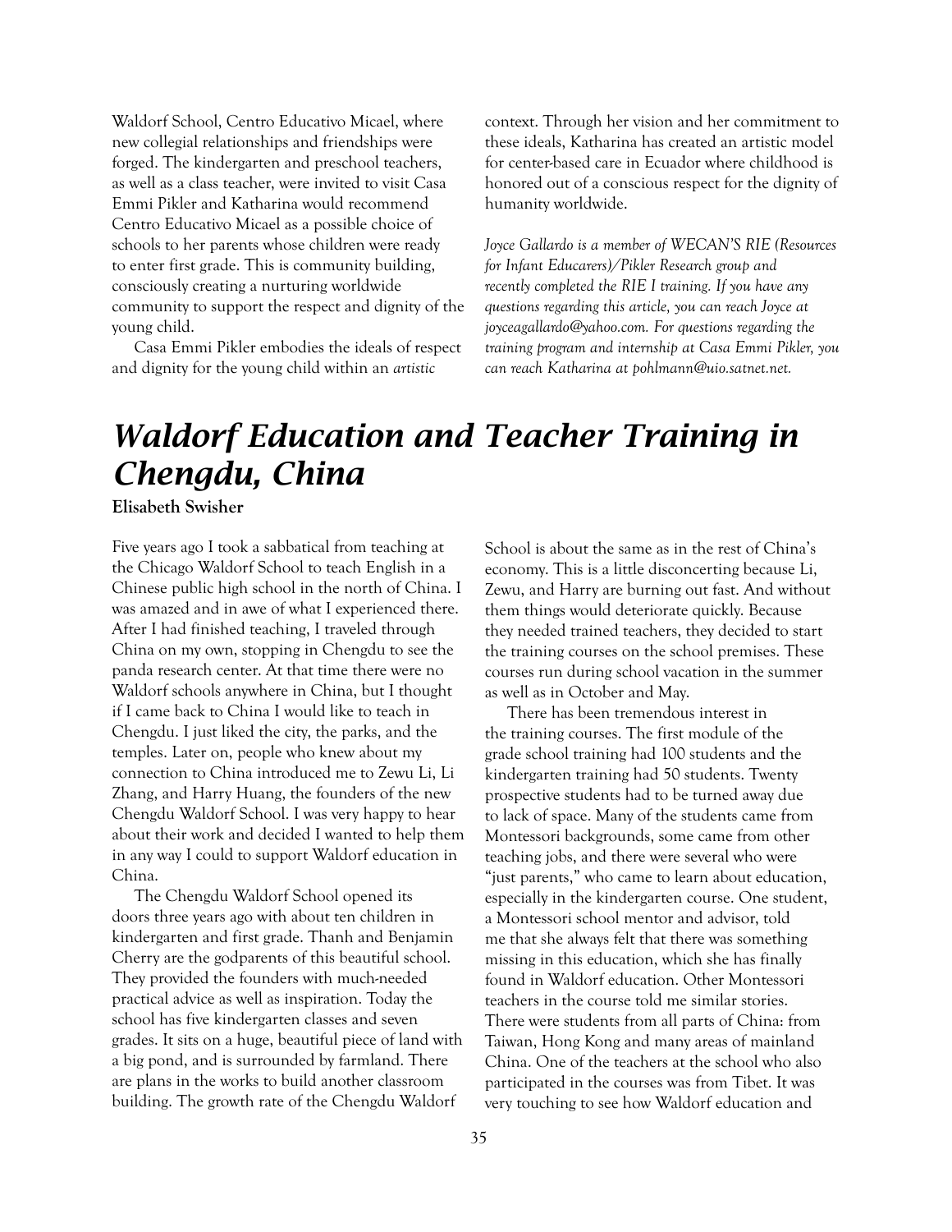Waldorf School, Centro Educativo Micael, where new collegial relationships and friendships were forged. The kindergarten and preschool teachers, as well as a class teacher, were invited to visit Casa Emmi Pikler and Katharina would recommend Centro Educativo Micael as a possible choice of schools to her parents whose children were ready to enter first grade. This is community building, consciously creating a nurturing worldwide community to support the respect and dignity of the young child.

Casa Emmi Pikler embodies the ideals of respect and dignity for the young child within an *artistic* context. Through her vision and her commitment to these ideals, Katharina has created an artistic model for center-based care in Ecuador where childhood is honored out of a conscious respect for the dignity of humanity worldwide.

*Joyce Gallardo is a member of WECAN'S RIE (Resources for Infant Educarers)/Pikler Research group and recently completed the RIE I training. If you have any questions regarding this article, you can reach Joyce at joyceagallardo@yahoo.com. For questions regarding the training program and internship at Casa Emmi Pikler, you can reach Katharina at pohlmann@uio.satnet.net.*

# *Waldorf Education and Teacher Training in Chengdu, China*

**Elisabeth Swisher**

Five years ago I took a sabbatical from teaching at the Chicago Waldorf School to teach English in a Chinese public high school in the north of China. I was amazed and in awe of what I experienced there. After I had finished teaching, I traveled through China on my own, stopping in Chengdu to see the panda research center. At that time there were no Waldorf schools anywhere in China, but I thought if I came back to China I would like to teach in Chengdu. I just liked the city, the parks, and the temples. Later on, people who knew about my connection to China introduced me to Zewu Li, Li Zhang, and Harry Huang, the founders of the new Chengdu Waldorf School. I was very happy to hear about their work and decided I wanted to help them in any way I could to support Waldorf education in China.

The Chengdu Waldorf School opened its doors three years ago with about ten children in kindergarten and first grade. Thanh and Benjamin Cherry are the godparents of this beautiful school. They provided the founders with much-needed practical advice as well as inspiration. Today the school has five kindergarten classes and seven grades. It sits on a huge, beautiful piece of land with a big pond, and is surrounded by farmland. There are plans in the works to build another classroom building. The growth rate of the Chengdu Waldorf School is about the same as in the rest of China's economy. This is a little disconcerting because Li, Zewu, and Harry are burning out fast. And without them things would deteriorate quickly. Because they needed trained teachers, they decided to start the training courses on the school premises. These courses run during school vacation in the summer as well as in October and May.

There has been tremendous interest in the training courses. The first module of the grade school training had 100 students and the kindergarten training had 50 students. Twenty prospective students had to be turned away due to lack of space. Many of the students came from Montessori backgrounds, some came from other teaching jobs, and there were several who were "just parents," who came to learn about education, especially in the kindergarten course. One student, a Montessori school mentor and advisor, told me that she always felt that there was something missing in this education, which she has finally found in Waldorf education. Other Montessori teachers in the course told me similar stories. There were students from all parts of China: from Taiwan, Hong Kong and many areas of mainland China. One of the teachers at the school who also participated in the courses was from Tibet. It was very touching to see how Waldorf education and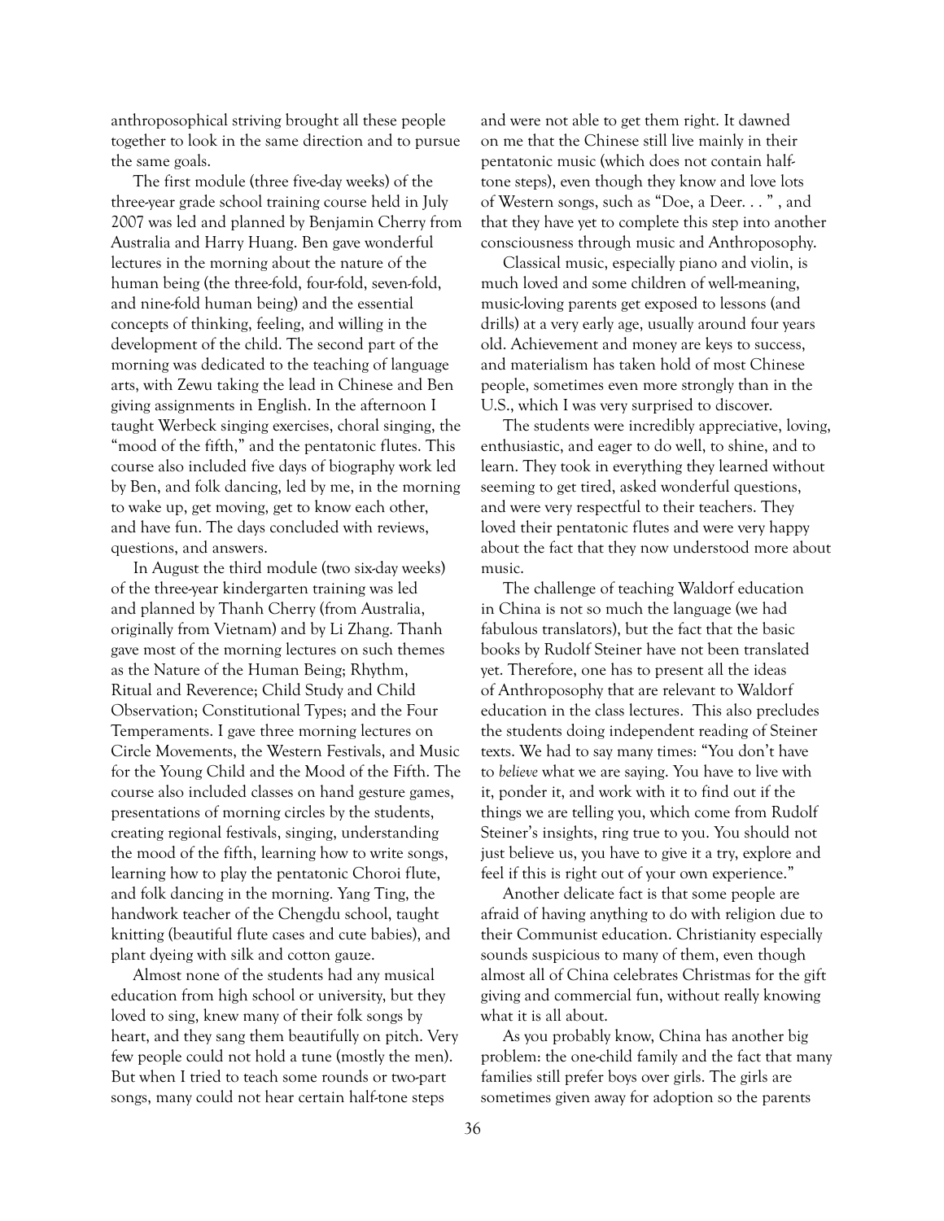anthroposophical striving brought all these people together to look in the same direction and to pursue the same goals.

The first module (three five-day weeks) of the three-year grade school training course held in July 2007 was led and planned by Benjamin Cherry from Australia and Harry Huang. Ben gave wonderful lectures in the morning about the nature of the human being (the three-fold, four-fold, seven-fold, and nine-fold human being) and the essential concepts of thinking, feeling, and willing in the development of the child. The second part of the morning was dedicated to the teaching of language arts, with Zewu taking the lead in Chinese and Ben giving assignments in English. In the afternoon I taught Werbeck singing exercises, choral singing, the "mood of the fifth," and the pentatonic flutes. This course also included five days of biography work led by Ben, and folk dancing, led by me, in the morning to wake up, get moving, get to know each other, and have fun. The days concluded with reviews, questions, and answers.

In August the third module (two six-day weeks) of the three-year kindergarten training was led and planned by Thanh Cherry (from Australia, originally from Vietnam) and by Li Zhang. Thanh gave most of the morning lectures on such themes as the Nature of the Human Being; Rhythm, Ritual and Reverence; Child Study and Child Observation; Constitutional Types; and the Four Temperaments. I gave three morning lectures on Circle Movements, the Western Festivals, and Music for the Young Child and the Mood of the Fifth. The course also included classes on hand gesture games, presentations of morning circles by the students, creating regional festivals, singing, understanding the mood of the fifth, learning how to write songs, learning how to play the pentatonic Choroi flute, and folk dancing in the morning. Yang Ting, the handwork teacher of the Chengdu school, taught knitting (beautiful flute cases and cute babies), and plant dyeing with silk and cotton gauze.

Almost none of the students had any musical education from high school or university, but they loved to sing, knew many of their folk songs by heart, and they sang them beautifully on pitch. Very few people could not hold a tune (mostly the men). But when I tried to teach some rounds or two-part songs, many could not hear certain half-tone steps and were not able to get them right. It dawned on me that the Chinese still live mainly in their pentatonic music (which does not contain half-tone steps), even though they know and love lots of Western songs, such as "Doe, a Deer. . . " , and that they have yet to complete this step into another consciousness through music and Anthroposophy.

Classical music, especially piano and violin, is much loved and some children of well-meaning, music-loving parents get exposed to lessons (and drills) at a very early age, usually around four years old. Achievement and money are keys to success, and materialism has taken hold of most Chinese people, sometimes even more strongly than in the U.S., which I was very surprised to discover.

The students were incredibly appreciative, loving, enthusiastic, and eager to do well, to shine, and to learn. They took in everything they learned without seeming to get tired, asked wonderful questions, and were very respectful to their teachers. They loved their pentatonic flutes and were very happy about the fact that they now understood more about music.

The challenge of teaching Waldorf education in China is not so much the language (we had fabulous translators), but the fact that the basic books by Rudolf Steiner have not been translated yet. Therefore, one has to present all the ideas of Anthroposophy that are relevant to Waldorf education in the class lectures. This also precludes the students doing independent reading of Steiner texts. We had to say many times: "You don't have to *believe* what we are saying. You have to live with it, ponder it, and work with it to find out if the things we are telling you, which come from Rudolf Steiner's insights, ring true to you. You should not just believe us, you have to give it a try, explore and feel if this is right out of your own experience."

Another delicate fact is that some people are afraid of having anything to do with religion due to their Communist education. Christianity especially sounds suspicious to many of them, even though almost all of China celebrates Christmas for the gift giving and commercial fun, without really knowing what it is all about.

As you probably know, China has another big problem: the one-child family and the fact that many families still prefer boys over girls. The girls are sometimes given away for adoption so the parents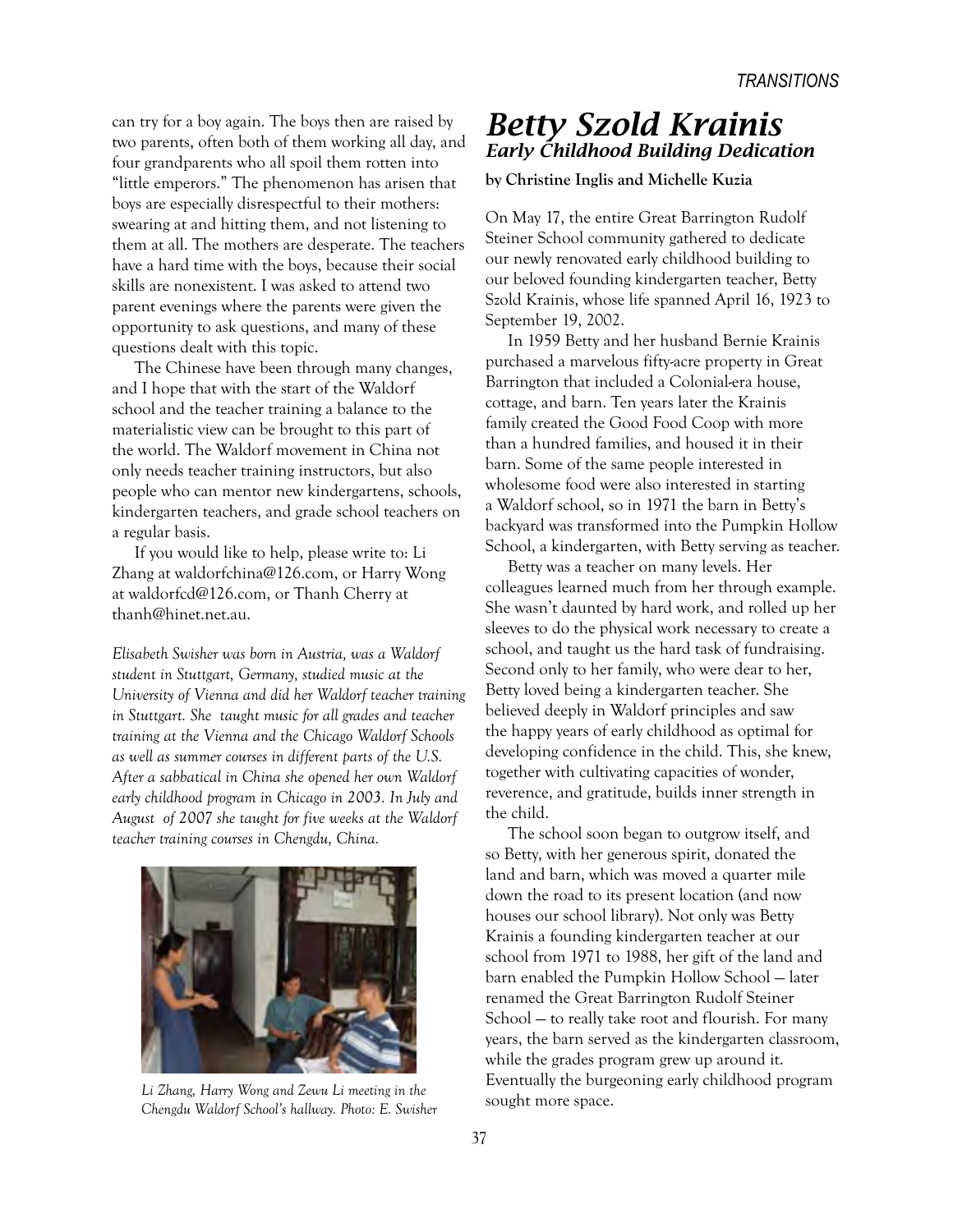can try for a boy again. The boys then are raised by two parents, often both of them working all day, and four grandparents who all spoil them rotten into "little emperors." The phenomenon has arisen that boys are especially disrespectful to their mothers: swearing at and hitting them, and not listening to them at all. The mothers are desperate. The teachers have a hard time with the boys, because their social skills are nonexistent. I was asked to attend two parent evenings where the parents were given the opportunity to ask questions, and many of these questions dealt with this topic.

The Chinese have been through many changes, and I hope that with the start of the Waldorf school and the teacher training a balance to the materialistic view can be brought to this part of the world. The Waldorf movement in China not only needs teacher training instructors, but also people who can mentor new kindergartens, schools, kindergarten teachers, and grade school teachers on a regular basis.

If you would like to help, please write to: Li Zhang at waldorfchina@126.com, or Harry Wong at waldorfcd@126.com, or Thanh Cherry at thanh@hinet.net.au.

*Elisabeth Swisher was born in Austria, was a Waldorf student in Stuttgart, Germany, studied music at the University of Vienna and did her Waldorf teacher training in Stuttgart. She taught music for all grades and teacher training at the Vienna and the Chicago Waldorf Schools as well as summer courses in different parts of the U.S. After a sabbatical in China she opened her own Waldorf early childhood program in Chicago in 2003. In July and August of 2007 she taught for five weeks at the Waldorf teacher training courses in Chengdu, China.*

*Li Zhang, Harry Wong and Zewu Li meeting in the Chengdu Waldorf School's hallway. Photo: E. Swisher*

# Betty Szold Krainis

## Early Childhood Building Dedication

**by Christine Inglis and Michelle Kuzia**

On May 17, the entire Great Barrington Rudolf Steiner School community gathered to dedicate our newly renovated early childhood building to our beloved founding kindergarten teacher, Betty Szold Krainis, whose life spanned April 16, 1923 to September 19, 2002.

In 1959 Betty and her husband Bernie Krainis purchased a marvelous fifty-acre property in Great Barrington that included a Colonial-era house, cottage, and barn. Ten years later the Krainis family created the Good Food Coop with more than a hundred families, and housed it in their barn. Some of the same people interested in wholesome food were also interested in starting a Waldorf school, so in 1971 the barn in Betty's backyard was transformed into the Pumpkin Hollow School, a kindergarten, with Betty serving as teacher.

Betty was a teacher on many levels. Her colleagues learned much from her through example. She wasn't daunted by hard work, and rolled up her sleeves to do the physical work necessary to create a school, and taught us the hard task of fundraising. Second only to her family, who were dear to her, Betty loved being a kindergarten teacher. She believed deeply in Waldorf principles and saw the happy years of early childhood as optimal for developing confidence in the child. This, she knew, together with cultivating capacities of wonder, reverence, and gratitude, builds inner strength in the child.

The school soon began to outgrow itself, and so Betty, with her generous spirit, donated the land and barn, which was moved a quarter mile down the road to its present location (and now houses our school library). Not only was Betty Krainis a founding kindergarten teacher at our school from 1971 to 1988, her gift of the land and barn enabled the Pumpkin Hollow School — later renamed the Great Barrington Rudolf Steiner School — to really take root and flourish. For many years, the barn served as the kindergarten classroom, while the grades program grew up around it. Eventually the burgeoning early childhood program sought more space.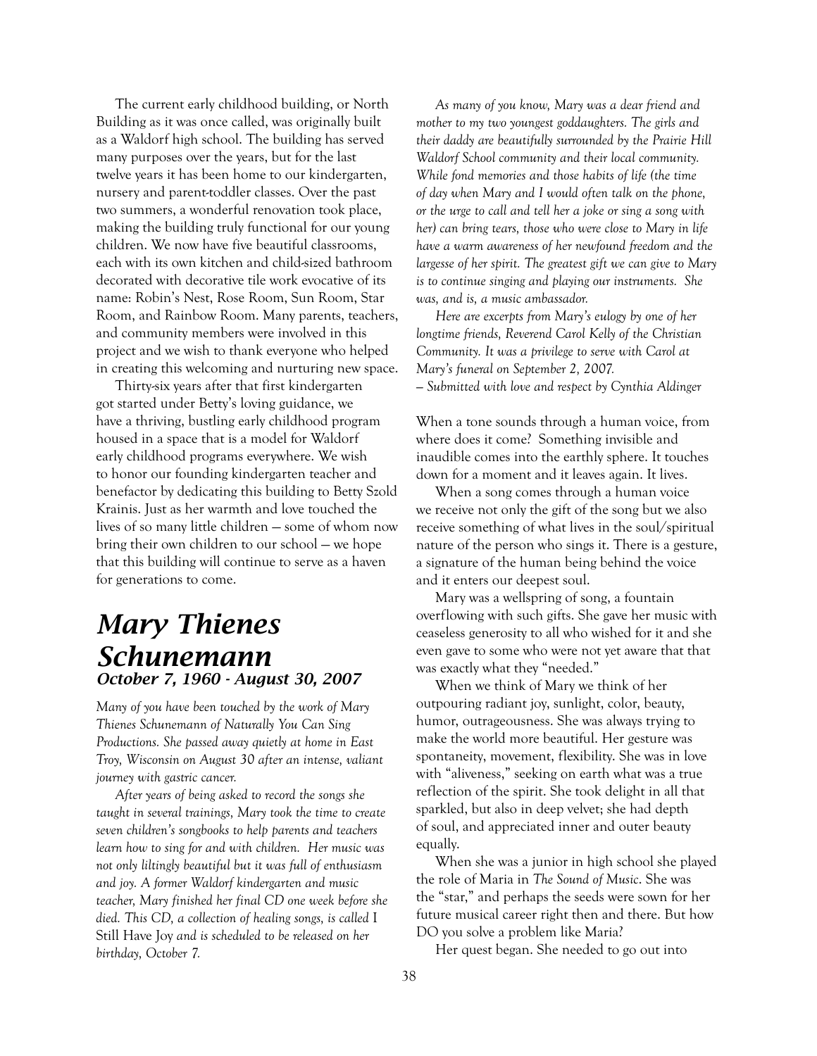The current early childhood building, or North Building as it was once called, was originally built as a Waldorf high school. The building has served many purposes over the years, but for the last twelve years it has been home to our kindergarten, nursery and parent-toddler classes. Over the past two summers, a wonderful renovation took place, making the building truly functional for our young children. We now have five beautiful classrooms, each with its own kitchen and child-sized bathroom decorated with decorative tile work evocative of its name: Robin's Nest, Rose Room, Sun Room, Star Room, and Rainbow Room. Many parents, teachers, and community members were involved in this project and we wish to thank everyone who helped in creating this welcoming and nurturing new space.

Thirty-six years after that first kindergarten got started under Betty's loving guidance, we have a thriving, bustling early childhood program housed in a space that is a model for Waldorf early childhood programs everywhere. We wish to honor our founding kindergarten teacher and benefactor by dedicating this building to Betty Szold Krainis. Just as her warmth and love touched the lives of so many little children — some of whom now bring their own children to our school — we hope that this building will continue to serve as a haven for generations to come.

## *Mary Thienes Schunemann*
### *October 7, 1960 - August 30, 2007*

*Many of you have been touched by the work of Mary Thienes Schunemann of Naturally You Can Sing Productions. She passed away quietly at home in East Troy, Wisconsin on August 30 after an intense, valiant journey with gastric cancer.*

*After years of being asked to record the songs she taught in several trainings, Mary took the time to create seven children's songbooks to help parents and teachers learn how to sing for and with children. Her music was not only liltingly beautiful but it was full of enthusiasm and joy. A former Waldorf kindergarten and music teacher, Mary finished her final CD one week before she died. This CD, a collection of healing songs, is called* I Still Have Joy *and is scheduled to be released on her birthday, October 7.*

*As many of you know, Mary was a dear friend and mother to my two youngest goddaughters. The girls and their daddy are beautifully surrounded by the Prairie Hill Waldorf School community and their local community. While fond memories and those habits of life (the time of day when Mary and I would often talk on the phone, or the urge to call and tell her a joke or sing a song with her) can bring tears, those who were close to Mary in life have a warm awareness of her newfound freedom and the largesse of her spirit. The greatest gift we can give to Mary is to continue singing and playing our instruments. She was, and is, a music ambassador.*

*Here are excerpts from Mary's eulogy by one of her longtime friends, Reverend Carol Kelly of the Christian Community. It was a privilege to serve with Carol at Mary's funeral on September 2, 2007.*

*– Submitted with love and respect by Cynthia Aldinger*

When a tone sounds through a human voice, from where does it come? Something invisible and inaudible comes into the earthly sphere. It touches down for a moment and it leaves again. It lives.

When a song comes through a human voice we receive not only the gift of the song but we also receive something of what lives in the soul/spiritual nature of the person who sings it. There is a gesture, a signature of the human being behind the voice and it enters our deepest soul.

Mary was a wellspring of song, a fountain overflowing with such gifts. She gave her music with ceaseless generosity to all who wished for it and she even gave to some who were not yet aware that that was exactly what they "needed."

When we think of Mary we think of her outpouring radiant joy, sunlight, color, beauty, humor, outrageousness. She was always trying to make the world more beautiful. Her gesture was spontaneity, movement, flexibility. She was in love with "aliveness," seeking on earth what was a true reflection of the spirit. She took delight in all that sparkled, but also in deep velvet; she had depth of soul, and appreciated inner and outer beauty equally.

When she was a junior in high school she played the role of Maria in *The Sound of Music*. She was the "star," and perhaps the seeds were sown for her future musical career right then and there. But how DO you solve a problem like Maria?

Her quest began. She needed to go out into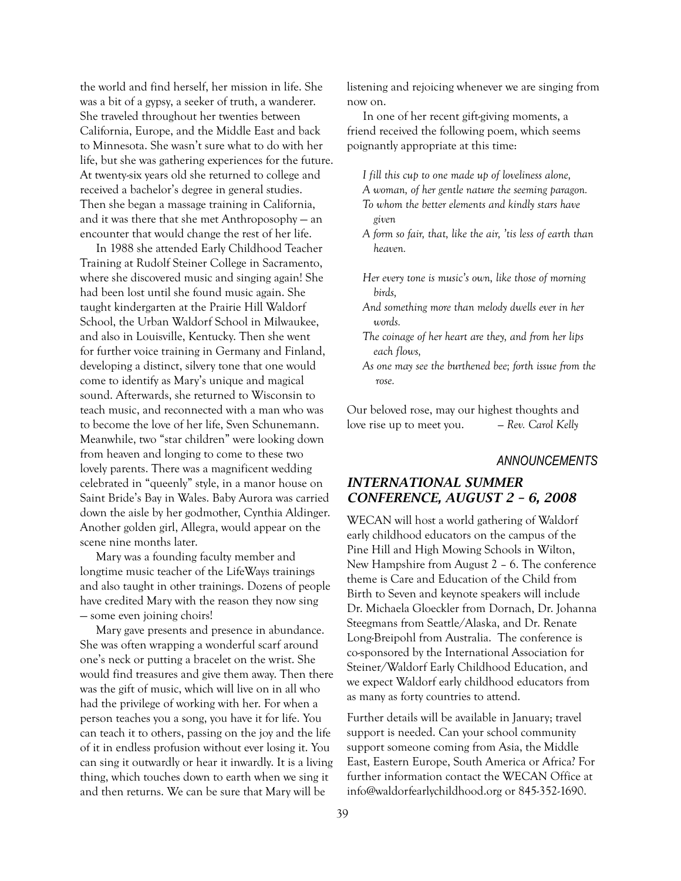the world and find herself, her mission in life. She was a bit of a gypsy, a seeker of truth, a wanderer. She traveled throughout her twenties between California, Europe, and the Middle East and back to Minnesota. She wasn't sure what to do with her life, but she was gathering experiences for the future. At twenty-six years old she returned to college and received a bachelor's degree in general studies. Then she began a massage training in California, and it was there that she met Anthroposophy — an encounter that would change the rest of her life.

In 1988 she attended Early Childhood Teacher Training at Rudolf Steiner College in Sacramento, where she discovered music and singing again! She had been lost until she found music again. She taught kindergarten at the Prairie Hill Waldorf School, the Urban Waldorf School in Milwaukee, and also in Louisville, Kentucky. Then she went for further voice training in Germany and Finland, developing a distinct, silvery tone that one would come to identify as Mary's unique and magical sound. Afterwards, she returned to Wisconsin to teach music, and reconnected with a man who was to become the love of her life, Sven Schunemann. Meanwhile, two "star children" were looking down from heaven and longing to come to these two lovely parents. There was a magnificent wedding celebrated in "queenly" style, in a manor house on Saint Bride's Bay in Wales. Baby Aurora was carried down the aisle by her godmother, Cynthia Aldinger. Another golden girl, Allegra, would appear on the scene nine months later.

Mary was a founding faculty member and longtime music teacher of the LifeWays trainings and also taught in other trainings. Dozens of people have credited Mary with the reason they now sing — some even joining choirs!

Mary gave presents and presence in abundance. She was often wrapping a wonderful scarf around one's neck or putting a bracelet on the wrist. She would find treasures and give them away. Then there was the gift of music, which will live on in all who had the privilege of working with her. For when a person teaches you a song, you have it for life. You can teach it to others, passing on the joy and the life of it in endless profusion without ever losing it. You can sing it outwardly or hear it inwardly. It is a living thing, which touches down to earth when we sing it and then returns. We can be sure that Mary will be listening and rejoicing whenever we are singing from now on.

In one of her recent gift-giving moments, a friend received the following poem, which seems poignantly appropriate at this time:

*I fill this cup to one made up of loveliness alone,*
*A woman, of her gentle nature the seeming paragon.*
*To whom the better elements and kindly stars have given*
*A form so fair, that, like the air, 'tis less of earth than heaven.*

*Her every tone is music's own, like those of morning birds,*
*And something more than melody dwells ever in her words.*
*The coinage of her heart are they, and from her lips each flows,*
*As one may see the burthened bee; forth issue from the rose.*

Our beloved rose, may our highest thoughts and love rise up to meet you. — *Rev. Carol Kelly*

*ANNOUNCEMENTS*

## *INTERNATIONAL SUMMER CONFERENCE, AUGUST 2 – 6, 2008*

WECAN will host a world gathering of Waldorf early childhood educators on the campus of the Pine Hill and High Mowing Schools in Wilton, New Hampshire from August 2 – 6. The conference theme is Care and Education of the Child from Birth to Seven and keynote speakers will include Dr. Michaela Gloeckler from Dornach, Dr. Johanna Steegmans from Seattle/Alaska, and Dr. Renate Long-Breipohl from Australia. The conference is co-sponsored by the International Association for Steiner/Waldorf Early Childhood Education, and we expect Waldorf early childhood educators from as many as forty countries to attend.

Further details will be available in January; travel support is needed. Can your school community support someone coming from Asia, the Middle East, Eastern Europe, South America or Africa? For further information contact the WECAN Office at info@waldorfearlychildhood.org or 845-352-1690.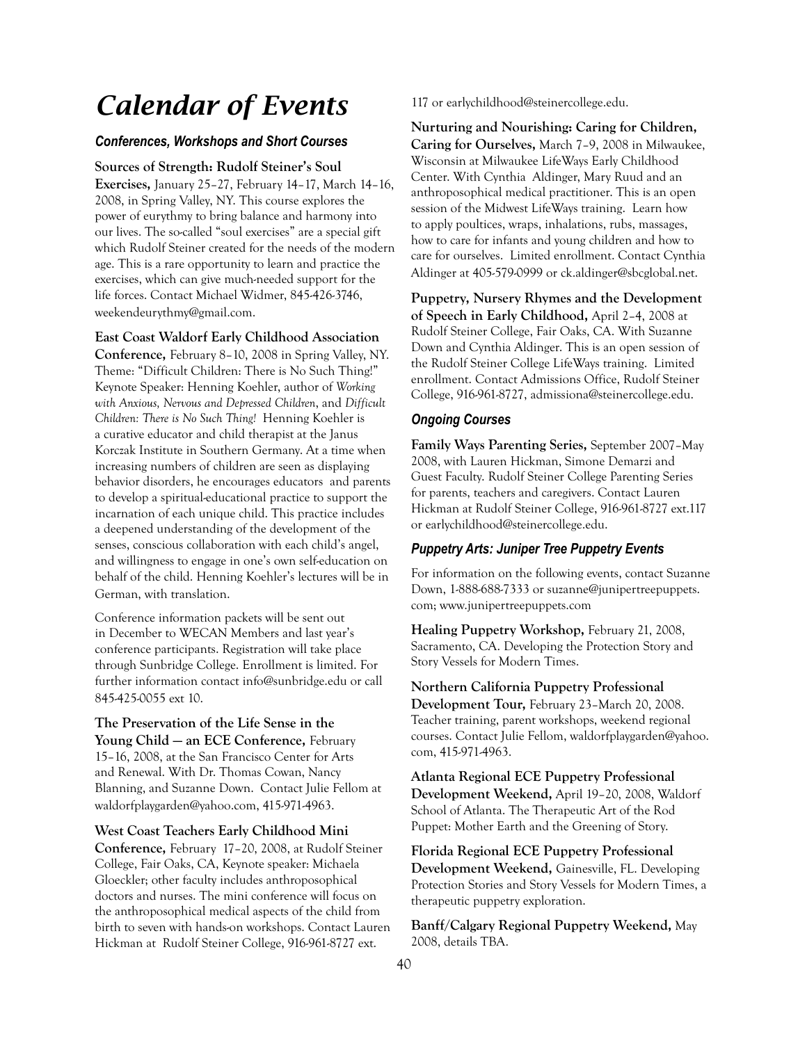# Calendar of Events

### Conferences, Workshops and Short Courses

**Sources of Strength: Rudolf Steiner's Soul Exercises,** January 25–27, February 14–17, March 14–16, 2008, in Spring Valley, NY. This course explores the power of eurythmy to bring balance and harmony into our lives. The so-called "soul exercises" are a special gift which Rudolf Steiner created for the needs of the modern age. This is a rare opportunity to learn and practice the exercises, which can give much-needed support for the life forces. Contact Michael Widmer, 845-426-3746, weekendeurythmy@gmail.com.

**East Coast Waldorf Early Childhood Association Conference,** February 8–10, 2008 in Spring Valley, NY. Theme: "Difficult Children: There is No Such Thing!" Keynote Speaker: Henning Koehler, author of *Working with Anxious, Nervous and Depressed Children*, and *Difficult Children: There is No Such Thing!* Henning Koehler is a curative educator and child therapist at the Janus Korczak Institute in Southern Germany. At a time when increasing numbers of children are seen as displaying behavior disorders, he encourages educators and parents to develop a spiritual-educational practice to support the incarnation of each unique child. This practice includes a deepened understanding of the development of the senses, conscious collaboration with each child's angel, and willingness to engage in one's own self-education on behalf of the child. Henning Koehler's lectures will be in German, with translation.

Conference information packets will be sent out in December to WECAN Members and last year's conference participants. Registration will take place through Sunbridge College. Enrollment is limited. For further information contact info@sunbridge.edu or call 845-425-0055 ext 10.

**The Preservation of the Life Sense in the Young Child — an ECE Conference,** February 15–16, 2008, at the San Francisco Center for Arts and Renewal. With Dr. Thomas Cowan, Nancy Blanning, and Suzanne Down. Contact Julie Fellom at waldorfplaygarden@yahoo.com, 415-971-4963.

**West Coast Teachers Early Childhood Mini Conference,** February 17–20, 2008, at Rudolf Steiner College, Fair Oaks, CA, Keynote speaker: Michaela Gloeckler; other faculty includes anthroposophical doctors and nurses. The mini conference will focus on the anthroposophical medical aspects of the child from birth to seven with hands-on workshops. Contact Lauren Hickman at Rudolf Steiner College, 916-961-8727 ext. 117 or earlychildhood@steinercollege.edu.

**Nurturing and Nourishing: Caring for Children, Caring for Ourselves,** March 7–9, 2008 in Milwaukee, Wisconsin at Milwaukee LifeWays Early Childhood Center. With Cynthia Aldinger, Mary Ruud and an anthroposophical medical practitioner. This is an open session of the Midwest LifeWays training. Learn how to apply poultices, wraps, inhalations, rubs, massages, how to care for infants and young children and how to care for ourselves. Limited enrollment. Contact Cynthia Aldinger at 405-579-0999 or ck.aldinger@sbcglobal.net.

**Puppetry, Nursery Rhymes and the Development of Speech in Early Childhood,** April 2–4, 2008 at Rudolf Steiner College, Fair Oaks, CA. With Suzanne Down and Cynthia Aldinger. This is an open session of the Rudolf Steiner College LifeWays training. Limited enrollment. Contact Admissions Office, Rudolf Steiner College, 916-961-8727, admissiona@steinercollege.edu.

### Ongoing Courses

**Family Ways Parenting Series,** September 2007–May 2008, with Lauren Hickman, Simone Demarzi and Guest Faculty. Rudolf Steiner College Parenting Series for parents, teachers and caregivers. Contact Lauren Hickman at Rudolf Steiner College, 916-961-8727 ext.117 or earlychildhood@steinercollege.edu.

### Puppetry Arts: Juniper Tree Puppetry Events

For information on the following events, contact Suzanne Down, 1-888-688-7333 or suzanne@junipertreepuppets.com; www.junipertreepuppets.com

**Healing Puppetry Workshop,** February 21, 2008, Sacramento, CA. Developing the Protection Story and Story Vessels for Modern Times.

**Northern California Puppetry Professional Development Tour,** February 23–March 20, 2008. Teacher training, parent workshops, weekend regional courses. Contact Julie Fellom, waldorfplaygarden@yahoo.com, 415-971-4963.

**Atlanta Regional ECE Puppetry Professional Development Weekend,** April 19–20, 2008, Waldorf School of Atlanta. The Therapeutic Art of the Rod Puppet: Mother Earth and the Greening of Story.

**Florida Regional ECE Puppetry Professional Development Weekend,** Gainesville, FL. Developing Protection Stories and Story Vessels for Modern Times, a therapeutic puppetry exploration.

**Banff/Calgary Regional Puppetry Weekend,** May 2008, details TBA.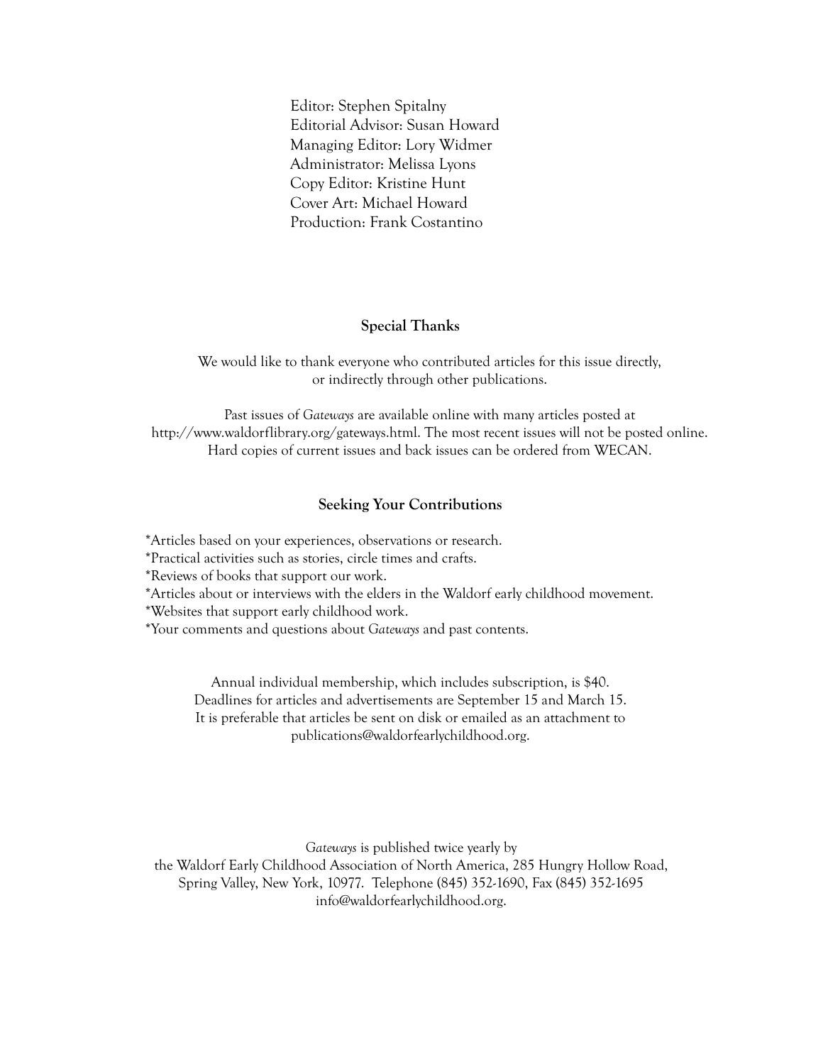Editor: Stephen Spitalny
Editorial Advisor: Susan Howard
Managing Editor: Lory Widmer
Administrator: Melissa Lyons
Copy Editor: Kristine Hunt
Cover Art: Michael Howard
Production: Frank Costantino

## Special Thanks

We would like to thank everyone who contributed articles for this issue directly, or indirectly through other publications.

Past issues of *Gateways* are available online with many articles posted at http://www.waldorflibrary.org/gateways.html. The most recent issues will not be posted online. Hard copies of current issues and back issues can be ordered from WECAN.

## Seeking Your Contributions

*Articles based on your experiences, observations or research.
*Practical activities such as stories, circle times and crafts.
*Reviews of books that support our work.
*Articles about or interviews with the elders in the Waldorf early childhood movement.
*Websites that support early childhood work.
*Your comments and questions about *Gateways* and past contents.

Annual individual membership, which includes subscription, is $40.
Deadlines for articles and advertisements are September 15 and March 15.
It is preferable that articles be sent on disk or emailed as an attachment to publications@waldorfearlychildhood.org.

*Gateways* is published twice yearly by
the Waldorf Early Childhood Association of North America, 285 Hungry Hollow Road, Spring Valley, New York, 10977. Telephone (845) 352-1690, Fax (845) 352-1695
info@waldorfearlychildhood.org.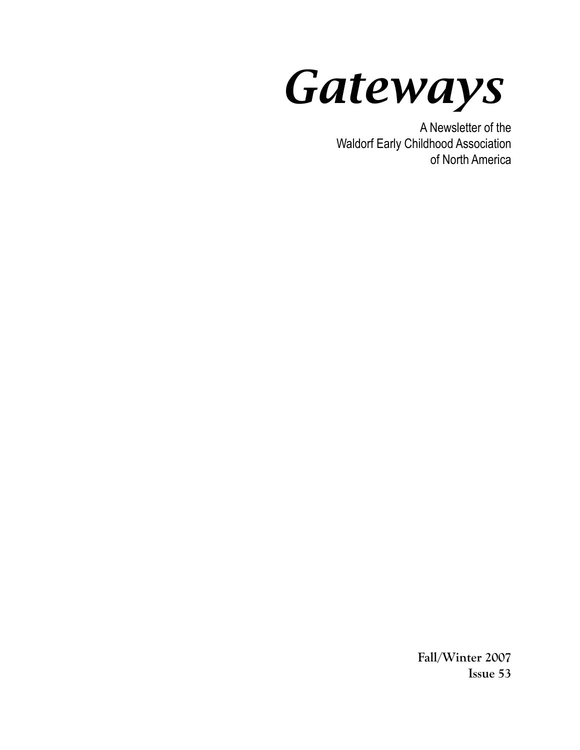# *Gateways*

A Newsletter of the
Waldorf Early Childhood Association
of North America

**Fall/Winter 2007**
**Issue 53**